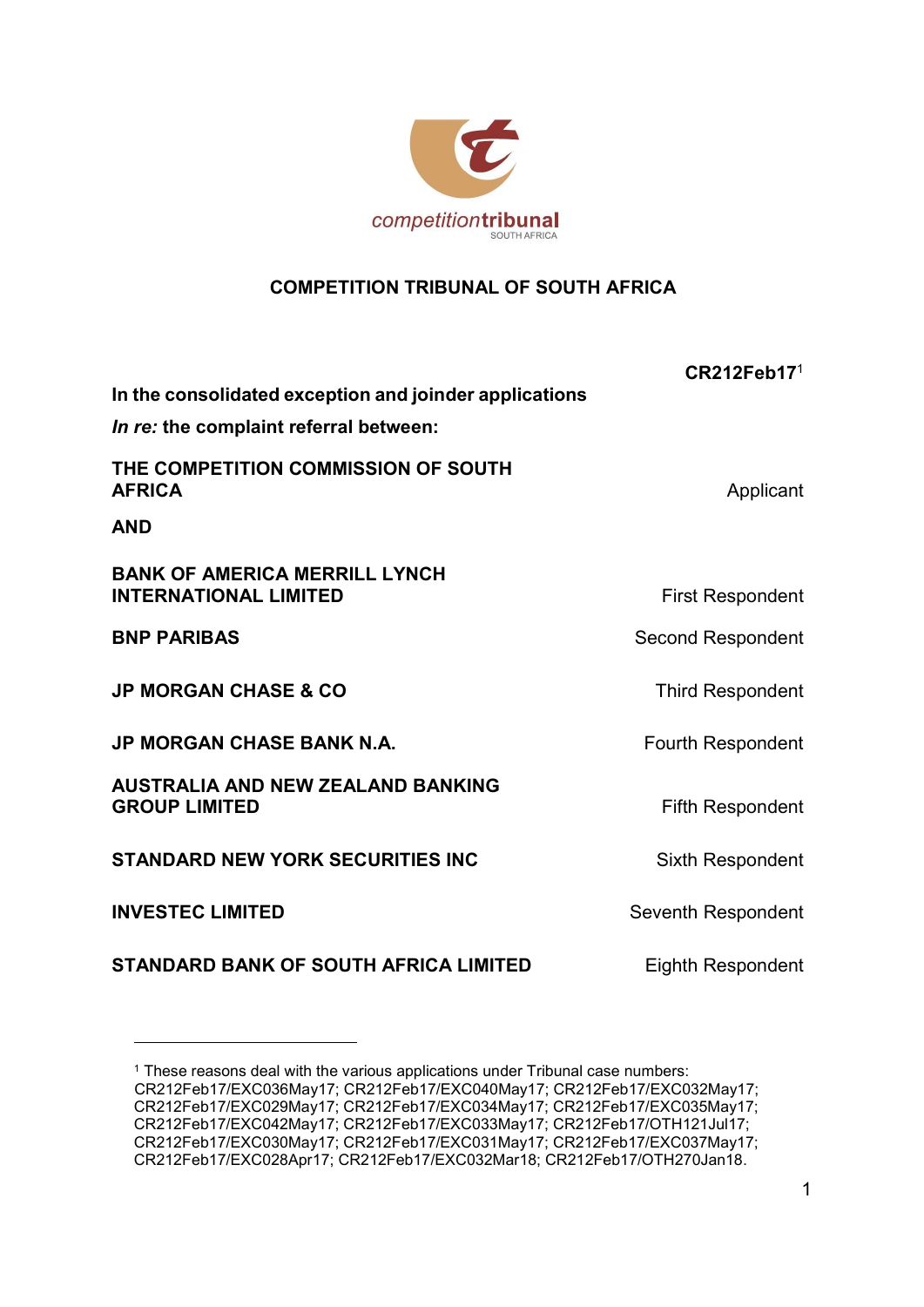competitiontribunal
SOUTH AFRICA

# COMPETITION TRIBUNAL OF SOUTH AFRICA

**CR212Feb17**[1]

**In the consolidated exception and joinder applications**

***In re:* the complaint referral between:**

| | |
|---|---|
| **THE COMPETITION COMMISSION OF SOUTH AFRICA** | Applicant |
| **AND** | |
| **BANK OF AMERICA MERRILL LYNCH INTERNATIONAL LIMITED** | First Respondent |
| **BNP PARIBAS** | Second Respondent |
| **JP MORGAN CHASE & CO** | Third Respondent |
| **JP MORGAN CHASE BANK N.A.** | Fourth Respondent |
| **AUSTRALIA AND NEW ZEALAND BANKING GROUP LIMITED** | Fifth Respondent |
| **STANDARD NEW YORK SECURITIES INC** | Sixth Respondent |
| **INVESTEC LIMITED** | Seventh Respondent |
| **STANDARD BANK OF SOUTH AFRICA LIMITED** | Eighth Respondent |

---

[1] These reasons deal with the various applications under Tribunal case numbers: CR212Feb17/EXC036May17; CR212Feb17/EXC040May17; CR212Feb17/EXC032May17; CR212Feb17/EXC029May17; CR212Feb17/EXC034May17; CR212Feb17/EXC035May17; CR212Feb17/EXC042May17; CR212Feb17/EXC033May17; CR212Feb17/OTH121Jul17; CR212Feb17/EXC030May17; CR212Feb17/EXC031May17; CR212Feb17/EXC037May17; CR212Feb17/EXC028Apr17; CR212Feb17/EXC032Mar18; CR212Feb17/OTH270Jan18.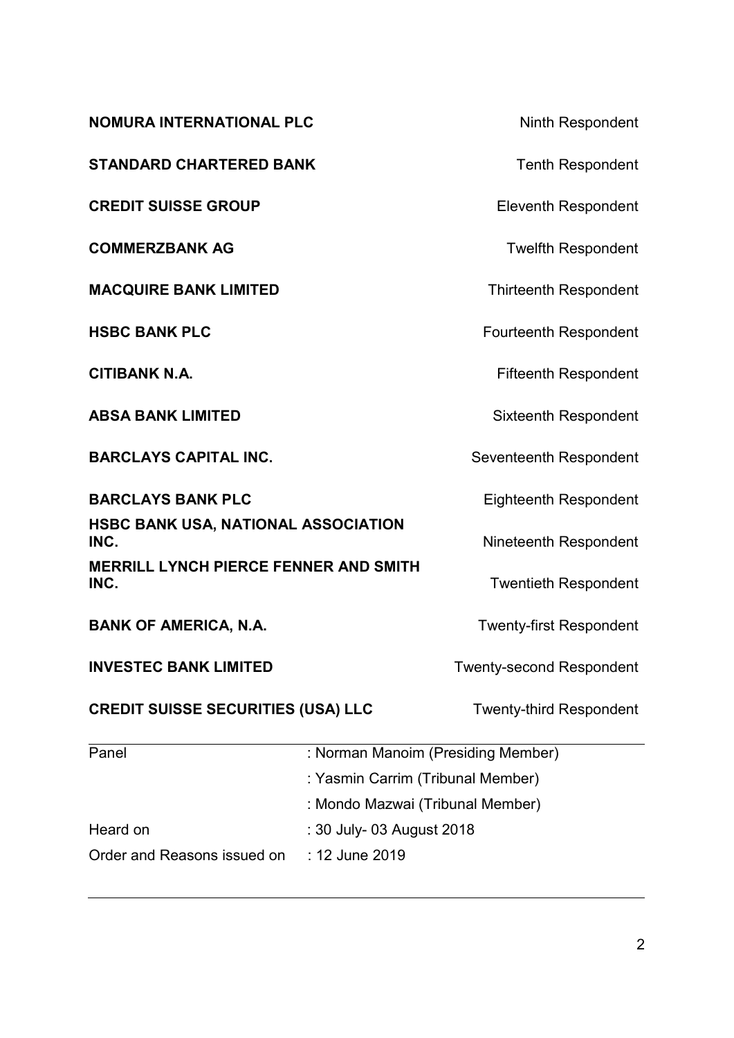| | |
|---|---|
| **NOMURA INTERNATIONAL PLC** | Ninth Respondent |
| **STANDARD CHARTERED BANK** | Tenth Respondent |
| **CREDIT SUISSE GROUP** | Eleventh Respondent |
| **COMMERZBANK AG** | Twelfth Respondent |
| **MACQUIRE BANK LIMITED** | Thirteenth Respondent |
| **HSBC BANK PLC** | Fourteenth Respondent |
| **CITIBANK N.A.** | Fifteenth Respondent |
| **ABSA BANK LIMITED** | Sixteenth Respondent |
| **BARCLAYS CAPITAL INC.** | Seventeenth Respondent |
| **BARCLAYS BANK PLC** | Eighteenth Respondent |
| **HSBC BANK USA, NATIONAL ASSOCIATION INC.** | Nineteenth Respondent |
| **MERRILL LYNCH PIERCE FENNER AND SMITH INC.** | Twentieth Respondent |
| **BANK OF AMERICA, N.A.** | Twenty-first Respondent |
| **INVESTEC BANK LIMITED** | Twenty-second Respondent |
| **CREDIT SUISSE SECURITIES (USA) LLC** | Twenty-third Respondent |

| | |
|---|---|
| Panel | : Norman Manoim (Presiding Member) |
| | : Yasmin Carrim (Tribunal Member) |
| | : Mondo Mazwai (Tribunal Member) |
| Heard on | : 30 July- 03 August 2018 |
| Order and Reasons issued on | : 12 June 2019 |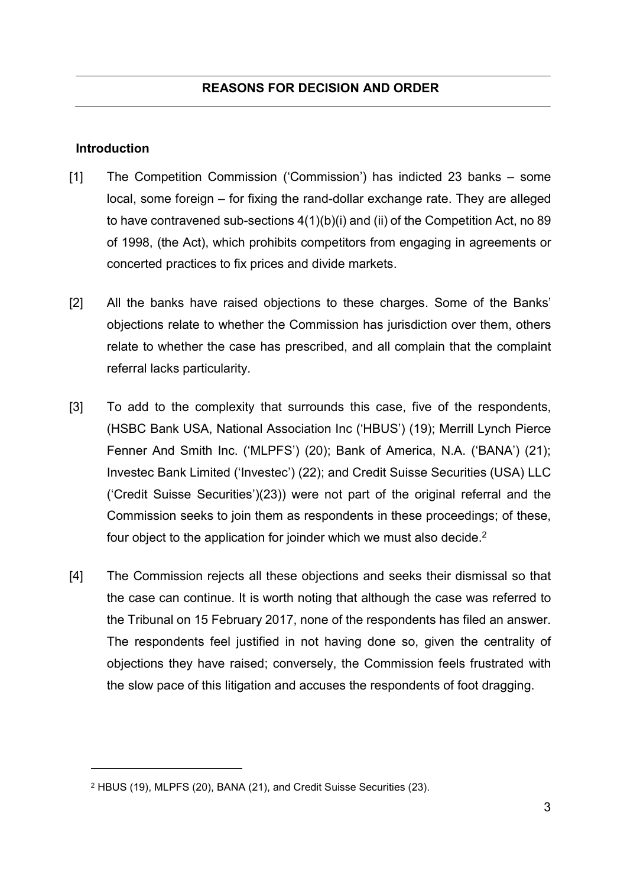## REASONS FOR DECISION AND ORDER

### Introduction

[1] The Competition Commission ('Commission') has indicted 23 banks – some local, some foreign – for fixing the rand-dollar exchange rate. They are alleged to have contravened sub-sections 4(1)(b)(i) and (ii) of the Competition Act, no 89 of 1998, (the Act), which prohibits competitors from engaging in agreements or concerted practices to fix prices and divide markets.

[2] All the banks have raised objections to these charges. Some of the Banks' objections relate to whether the Commission has jurisdiction over them, others relate to whether the case has prescribed, and all complain that the complaint referral lacks particularity.

[3] To add to the complexity that surrounds this case, five of the respondents, (HSBC Bank USA, National Association Inc ('HBUS') (19); Merrill Lynch Pierce Fenner And Smith Inc. ('MLPFS') (20); Bank of America, N.A. ('BANA') (21); Investec Bank Limited ('Investec') (22); and Credit Suisse Securities (USA) LLC ('Credit Suisse Securities')(23)) were not part of the original referral and the Commission seeks to join them as respondents in these proceedings; of these, four object to the application for joinder which we must also decide.[2]

[4] The Commission rejects all these objections and seeks their dismissal so that the case can continue. It is worth noting that although the case was referred to the Tribunal on 15 February 2017, none of the respondents has filed an answer. The respondents feel justified in not having done so, given the centrality of objections they have raised; conversely, the Commission feels frustrated with the slow pace of this litigation and accuses the respondents of foot dragging.

---

[2] HBUS (19), MLPFS (20), BANA (21), and Credit Suisse Securities (23).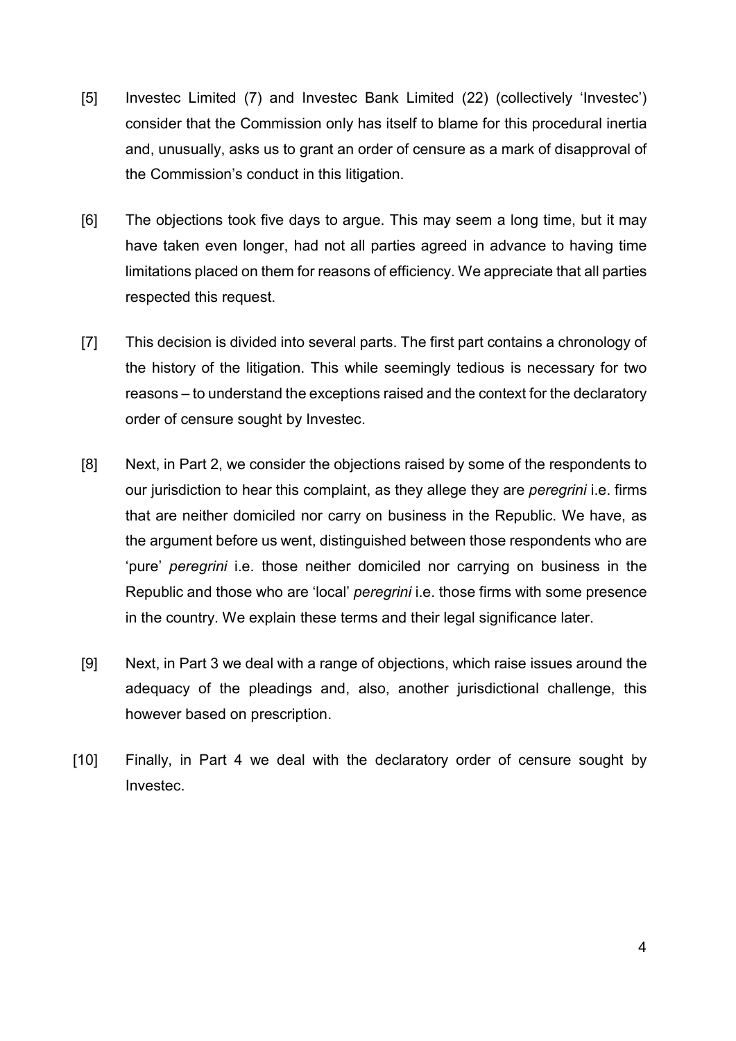[5] Investec Limited (7) and Investec Bank Limited (22) (collectively 'Investec') consider that the Commission only has itself to blame for this procedural inertia and, unusually, asks us to grant an order of censure as a mark of disapproval of the Commission's conduct in this litigation.

[6] The objections took five days to argue. This may seem a long time, but it may have taken even longer, had not all parties agreed in advance to having time limitations placed on them for reasons of efficiency. We appreciate that all parties respected this request.

[7] This decision is divided into several parts. The first part contains a chronology of the history of the litigation. This while seemingly tedious is necessary for two reasons – to understand the exceptions raised and the context for the declaratory order of censure sought by Investec.

[8] Next, in Part 2, we consider the objections raised by some of the respondents to our jurisdiction to hear this complaint, as they allege they are *peregrini* i.e. firms that are neither domiciled nor carry on business in the Republic. We have, as the argument before us went, distinguished between those respondents who are 'pure' *peregrini* i.e. those neither domiciled nor carrying on business in the Republic and those who are 'local' *peregrini* i.e. those firms with some presence in the country. We explain these terms and their legal significance later.

[9] Next, in Part 3 we deal with a range of objections, which raise issues around the adequacy of the pleadings and, also, another jurisdictional challenge, this however based on prescription.

[10] Finally, in Part 4 we deal with the declaratory order of censure sought by Investec.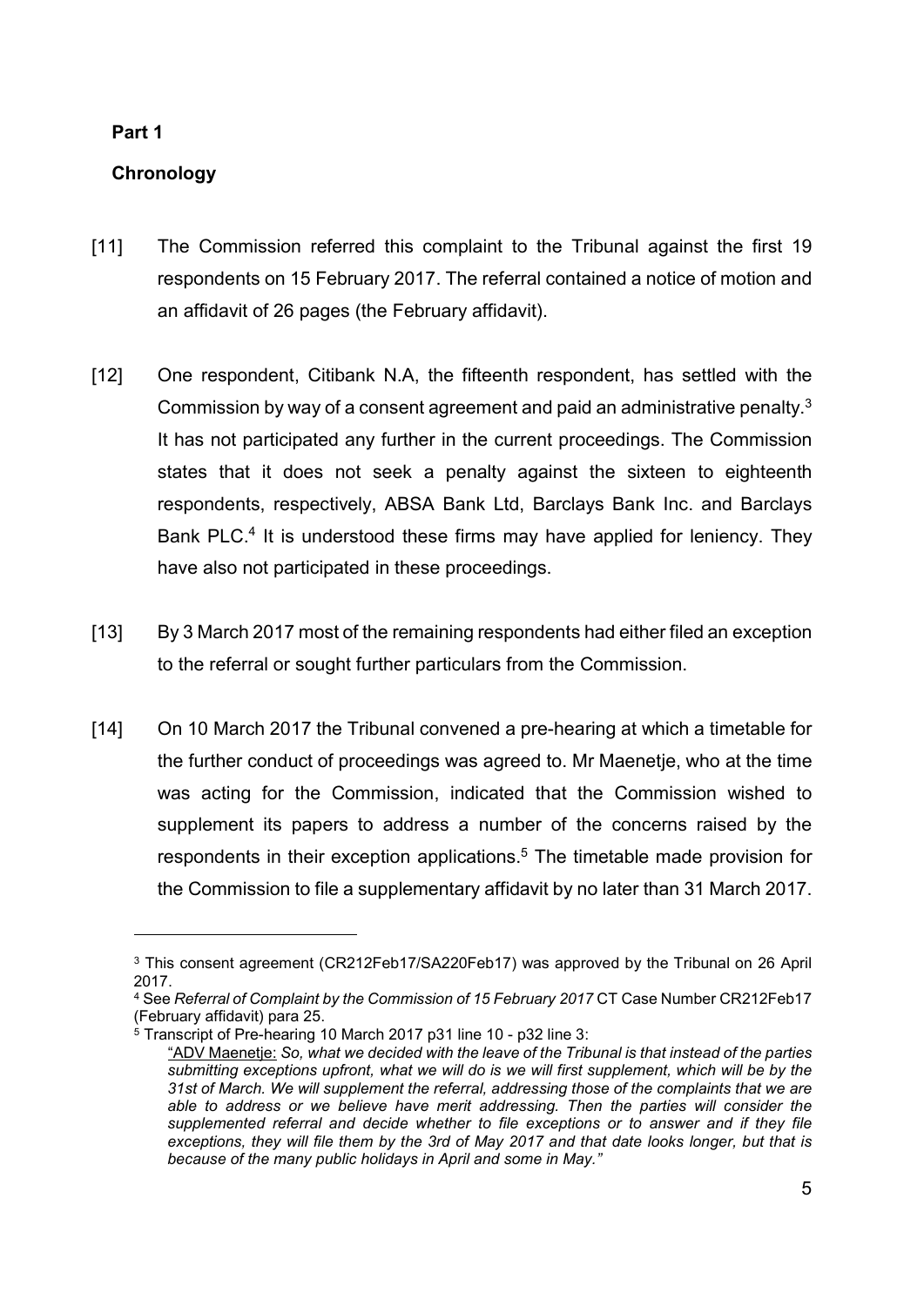**Part 1**

**Chronology**

[11] The Commission referred this complaint to the Tribunal against the first 19 respondents on 15 February 2017. The referral contained a notice of motion and an affidavit of 26 pages (the February affidavit).

[12] One respondent, Citibank N.A, the fifteenth respondent, has settled with the Commission by way of a consent agreement and paid an administrative penalty.[3] It has not participated any further in the current proceedings. The Commission states that it does not seek a penalty against the sixteen to eighteenth respondents, respectively, ABSA Bank Ltd, Barclays Bank Inc. and Barclays Bank PLC.[4] It is understood these firms may have applied for leniency. They have also not participated in these proceedings.

[13] By 3 March 2017 most of the remaining respondents had either filed an exception to the referral or sought further particulars from the Commission.

[14] On 10 March 2017 the Tribunal convened a pre-hearing at which a timetable for the further conduct of proceedings was agreed to. Mr Maenetje, who at the time was acting for the Commission, indicated that the Commission wished to supplement its papers to address a number of the concerns raised by the respondents in their exception applications.[5] The timetable made provision for the Commission to file a supplementary affidavit by no later than 31 March 2017.

---

[3] This consent agreement (CR212Feb17/SA220Feb17) was approved by the Tribunal on 26 April 2017.

[4] See *Referral of Complaint by the Commission of 15 February 2017* CT Case Number CR212Feb17 (February affidavit) para 25.

[5] Transcript of Pre-hearing 10 March 2017 p31 line 10 - p32 line 3:

"ADV Maenetje: *So, what we decided with the leave of the Tribunal is that instead of the parties submitting exceptions upfront, what we will do is we will first supplement, which will be by the 31st of March. We will supplement the referral, addressing those of the complaints that we are able to address or we believe have merit addressing. Then the parties will consider the supplemented referral and decide whether to file exceptions or to answer and if they file exceptions, they will file them by the 3rd of May 2017 and that date looks longer, but that is because of the many public holidays in April and some in May."*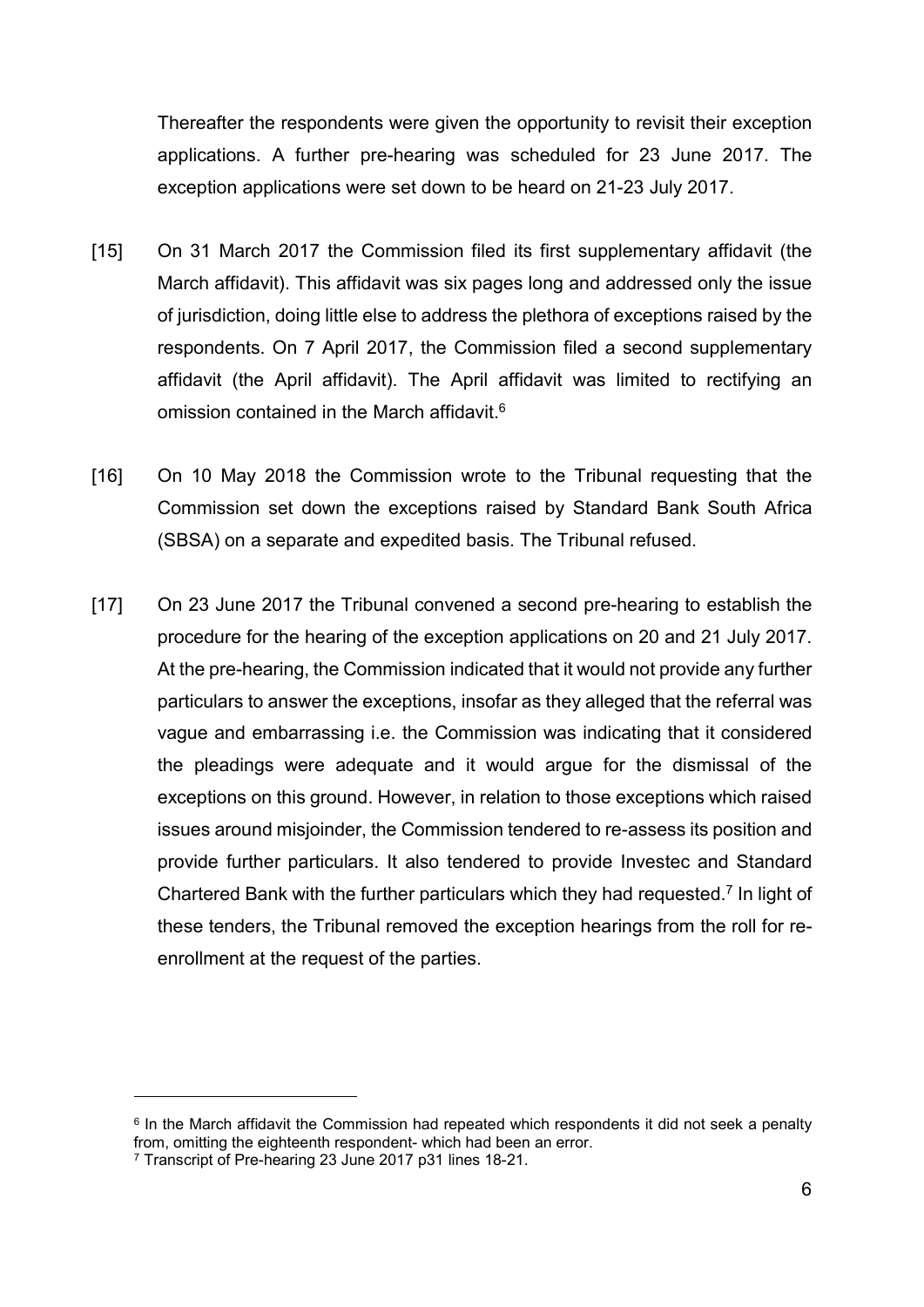Thereafter the respondents were given the opportunity to revisit their exception applications. A further pre-hearing was scheduled for 23 June 2017. The exception applications were set down to be heard on 21-23 July 2017.

[15] On 31 March 2017 the Commission filed its first supplementary affidavit (the March affidavit). This affidavit was six pages long and addressed only the issue of jurisdiction, doing little else to address the plethora of exceptions raised by the respondents. On 7 April 2017, the Commission filed a second supplementary affidavit (the April affidavit). The April affidavit was limited to rectifying an omission contained in the March affidavit.[6]

[16] On 10 May 2018 the Commission wrote to the Tribunal requesting that the Commission set down the exceptions raised by Standard Bank South Africa (SBSA) on a separate and expedited basis. The Tribunal refused.

[17] On 23 June 2017 the Tribunal convened a second pre-hearing to establish the procedure for the hearing of the exception applications on 20 and 21 July 2017. At the pre-hearing, the Commission indicated that it would not provide any further particulars to answer the exceptions, insofar as they alleged that the referral was vague and embarrassing i.e. the Commission was indicating that it considered the pleadings were adequate and it would argue for the dismissal of the exceptions on this ground. However, in relation to those exceptions which raised issues around misjoinder, the Commission tendered to re-assess its position and provide further particulars. It also tendered to provide Investec and Standard Chartered Bank with the further particulars which they had requested.[7] In light of these tenders, the Tribunal removed the exception hearings from the roll for re-enrollment at the request of the parties.

---

[6] In the March affidavit the Commission had repeated which respondents it did not seek a penalty from, omitting the eighteenth respondent- which had been an error.

[7] Transcript of Pre-hearing 23 June 2017 p31 lines 18-21.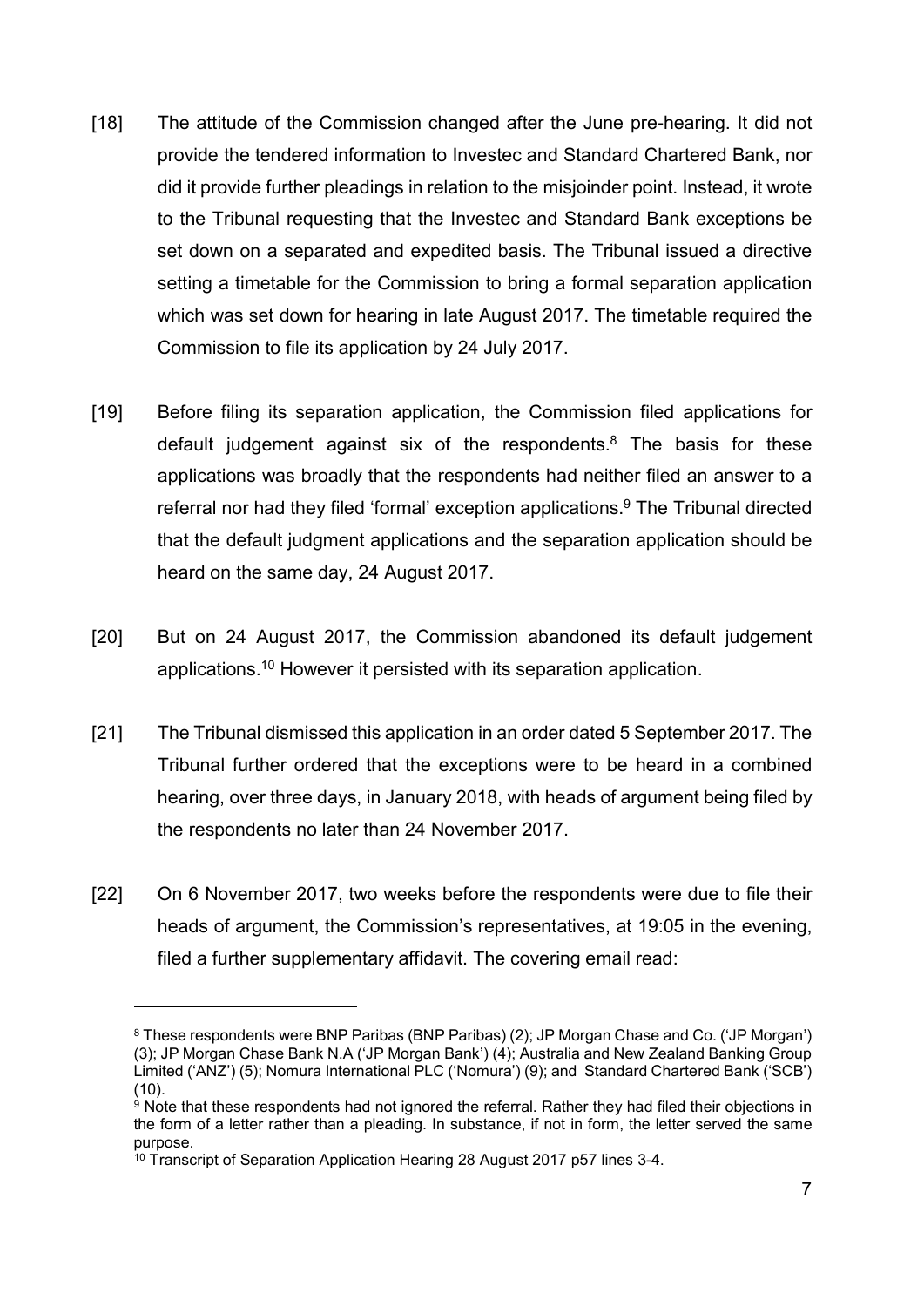[18] The attitude of the Commission changed after the June pre-hearing. It did not provide the tendered information to Investec and Standard Chartered Bank, nor did it provide further pleadings in relation to the misjoinder point. Instead, it wrote to the Tribunal requesting that the Investec and Standard Bank exceptions be set down on a separated and expedited basis. The Tribunal issued a directive setting a timetable for the Commission to bring a formal separation application which was set down for hearing in late August 2017. The timetable required the Commission to file its application by 24 July 2017.

[19] Before filing its separation application, the Commission filed applications for default judgement against six of the respondents.[8] The basis for these applications was broadly that the respondents had neither filed an answer to a referral nor had they filed 'formal' exception applications.[9] The Tribunal directed that the default judgment applications and the separation application should be heard on the same day, 24 August 2017.

[20] But on 24 August 2017, the Commission abandoned its default judgement applications.[10] However it persisted with its separation application.

[21] The Tribunal dismissed this application in an order dated 5 September 2017. The Tribunal further ordered that the exceptions were to be heard in a combined hearing, over three days, in January 2018, with heads of argument being filed by the respondents no later than 24 November 2017.

[22] On 6 November 2017, two weeks before the respondents were due to file their heads of argument, the Commission's representatives, at 19:05 in the evening, filed a further supplementary affidavit. The covering email read:

---

[8] These respondents were BNP Paribas (BNP Paribas) (2); JP Morgan Chase and Co. ('JP Morgan') (3); JP Morgan Chase Bank N.A ('JP Morgan Bank') (4); Australia and New Zealand Banking Group Limited ('ANZ') (5); Nomura International PLC ('Nomura') (9); and Standard Chartered Bank ('SCB') (10).

[9] Note that these respondents had not ignored the referral. Rather they had filed their objections in the form of a letter rather than a pleading. In substance, if not in form, the letter served the same purpose.

[10] Transcript of Separation Application Hearing 28 August 2017 p57 lines 3-4.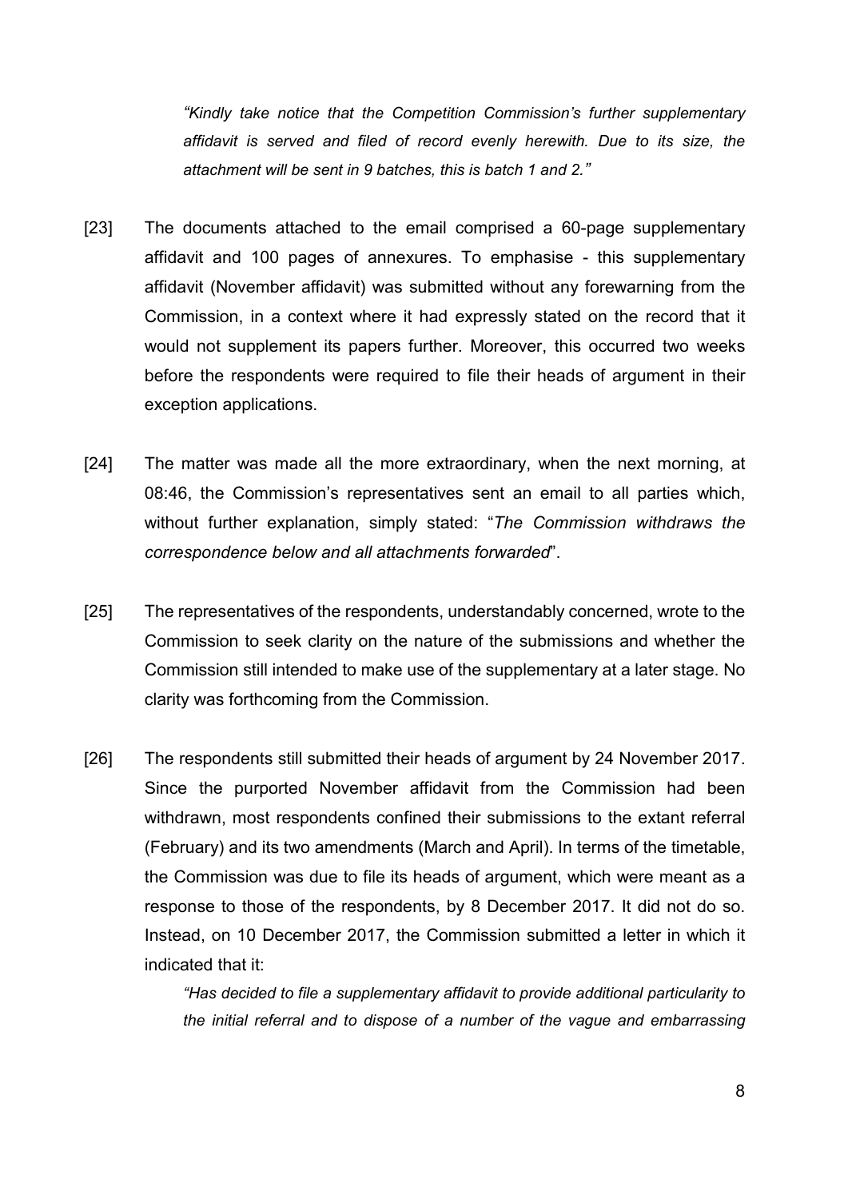*"Kindly take notice that the Competition Commission's further supplementary affidavit is served and filed of record evenly herewith. Due to its size, the attachment will be sent in 9 batches, this is batch 1 and 2."*

[23] The documents attached to the email comprised a 60-page supplementary affidavit and 100 pages of annexures. To emphasise - this supplementary affidavit (November affidavit) was submitted without any forewarning from the Commission, in a context where it had expressly stated on the record that it would not supplement its papers further. Moreover, this occurred two weeks before the respondents were required to file their heads of argument in their exception applications.

[24] The matter was made all the more extraordinary, when the next morning, at 08:46, the Commission's representatives sent an email to all parties which, without further explanation, simply stated: "*The Commission withdraws the correspondence below and all attachments forwarded*".

[25] The representatives of the respondents, understandably concerned, wrote to the Commission to seek clarity on the nature of the submissions and whether the Commission still intended to make use of the supplementary at a later stage. No clarity was forthcoming from the Commission.

[26] The respondents still submitted their heads of argument by 24 November 2017. Since the purported November affidavit from the Commission had been withdrawn, most respondents confined their submissions to the extant referral (February) and its two amendments (March and April). In terms of the timetable, the Commission was due to file its heads of argument, which were meant as a response to those of the respondents, by 8 December 2017. It did not do so. Instead, on 10 December 2017, the Commission submitted a letter in which it indicated that it:

> *"Has decided to file a supplementary affidavit to provide additional particularity to the initial referral and to dispose of a number of the vague and embarrassing*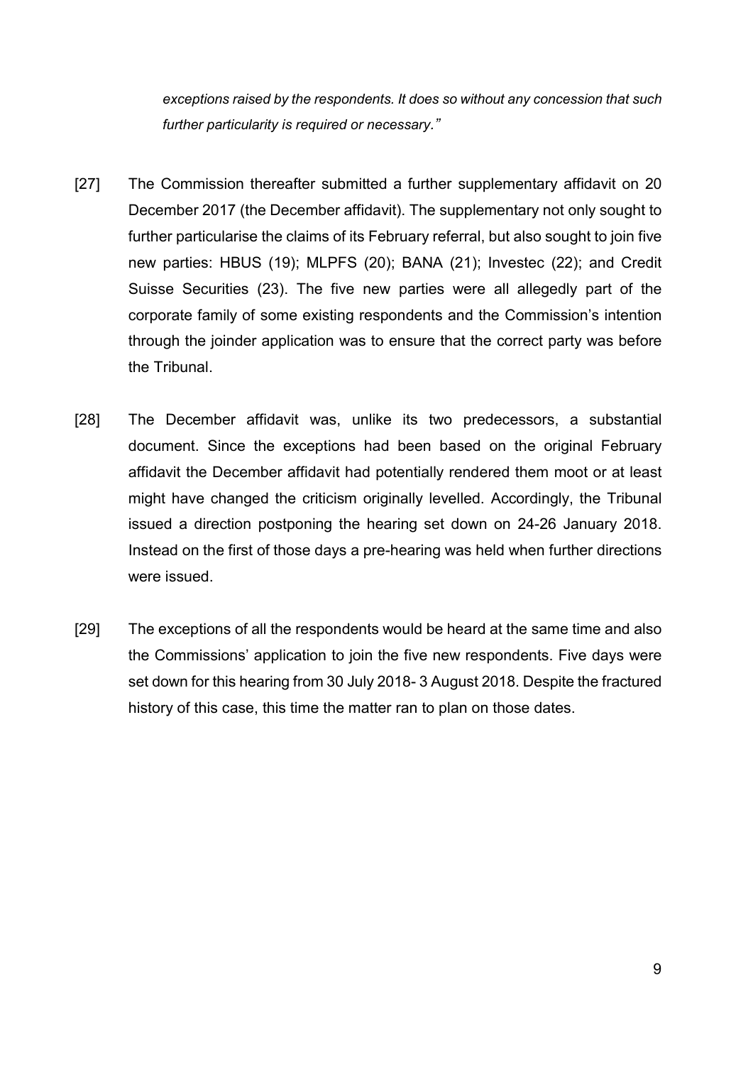*exceptions raised by the respondents. It does so without any concession that such further particularity is required or necessary."*

[27] The Commission thereafter submitted a further supplementary affidavit on 20 December 2017 (the December affidavit). The supplementary not only sought to further particularise the claims of its February referral, but also sought to join five new parties: HBUS (19); MLPFS (20); BANA (21); Investec (22); and Credit Suisse Securities (23). The five new parties were all allegedly part of the corporate family of some existing respondents and the Commission's intention through the joinder application was to ensure that the correct party was before the Tribunal.

[28] The December affidavit was, unlike its two predecessors, a substantial document. Since the exceptions had been based on the original February affidavit the December affidavit had potentially rendered them moot or at least might have changed the criticism originally levelled. Accordingly, the Tribunal issued a direction postponing the hearing set down on 24-26 January 2018. Instead on the first of those days a pre-hearing was held when further directions were issued.

[29] The exceptions of all the respondents would be heard at the same time and also the Commissions' application to join the five new respondents. Five days were set down for this hearing from 30 July 2018- 3 August 2018. Despite the fractured history of this case, this time the matter ran to plan on those dates.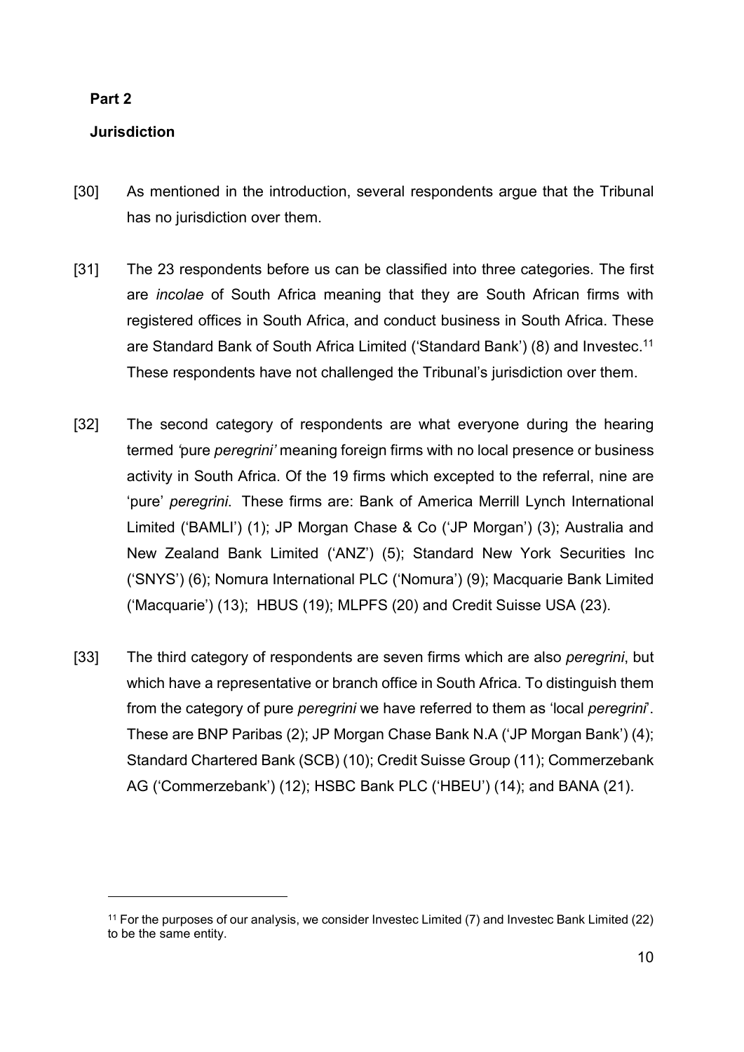**Part 2**

**Jurisdiction**

[30] As mentioned in the introduction, several respondents argue that the Tribunal has no jurisdiction over them.

[31] The 23 respondents before us can be classified into three categories. The first are *incolae* of South Africa meaning that they are South African firms with registered offices in South Africa, and conduct business in South Africa. These are Standard Bank of South Africa Limited ('Standard Bank') (8) and Investec.[11] These respondents have not challenged the Tribunal's jurisdiction over them.

[32] The second category of respondents are what everyone during the hearing termed *'*pure *peregrini'* meaning foreign firms with no local presence or business activity in South Africa. Of the 19 firms which excepted to the referral, nine are 'pure' *peregrini*. These firms are: Bank of America Merrill Lynch International Limited ('BAMLI') (1); JP Morgan Chase & Co ('JP Morgan') (3); Australia and New Zealand Bank Limited ('ANZ') (5); Standard New York Securities Inc ('SNYS') (6); Nomura International PLC ('Nomura') (9); Macquarie Bank Limited ('Macquarie') (13); HBUS (19); MLPFS (20) and Credit Suisse USA (23).

[33] The third category of respondents are seven firms which are also *peregrini*, but which have a representative or branch office in South Africa. To distinguish them from the category of pure *peregrini* we have referred to them as 'local *peregrini*'. These are BNP Paribas (2); JP Morgan Chase Bank N.A ('JP Morgan Bank') (4); Standard Chartered Bank (SCB) (10); Credit Suisse Group (11); Commerzebank AG ('Commerzebank') (12); HSBC Bank PLC ('HBEU') (14); and BANA (21).

---

[11] For the purposes of our analysis, we consider Investec Limited (7) and Investec Bank Limited (22) to be the same entity.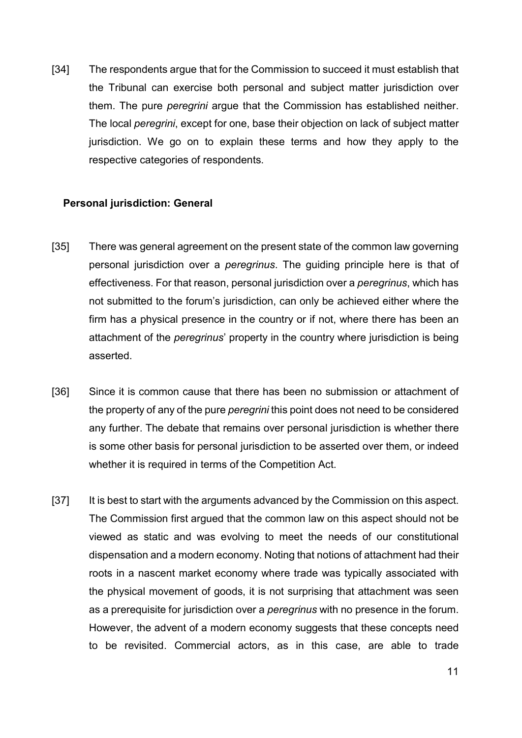[34] The respondents argue that for the Commission to succeed it must establish that the Tribunal can exercise both personal and subject matter jurisdiction over them. The pure *peregrini* argue that the Commission has established neither. The local *peregrini*, except for one, base their objection on lack of subject matter jurisdiction. We go on to explain these terms and how they apply to the respective categories of respondents.

**Personal jurisdiction: General**

[35] There was general agreement on the present state of the common law governing personal jurisdiction over a *peregrinus*. The guiding principle here is that of effectiveness. For that reason, personal jurisdiction over a *peregrinus*, which has not submitted to the forum's jurisdiction, can only be achieved either where the firm has a physical presence in the country or if not, where there has been an attachment of the *peregrinus*' property in the country where jurisdiction is being asserted.

[36] Since it is common cause that there has been no submission or attachment of the property of any of the pure *peregrini* this point does not need to be considered any further. The debate that remains over personal jurisdiction is whether there is some other basis for personal jurisdiction to be asserted over them, or indeed whether it is required in terms of the Competition Act.

[37] It is best to start with the arguments advanced by the Commission on this aspect. The Commission first argued that the common law on this aspect should not be viewed as static and was evolving to meet the needs of our constitutional dispensation and a modern economy. Noting that notions of attachment had their roots in a nascent market economy where trade was typically associated with the physical movement of goods, it is not surprising that attachment was seen as a prerequisite for jurisdiction over a *peregrinus* with no presence in the forum. However, the advent of a modern economy suggests that these concepts need to be revisited. Commercial actors, as in this case, are able to trade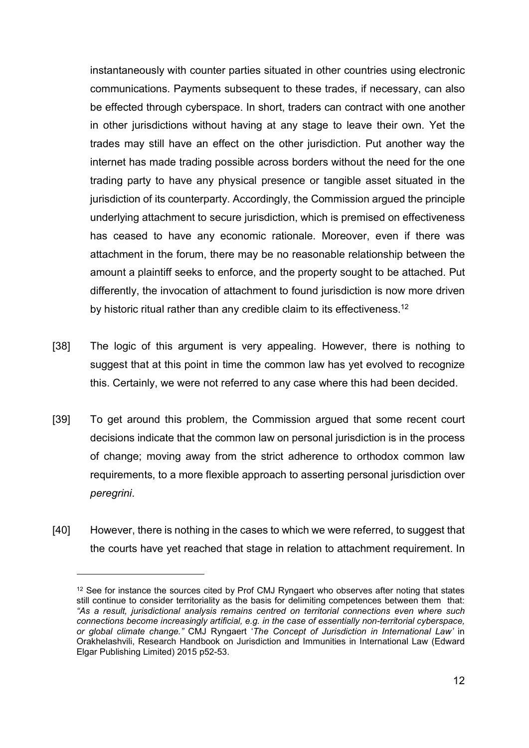instantaneously with counter parties situated in other countries using electronic communications. Payments subsequent to these trades, if necessary, can also be effected through cyberspace. In short, traders can contract with one another in other jurisdictions without having at any stage to leave their own. Yet the trades may still have an effect on the other jurisdiction. Put another way the internet has made trading possible across borders without the need for the one trading party to have any physical presence or tangible asset situated in the jurisdiction of its counterparty. Accordingly, the Commission argued the principle underlying attachment to secure jurisdiction, which is premised on effectiveness has ceased to have any economic rationale. Moreover, even if there was attachment in the forum, there may be no reasonable relationship between the amount a plaintiff seeks to enforce, and the property sought to be attached. Put differently, the invocation of attachment to found jurisdiction is now more driven by historic ritual rather than any credible claim to its effectiveness.[12]

[38] The logic of this argument is very appealing. However, there is nothing to suggest that at this point in time the common law has yet evolved to recognize this. Certainly, we were not referred to any case where this had been decided.

[39] To get around this problem, the Commission argued that some recent court decisions indicate that the common law on personal jurisdiction is in the process of change; moving away from the strict adherence to orthodox common law requirements, to a more flexible approach to asserting personal jurisdiction over *peregrini*.

[40] However, there is nothing in the cases to which we were referred, to suggest that the courts have yet reached that stage in relation to attachment requirement. In

---

[12] See for instance the sources cited by Prof CMJ Ryngaert who observes after noting that states still continue to consider territoriality as the basis for delimiting competences between them that: *"As a result, jurisdictional analysis remains centred on territorial connections even where such connections become increasingly artificial, e.g. in the case of essentially non-territorial cyberspace, or global climate change."* CMJ Ryngaert '*The Concept of Jurisdiction in International Law'* in Orakhelashvili, Research Handbook on Jurisdiction and Immunities in International Law (Edward Elgar Publishing Limited) 2015 p52-53.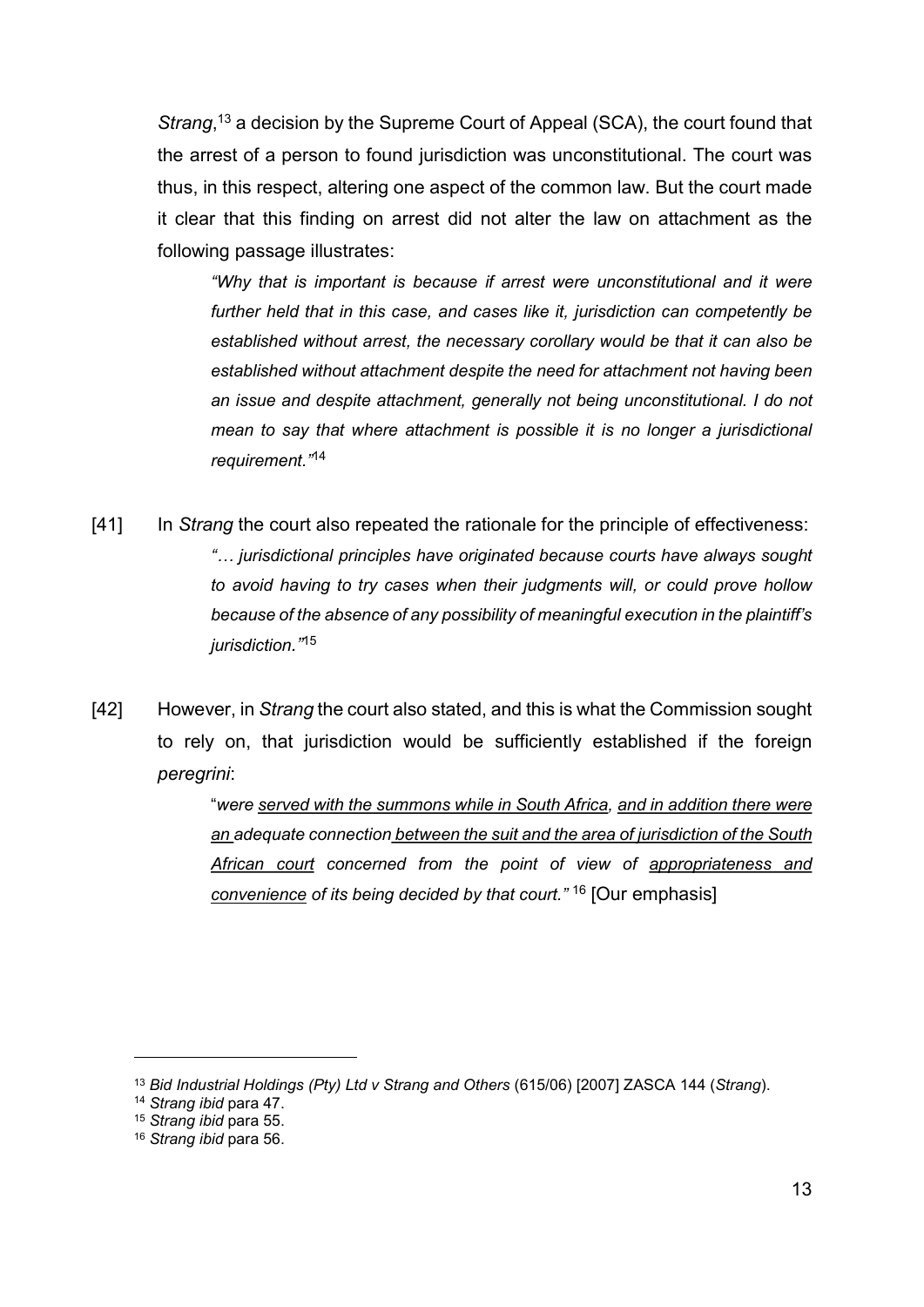*Strang*,[13] a decision by the Supreme Court of Appeal (SCA), the court found that the arrest of a person to found jurisdiction was unconstitutional. The court was thus, in this respect, altering one aspect of the common law. But the court made it clear that this finding on arrest did not alter the law on attachment as the following passage illustrates:

> *"Why that is important is because if arrest were unconstitutional and it were further held that in this case, and cases like it, jurisdiction can competently be established without arrest, the necessary corollary would be that it can also be established without attachment despite the need for attachment not having been an issue and despite attachment, generally not being unconstitutional. I do not mean to say that where attachment is possible it is no longer a jurisdictional requirement."*[14]

[41] In *Strang* the court also repeated the rationale for the principle of effectiveness:

> *"… jurisdictional principles have originated because courts have always sought to avoid having to try cases when their judgments will, or could prove hollow because of the absence of any possibility of meaningful execution in the plaintiff's jurisdiction."*[15]

[42] However, in *Strang* the court also stated, and this is what the Commission sought to rely on, that jurisdiction would be sufficiently established if the foreign *peregrini*:

> "*were served with the summons while in South Africa, and in addition there were an adequate connection between the suit and the area of jurisdiction of the South African court concerned from the point of view of appropriateness and convenience of its being decided by that court."* [16] [Our emphasis]

---

[13] *Bid Industrial Holdings (Pty) Ltd v Strang and Others* (615/06) [2007] ZASCA 144 (*Strang*).

[14] *Strang ibid* para 47.

[15] *Strang ibid* para 55.

[16] *Strang ibid* para 56.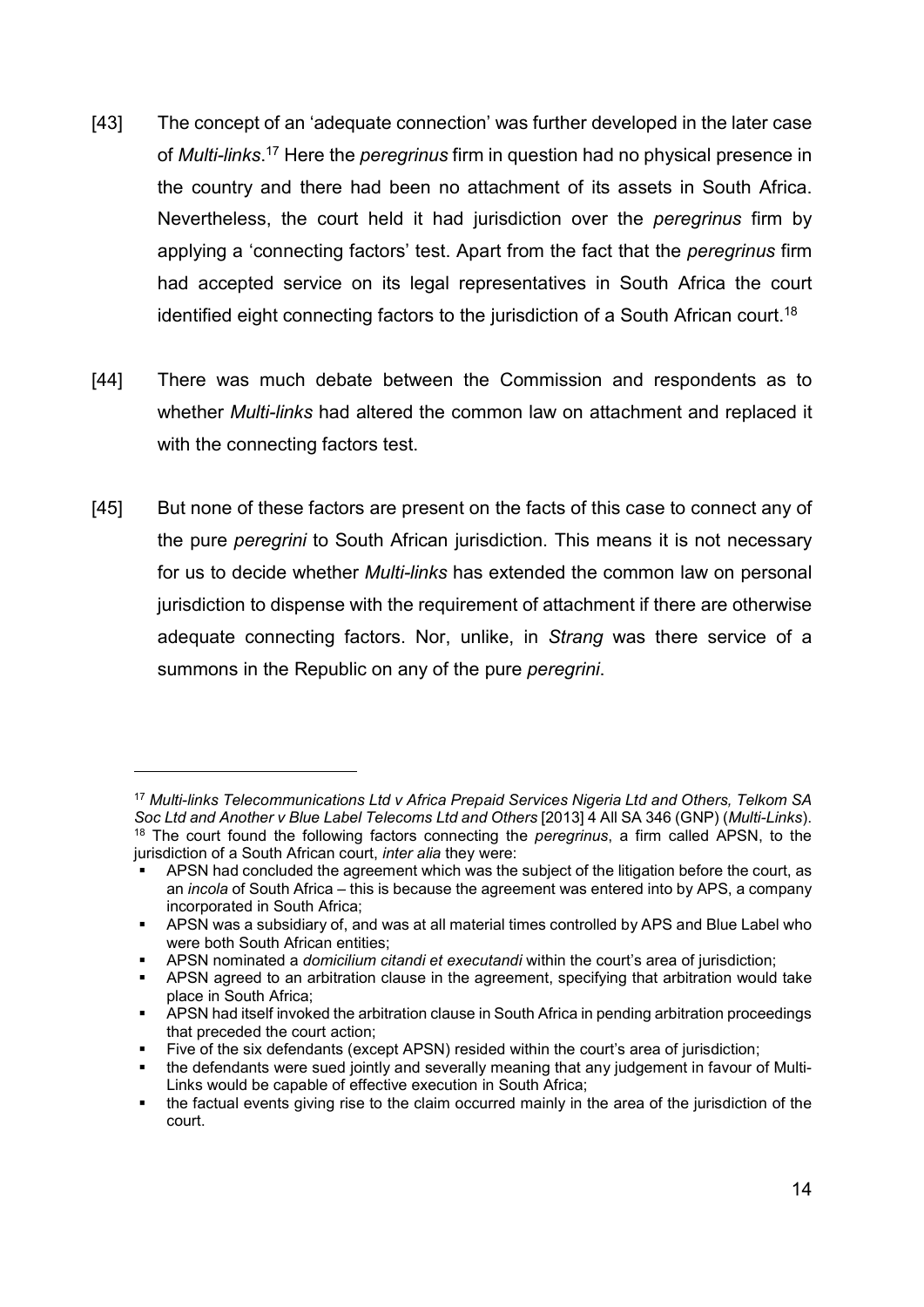[43] The concept of an 'adequate connection' was further developed in the later case of *Multi-links*.[17] Here the *peregrinus* firm in question had no physical presence in the country and there had been no attachment of its assets in South Africa. Nevertheless, the court held it had jurisdiction over the *peregrinus* firm by applying a 'connecting factors' test. Apart from the fact that the *peregrinus* firm had accepted service on its legal representatives in South Africa the court identified eight connecting factors to the jurisdiction of a South African court.[18]

[44] There was much debate between the Commission and respondents as to whether *Multi-links* had altered the common law on attachment and replaced it with the connecting factors test.

[45] But none of these factors are present on the facts of this case to connect any of the pure *peregrini* to South African jurisdiction. This means it is not necessary for us to decide whether *Multi-links* has extended the common law on personal jurisdiction to dispense with the requirement of attachment if there are otherwise adequate connecting factors. Nor, unlike, in *Strang* was there service of a summons in the Republic on any of the pure *peregrini*.

---

[17] *Multi-links Telecommunications Ltd v Africa Prepaid Services Nigeria Ltd and Others, Telkom SA Soc Ltd and Another v Blue Label Telecoms Ltd and Others* [2013] 4 All SA 346 (GNP) (*Multi-Links*).

[18] The court found the following factors connecting the *peregrinus*, a firm called APSN, to the jurisdiction of a South African court, *inter alia* they were:

- APSN had concluded the agreement which was the subject of the litigation before the court, as an *incola* of South Africa – this is because the agreement was entered into by APS, a company incorporated in South Africa;
- APSN was a subsidiary of, and was at all material times controlled by APS and Blue Label who were both South African entities;
- APSN nominated a *domicilium citandi et executandi* within the court's area of jurisdiction;
- APSN agreed to an arbitration clause in the agreement, specifying that arbitration would take place in South Africa;
- APSN had itself invoked the arbitration clause in South Africa in pending arbitration proceedings that preceded the court action;
- Five of the six defendants (except APSN) resided within the court's area of jurisdiction;
- the defendants were sued jointly and severally meaning that any judgement in favour of Multi-Links would be capable of effective execution in South Africa;
- the factual events giving rise to the claim occurred mainly in the area of the jurisdiction of the court.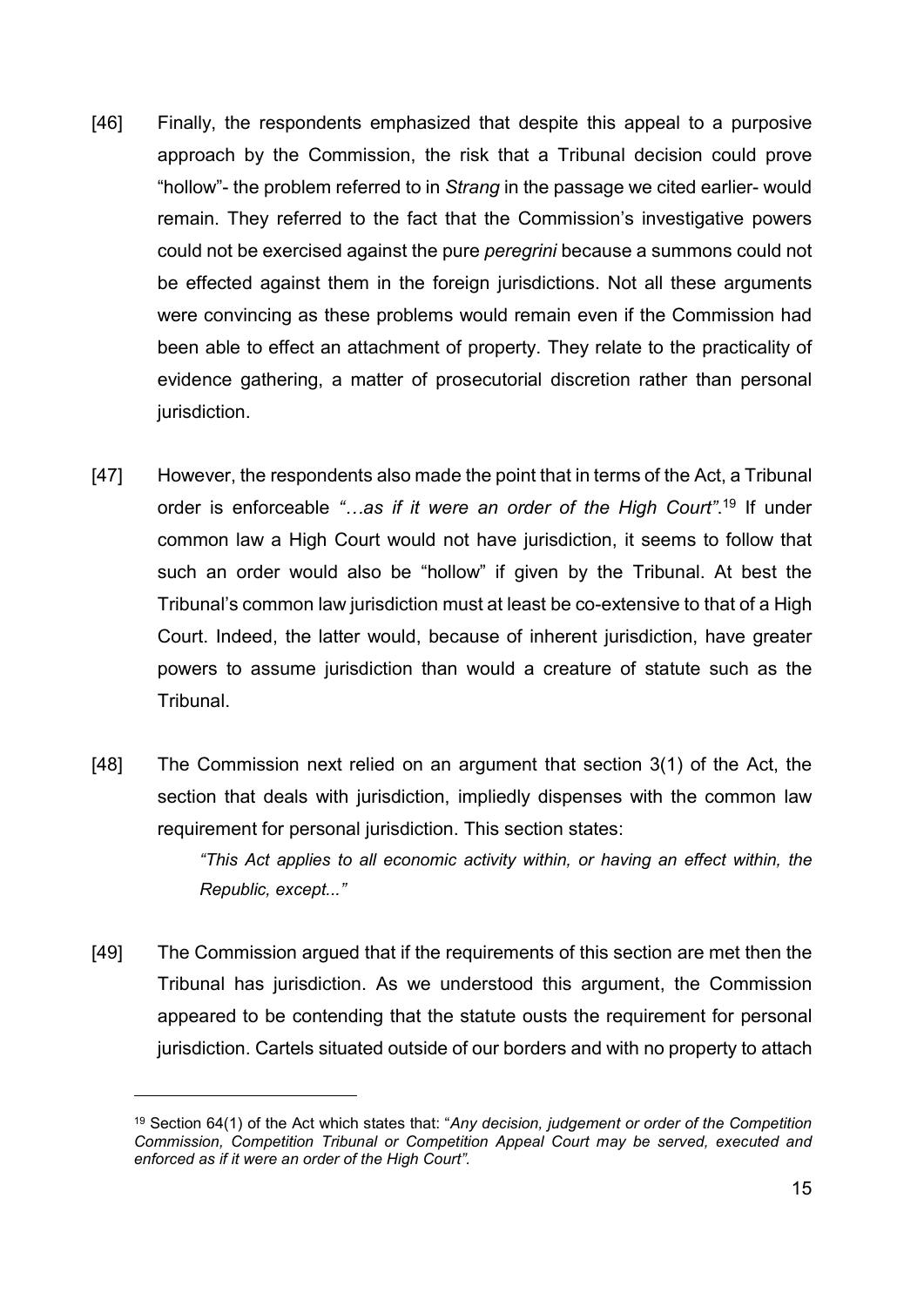[46] Finally, the respondents emphasized that despite this appeal to a purposive approach by the Commission, the risk that a Tribunal decision could prove "hollow"- the problem referred to in *Strang* in the passage we cited earlier- would remain. They referred to the fact that the Commission's investigative powers could not be exercised against the pure *peregrini* because a summons could not be effected against them in the foreign jurisdictions. Not all these arguments were convincing as these problems would remain even if the Commission had been able to effect an attachment of property. They relate to the practicality of evidence gathering, a matter of prosecutorial discretion rather than personal jurisdiction.

[47] However, the respondents also made the point that in terms of the Act, a Tribunal order is enforceable *"…as if it were an order of the High Court"*.[19] If under common law a High Court would not have jurisdiction, it seems to follow that such an order would also be "hollow" if given by the Tribunal. At best the Tribunal's common law jurisdiction must at least be co-extensive to that of a High Court. Indeed, the latter would, because of inherent jurisdiction, have greater powers to assume jurisdiction than would a creature of statute such as the Tribunal.

[48] The Commission next relied on an argument that section 3(1) of the Act, the section that deals with jurisdiction, impliedly dispenses with the common law requirement for personal jurisdiction. This section states:

> *"This Act applies to all economic activity within, or having an effect within, the Republic, except..."*

[49] The Commission argued that if the requirements of this section are met then the Tribunal has jurisdiction. As we understood this argument, the Commission appeared to be contending that the statute ousts the requirement for personal jurisdiction. Cartels situated outside of our borders and with no property to attach

---

[19] Section 64(1) of the Act which states that: "*Any decision, judgement or order of the Competition Commission, Competition Tribunal or Competition Appeal Court may be served, executed and enforced as if it were an order of the High Court".*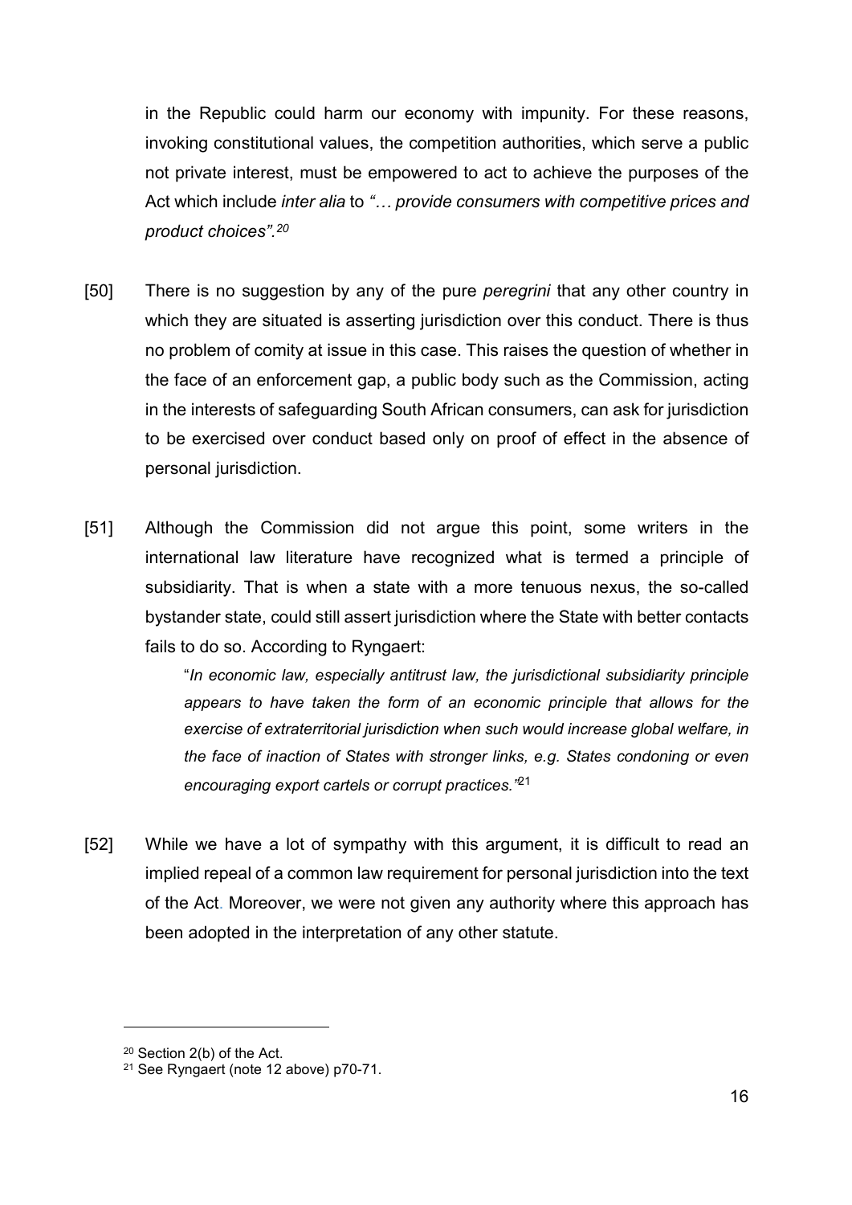in the Republic could harm our economy with impunity. For these reasons, invoking constitutional values, the competition authorities, which serve a public not private interest, must be empowered to act to achieve the purposes of the Act which include *inter alia* to *"… provide consumers with competitive prices and product choices".*[20]

[50] There is no suggestion by any of the pure *peregrini* that any other country in which they are situated is asserting jurisdiction over this conduct. There is thus no problem of comity at issue in this case. This raises the question of whether in the face of an enforcement gap, a public body such as the Commission, acting in the interests of safeguarding South African consumers, can ask for jurisdiction to be exercised over conduct based only on proof of effect in the absence of personal jurisdiction.

[51] Although the Commission did not argue this point, some writers in the international law literature have recognized what is termed a principle of subsidiarity. That is when a state with a more tenuous nexus, the so-called bystander state, could still assert jurisdiction where the State with better contacts fails to do so. According to Ryngaert:

> "*In economic law, especially antitrust law, the jurisdictional subsidiarity principle appears to have taken the form of an economic principle that allows for the exercise of extraterritorial jurisdiction when such would increase global welfare, in the face of inaction of States with stronger links, e.g. States condoning or even encouraging export cartels or corrupt practices."*[21]

[52] While we have a lot of sympathy with this argument, it is difficult to read an implied repeal of a common law requirement for personal jurisdiction into the text of the Act. Moreover, we were not given any authority where this approach has been adopted in the interpretation of any other statute.

---

[20] Section 2(b) of the Act.

[21] See Ryngaert (note 12 above) p70-71.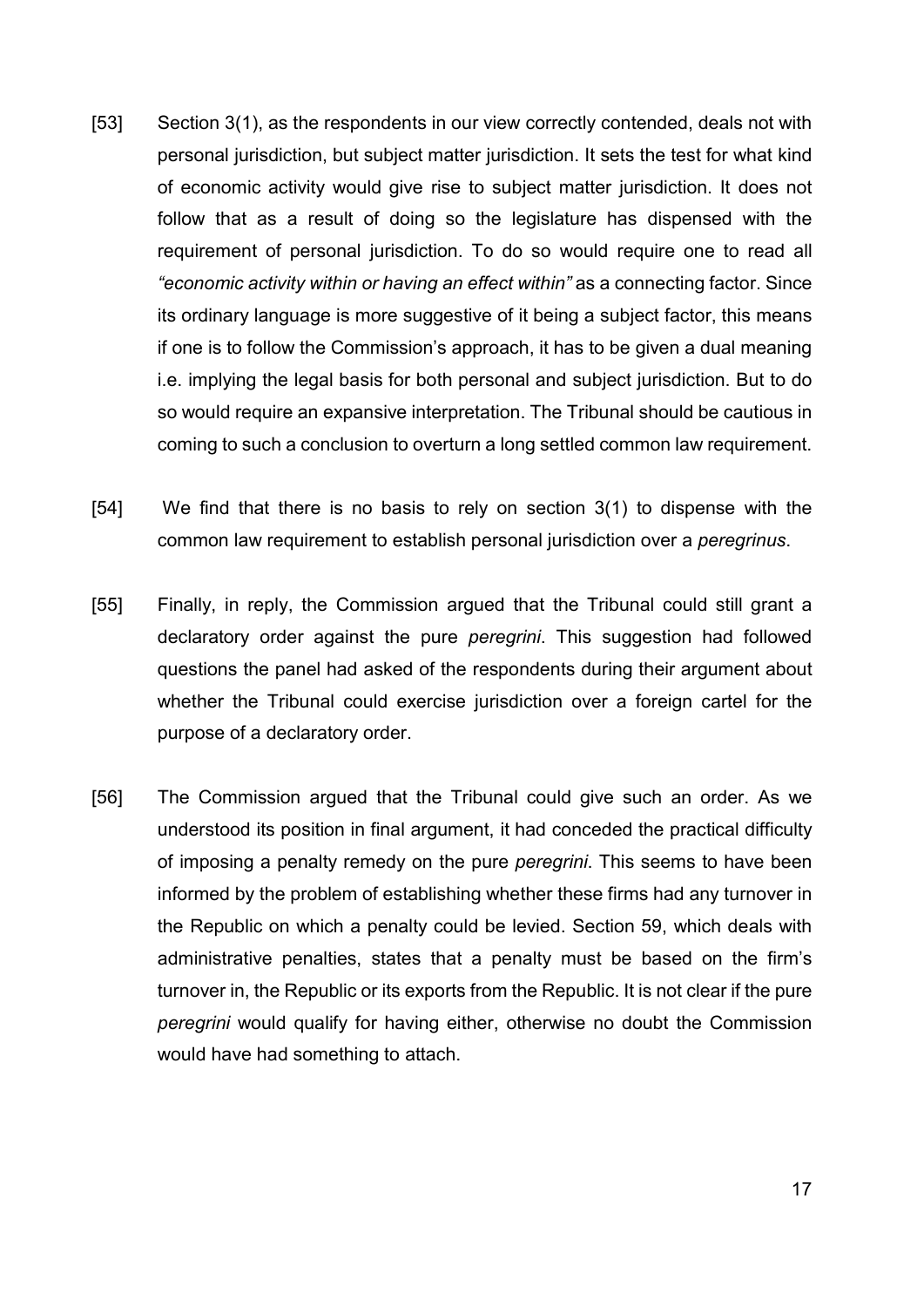[53] Section 3(1), as the respondents in our view correctly contended, deals not with personal jurisdiction, but subject matter jurisdiction. It sets the test for what kind of economic activity would give rise to subject matter jurisdiction. It does not follow that as a result of doing so the legislature has dispensed with the requirement of personal jurisdiction. To do so would require one to read all *"economic activity within or having an effect within"* as a connecting factor. Since its ordinary language is more suggestive of it being a subject factor, this means if one is to follow the Commission's approach, it has to be given a dual meaning i.e. implying the legal basis for both personal and subject jurisdiction. But to do so would require an expansive interpretation. The Tribunal should be cautious in coming to such a conclusion to overturn a long settled common law requirement.

[54] We find that there is no basis to rely on section 3(1) to dispense with the common law requirement to establish personal jurisdiction over a *peregrinus*.

[55] Finally, in reply, the Commission argued that the Tribunal could still grant a declaratory order against the pure *peregrini*. This suggestion had followed questions the panel had asked of the respondents during their argument about whether the Tribunal could exercise jurisdiction over a foreign cartel for the purpose of a declaratory order.

[56] The Commission argued that the Tribunal could give such an order. As we understood its position in final argument, it had conceded the practical difficulty of imposing a penalty remedy on the pure *peregrini*. This seems to have been informed by the problem of establishing whether these firms had any turnover in the Republic on which a penalty could be levied. Section 59, which deals with administrative penalties, states that a penalty must be based on the firm's turnover in, the Republic or its exports from the Republic. It is not clear if the pure *peregrini* would qualify for having either, otherwise no doubt the Commission would have had something to attach.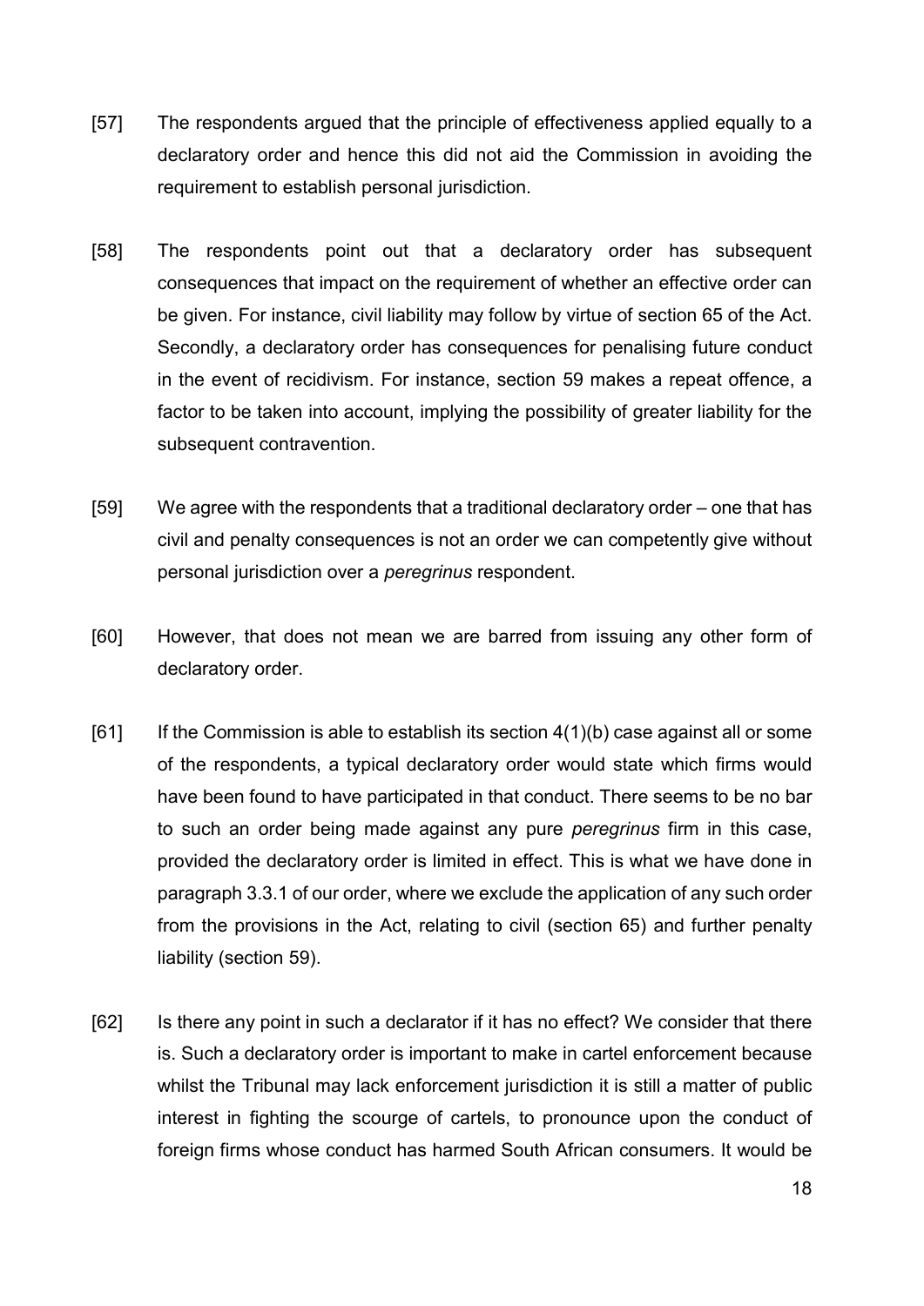[57] The respondents argued that the principle of effectiveness applied equally to a declaratory order and hence this did not aid the Commission in avoiding the requirement to establish personal jurisdiction.

[58] The respondents point out that a declaratory order has subsequent consequences that impact on the requirement of whether an effective order can be given. For instance, civil liability may follow by virtue of section 65 of the Act. Secondly, a declaratory order has consequences for penalising future conduct in the event of recidivism. For instance, section 59 makes a repeat offence, a factor to be taken into account, implying the possibility of greater liability for the subsequent contravention.

[59] We agree with the respondents that a traditional declaratory order – one that has civil and penalty consequences is not an order we can competently give without personal jurisdiction over a *peregrinus* respondent.

[60] However, that does not mean we are barred from issuing any other form of declaratory order.

[61] If the Commission is able to establish its section 4(1)(b) case against all or some of the respondents, a typical declaratory order would state which firms would have been found to have participated in that conduct. There seems to be no bar to such an order being made against any pure *peregrinus* firm in this case, provided the declaratory order is limited in effect. This is what we have done in paragraph 3.3.1 of our order, where we exclude the application of any such order from the provisions in the Act, relating to civil (section 65) and further penalty liability (section 59).

[62] Is there any point in such a declarator if it has no effect? We consider that there is. Such a declaratory order is important to make in cartel enforcement because whilst the Tribunal may lack enforcement jurisdiction it is still a matter of public interest in fighting the scourge of cartels, to pronounce upon the conduct of foreign firms whose conduct has harmed South African consumers. It would be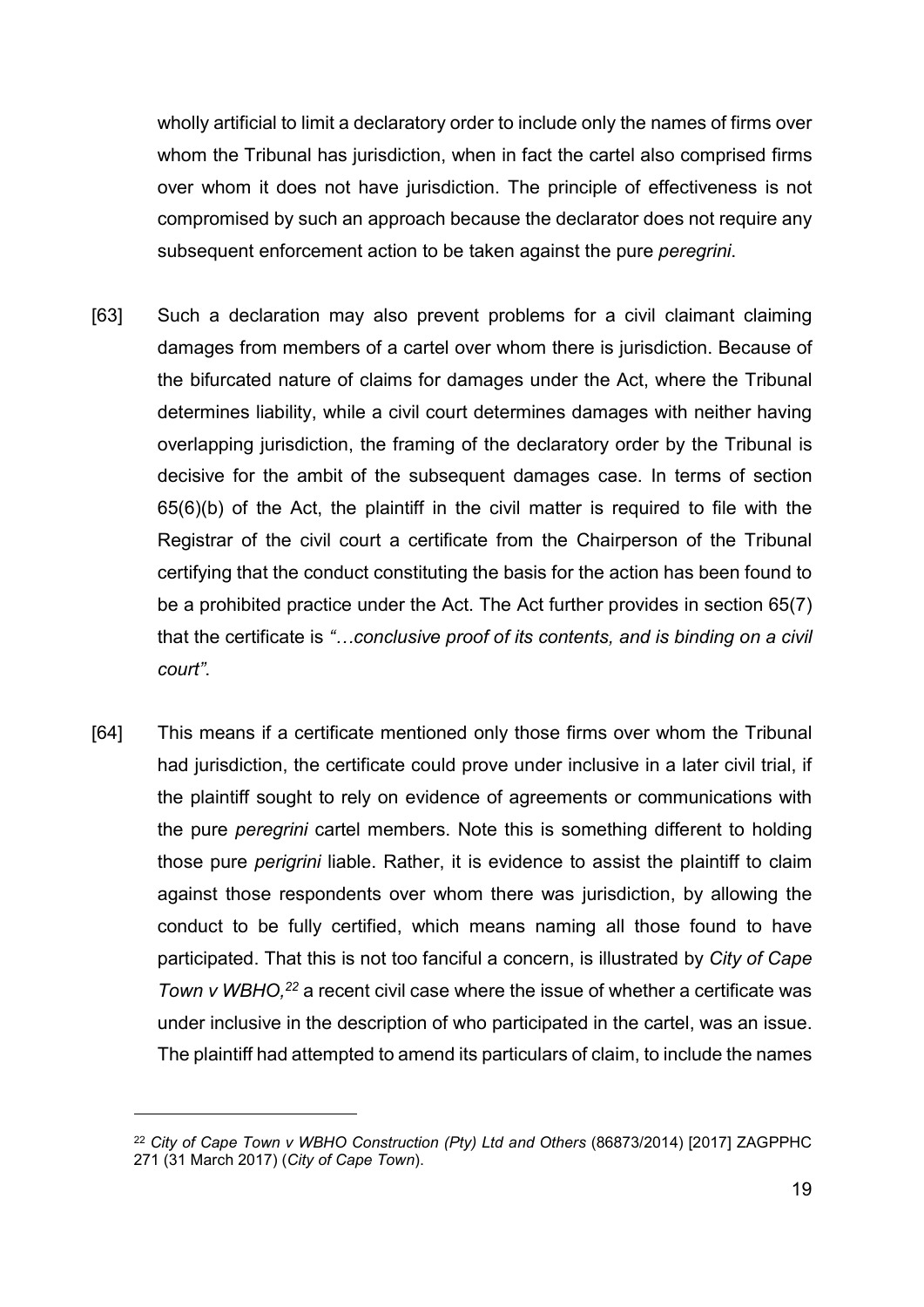wholly artificial to limit a declaratory order to include only the names of firms over whom the Tribunal has jurisdiction, when in fact the cartel also comprised firms over whom it does not have jurisdiction. The principle of effectiveness is not compromised by such an approach because the declarator does not require any subsequent enforcement action to be taken against the pure *peregrini*.

[63] Such a declaration may also prevent problems for a civil claimant claiming damages from members of a cartel over whom there is jurisdiction. Because of the bifurcated nature of claims for damages under the Act, where the Tribunal determines liability, while a civil court determines damages with neither having overlapping jurisdiction, the framing of the declaratory order by the Tribunal is decisive for the ambit of the subsequent damages case. In terms of section 65(6)(b) of the Act, the plaintiff in the civil matter is required to file with the Registrar of the civil court a certificate from the Chairperson of the Tribunal certifying that the conduct constituting the basis for the action has been found to be a prohibited practice under the Act. The Act further provides in section 65(7) that the certificate is *"…conclusive proof of its contents, and is binding on a civil court"*.

[64] This means if a certificate mentioned only those firms over whom the Tribunal had jurisdiction, the certificate could prove under inclusive in a later civil trial, if the plaintiff sought to rely on evidence of agreements or communications with the pure *peregrini* cartel members. Note this is something different to holding those pure *perigrini* liable. Rather, it is evidence to assist the plaintiff to claim against those respondents over whom there was jurisdiction, by allowing the conduct to be fully certified, which means naming all those found to have participated. That this is not too fanciful a concern, is illustrated by *City of Cape Town v WBHO,*[22] a recent civil case where the issue of whether a certificate was under inclusive in the description of who participated in the cartel, was an issue. The plaintiff had attempted to amend its particulars of claim, to include the names

[22] *City of Cape Town v WBHO Construction (Pty) Ltd and Others* (86873/2014) [2017] ZAGPPHC 271 (31 March 2017) (*City of Cape Town*).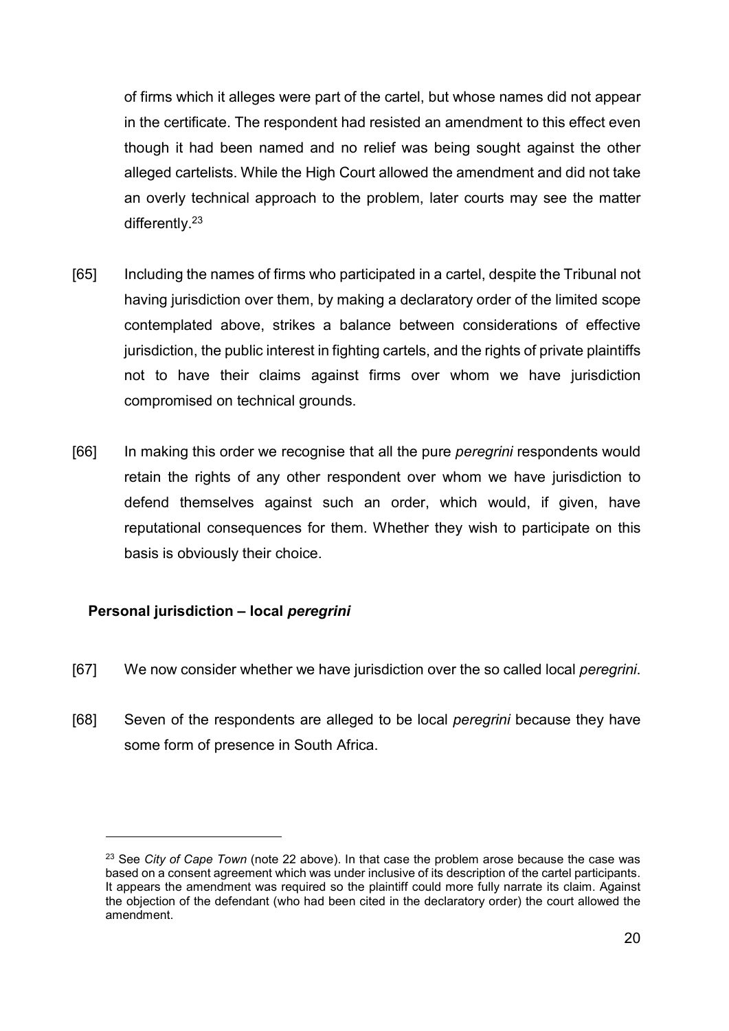of firms which it alleges were part of the cartel, but whose names did not appear in the certificate. The respondent had resisted an amendment to this effect even though it had been named and no relief was being sought against the other alleged cartelists. While the High Court allowed the amendment and did not take an overly technical approach to the problem, later courts may see the matter differently.[23]

[65] Including the names of firms who participated in a cartel, despite the Tribunal not having jurisdiction over them, by making a declaratory order of the limited scope contemplated above, strikes a balance between considerations of effective jurisdiction, the public interest in fighting cartels, and the rights of private plaintiffs not to have their claims against firms over whom we have jurisdiction compromised on technical grounds.

[66] In making this order we recognise that all the pure *peregrini* respondents would retain the rights of any other respondent over whom we have jurisdiction to defend themselves against such an order, which would, if given, have reputational consequences for them. Whether they wish to participate on this basis is obviously their choice.

### Personal jurisdiction – local *peregrini*

[67] We now consider whether we have jurisdiction over the so called local *peregrini*.

[68] Seven of the respondents are alleged to be local *peregrini* because they have some form of presence in South Africa.

---

[23] See *City of Cape Town* (note 22 above). In that case the problem arose because the case was based on a consent agreement which was under inclusive of its description of the cartel participants. It appears the amendment was required so the plaintiff could more fully narrate its claim. Against the objection of the defendant (who had been cited in the declaratory order) the court allowed the amendment.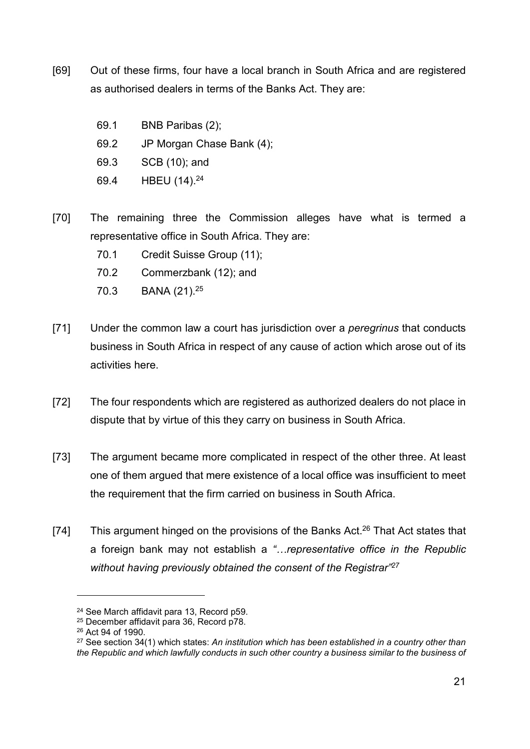[69] Out of these firms, four have a local branch in South Africa and are registered as authorised dealers in terms of the Banks Act. They are:

69.1 BNB Paribas (2);

69.2 JP Morgan Chase Bank (4);

69.3 SCB (10); and

69.4 HBEU (14).[24]

[70] The remaining three the Commission alleges have what is termed a representative office in South Africa. They are:

70.1 Credit Suisse Group (11);

70.2 Commerzbank (12); and

70.3 BANA (21).[25]

[71] Under the common law a court has jurisdiction over a *peregrinus* that conducts business in South Africa in respect of any cause of action which arose out of its activities here.

[72] The four respondents which are registered as authorized dealers do not place in dispute that by virtue of this they carry on business in South Africa.

[73] The argument became more complicated in respect of the other three. At least one of them argued that mere existence of a local office was insufficient to meet the requirement that the firm carried on business in South Africa.

[74] This argument hinged on the provisions of the Banks Act.[26] That Act states that a foreign bank may not establish a *"…representative office in the Republic without having previously obtained the consent of the Registrar"*[27]

---

[24] See March affidavit para 13, Record p59.

[25] December affidavit para 36, Record p78.

[26] Act 94 of 1990.

[27] See section 34(1) which states: *An institution which has been established in a country other than the Republic and which lawfully conducts in such other country a business similar to the business of*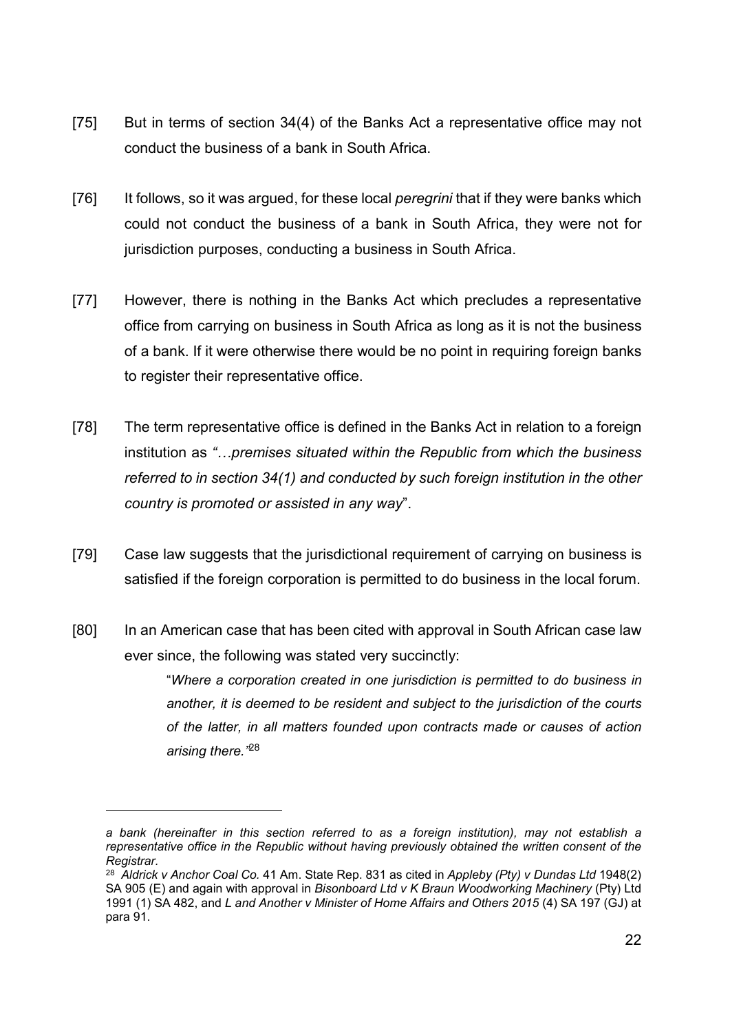[75] But in terms of section 34(4) of the Banks Act a representative office may not conduct the business of a bank in South Africa.

[76] It follows, so it was argued, for these local *peregrini* that if they were banks which could not conduct the business of a bank in South Africa, they were not for jurisdiction purposes, conducting a business in South Africa.

[77] However, there is nothing in the Banks Act which precludes a representative office from carrying on business in South Africa as long as it is not the business of a bank. If it were otherwise there would be no point in requiring foreign banks to register their representative office.

[78] The term representative office is defined in the Banks Act in relation to a foreign institution as *"…premises situated within the Republic from which the business referred to in section 34(1) and conducted by such foreign institution in the other country is promoted or assisted in any way*".

[79] Case law suggests that the jurisdictional requirement of carrying on business is satisfied if the foreign corporation is permitted to do business in the local forum.

[80] In an American case that has been cited with approval in South African case law ever since, the following was stated very succinctly:

> "*Where a corporation created in one jurisdiction is permitted to do business in another, it is deemed to be resident and subject to the jurisdiction of the courts of the latter, in all matters founded upon contracts made or causes of action arising there.*"[28]

---

*a bank (hereinafter in this section referred to as a foreign institution), may not establish a representative office in the Republic without having previously obtained the written consent of the Registrar.*

[28] *Aldrick v Anchor Coal Co.* 41 Am. State Rep. 831 as cited in *Appleby (Pty) v Dundas Ltd* 1948(2) SA 905 (E) and again with approval in *Bisonboard Ltd v K Braun Woodworking Machinery* (Pty) Ltd 1991 (1) SA 482, and *L and Another v Minister of Home Affairs and Others 2015* (4) SA 197 (GJ) at para 91.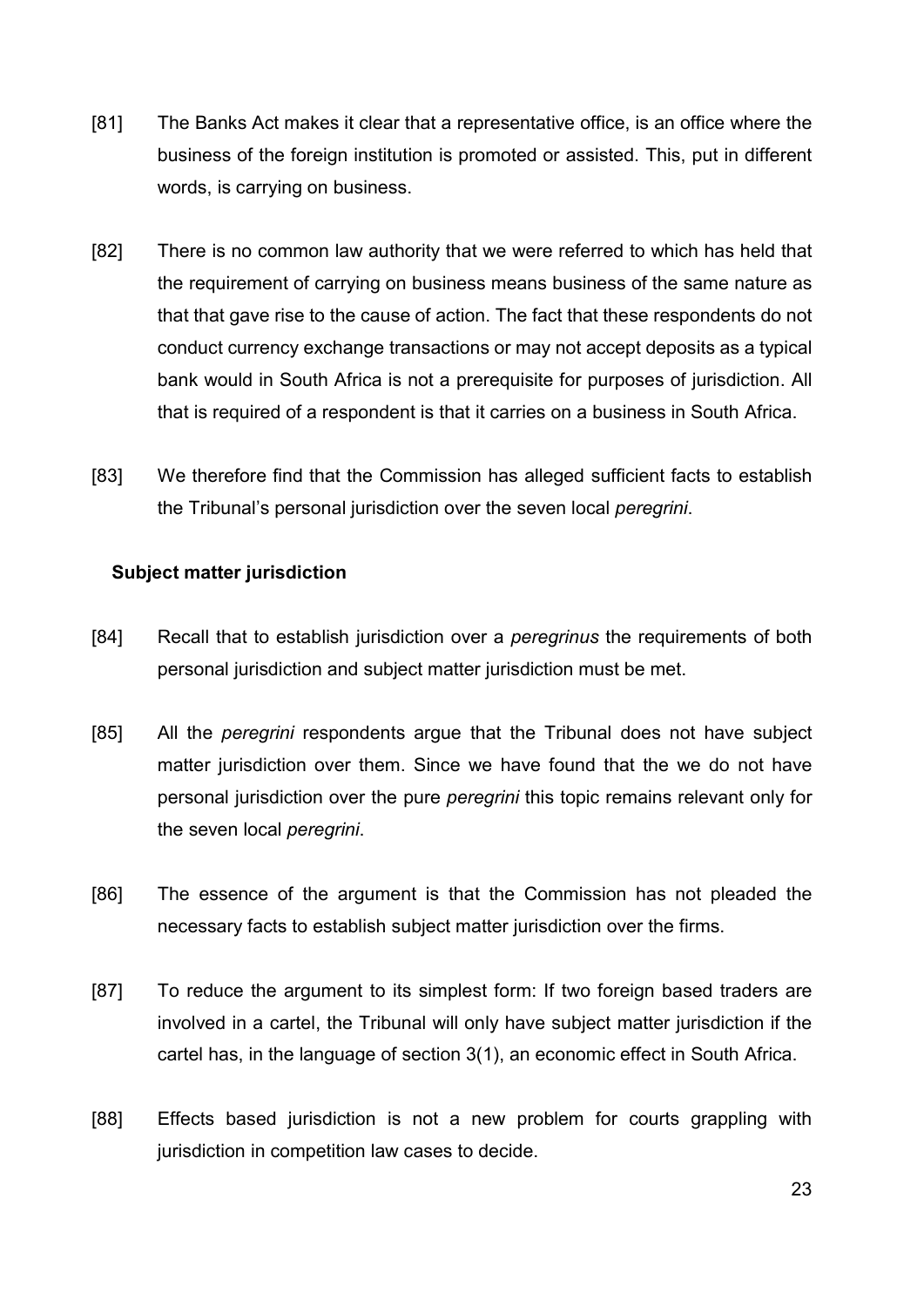[81] The Banks Act makes it clear that a representative office, is an office where the business of the foreign institution is promoted or assisted. This, put in different words, is carrying on business.

[82] There is no common law authority that we were referred to which has held that the requirement of carrying on business means business of the same nature as that that gave rise to the cause of action. The fact that these respondents do not conduct currency exchange transactions or may not accept deposits as a typical bank would in South Africa is not a prerequisite for purposes of jurisdiction. All that is required of a respondent is that it carries on a business in South Africa.

[83] We therefore find that the Commission has alleged sufficient facts to establish the Tribunal's personal jurisdiction over the seven local *peregrini*.

**Subject matter jurisdiction**

[84] Recall that to establish jurisdiction over a *peregrinus* the requirements of both personal jurisdiction and subject matter jurisdiction must be met.

[85] All the *peregrini* respondents argue that the Tribunal does not have subject matter jurisdiction over them. Since we have found that the we do not have personal jurisdiction over the pure *peregrini* this topic remains relevant only for the seven local *peregrini*.

[86] The essence of the argument is that the Commission has not pleaded the necessary facts to establish subject matter jurisdiction over the firms.

[87] To reduce the argument to its simplest form: If two foreign based traders are involved in a cartel, the Tribunal will only have subject matter jurisdiction if the cartel has, in the language of section 3(1), an economic effect in South Africa.

[88] Effects based jurisdiction is not a new problem for courts grappling with jurisdiction in competition law cases to decide.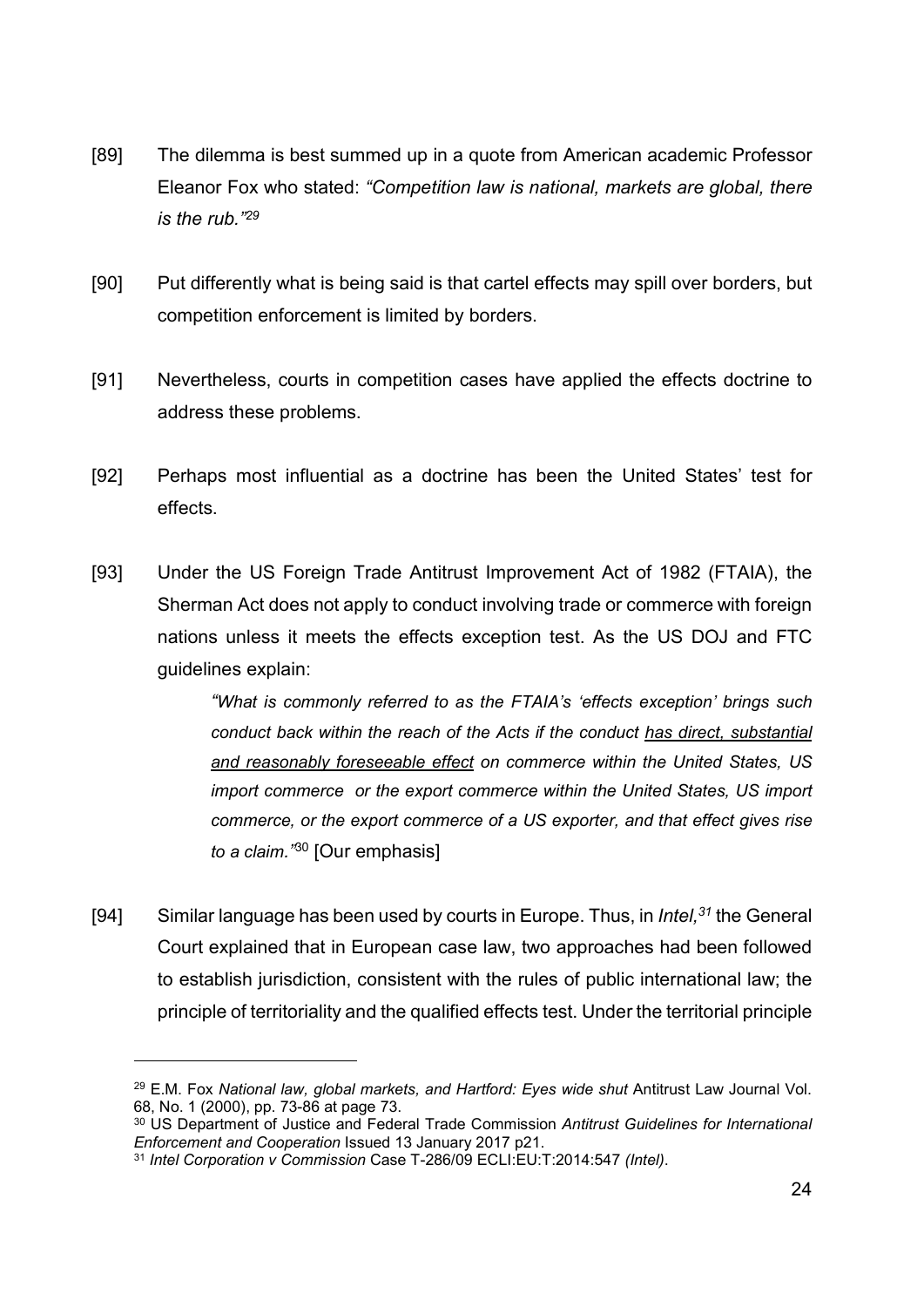[89] The dilemma is best summed up in a quote from American academic Professor Eleanor Fox who stated: *"Competition law is national, markets are global, there is the rub."*[29]

[90] Put differently what is being said is that cartel effects may spill over borders, but competition enforcement is limited by borders.

[91] Nevertheless, courts in competition cases have applied the effects doctrine to address these problems.

[92] Perhaps most influential as a doctrine has been the United States' test for effects.

[93] Under the US Foreign Trade Antitrust Improvement Act of 1982 (FTAIA), the Sherman Act does not apply to conduct involving trade or commerce with foreign nations unless it meets the effects exception test. As the US DOJ and FTC guidelines explain:

> *"What is commonly referred to as the FTAIA's 'effects exception' brings such conduct back within the reach of the Acts if the conduct <u>has direct, substantial and reasonably foreseeable effect</u> on commerce within the United States, US import commerce or the export commerce within the United States, US import commerce, or the export commerce of a US exporter, and that effect gives rise to a claim."*[30] [Our emphasis]

[94] Similar language has been used by courts in Europe. Thus, in *Intel,*[31] the General Court explained that in European case law, two approaches had been followed to establish jurisdiction, consistent with the rules of public international law; the principle of territoriality and the qualified effects test. Under the territorial principle

---

[29] E.M. Fox *National law, global markets, and Hartford: Eyes wide shut* Antitrust Law Journal Vol. 68, No. 1 (2000), pp. 73-86 at page 73.

[30] US Department of Justice and Federal Trade Commission *Antitrust Guidelines for International Enforcement and Cooperation* Issued 13 January 2017 p21.

[31] *Intel Corporation v Commission* Case T-286/09 ECLI:EU:T:2014:547 *(Intel)*.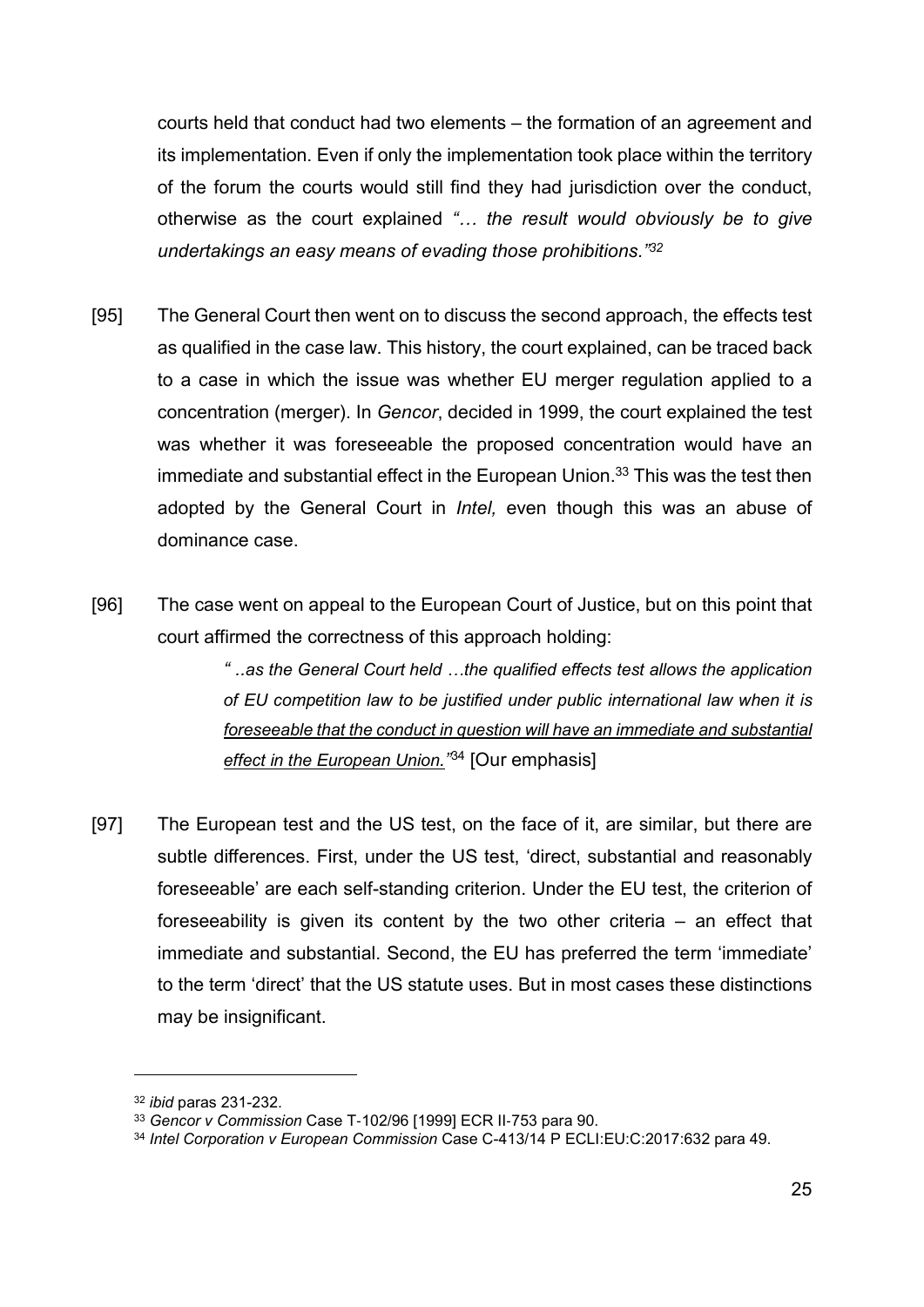courts held that conduct had two elements – the formation of an agreement and its implementation. Even if only the implementation took place within the territory of the forum the courts would still find they had jurisdiction over the conduct, otherwise as the court explained *"… the result would obviously be to give undertakings an easy means of evading those prohibitions."*[32]

[95] The General Court then went on to discuss the second approach, the effects test as qualified in the case law. This history, the court explained, can be traced back to a case in which the issue was whether EU merger regulation applied to a concentration (merger). In *Gencor*, decided in 1999, the court explained the test was whether it was foreseeable the proposed concentration would have an immediate and substantial effect in the European Union.[33] This was the test then adopted by the General Court in *Intel,* even though this was an abuse of dominance case.

[96] The case went on appeal to the European Court of Justice, but on this point that court affirmed the correctness of this approach holding:

> *" ..as the General Court held …the qualified effects test allows the application of EU competition law to be justified under public international law when it is foreseeable that the conduct in question will have an immediate and substantial effect in the European Union."*[34] [Our emphasis]

[97] The European test and the US test, on the face of it, are similar, but there are subtle differences. First, under the US test, 'direct, substantial and reasonably foreseeable' are each self-standing criterion. Under the EU test, the criterion of foreseeability is given its content by the two other criteria – an effect that immediate and substantial. Second, the EU has preferred the term 'immediate' to the term 'direct' that the US statute uses. But in most cases these distinctions may be insignificant.

---

[32] *ibid* paras 231-232.

[33] *Gencor v Commission* Case T-102/96 [1999] ECR II-753 para 90.

[34] *Intel Corporation v European Commission* Case C-413/14 P ECLI:EU:C:2017:632 para 49.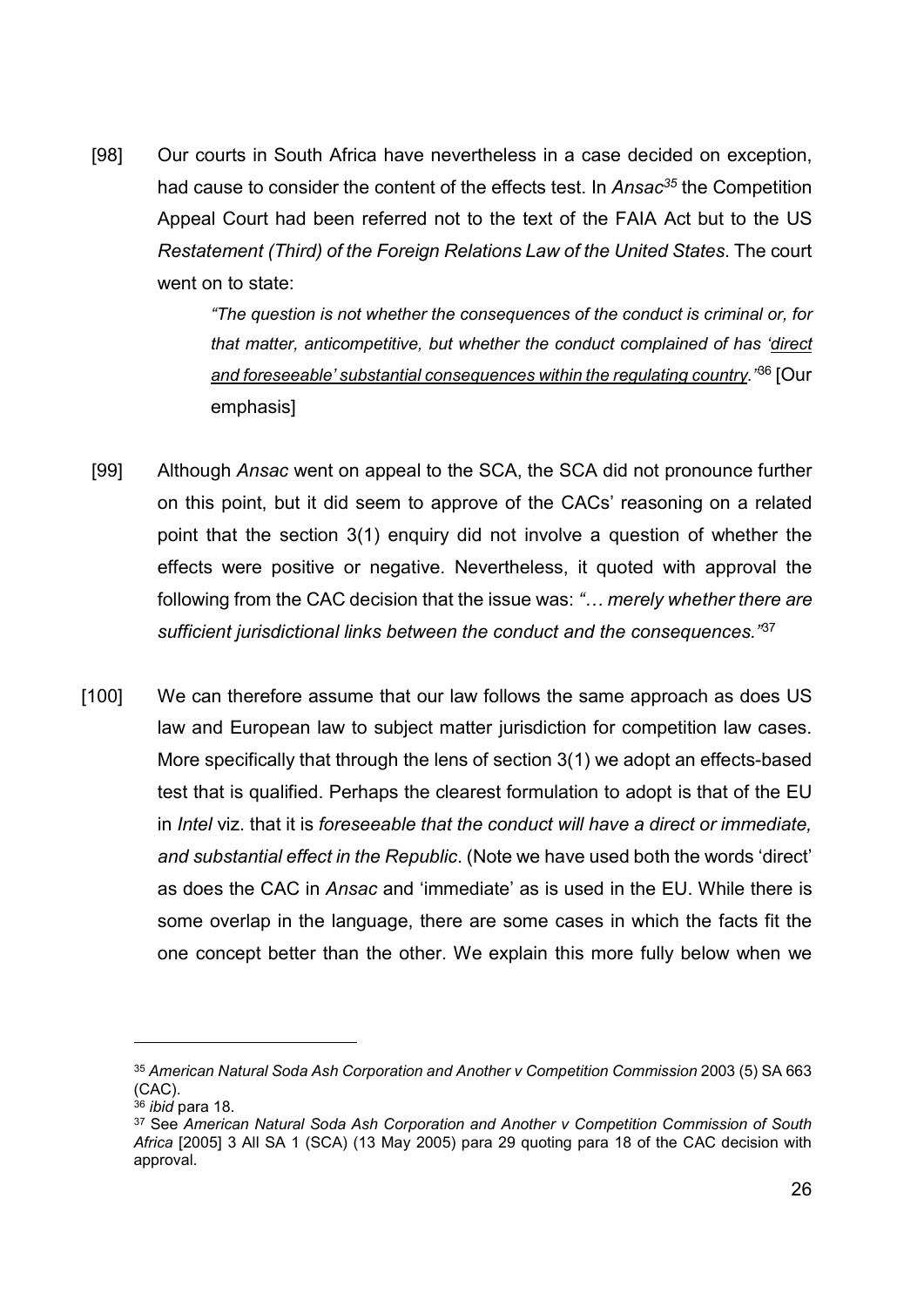[98] Our courts in South Africa have nevertheless in a case decided on exception, had cause to consider the content of the effects test. In *Ansac*[35] the Competition Appeal Court had been referred not to the text of the FAIA Act but to the US *Restatement (Third) of the Foreign Relations Law of the United States*. The court went on to state:

> *"The question is not whether the consequences of the conduct is criminal or, for that matter, anticompetitive, but whether the conduct complained of has '<u>direct and foreseeable' substantial consequences within the regulating country</u>."*[36] [Our emphasis]

[99] Although *Ansac* went on appeal to the SCA, the SCA did not pronounce further on this point, but it did seem to approve of the CACs' reasoning on a related point that the section 3(1) enquiry did not involve a question of whether the effects were positive or negative. Nevertheless, it quoted with approval the following from the CAC decision that the issue was: *"… merely whether there are sufficient jurisdictional links between the conduct and the consequences."*[37]

[100] We can therefore assume that our law follows the same approach as does US law and European law to subject matter jurisdiction for competition law cases. More specifically that through the lens of section 3(1) we adopt an effects-based test that is qualified. Perhaps the clearest formulation to adopt is that of the EU in *Intel* viz. that it is *foreseeable that the conduct will have a direct or immediate, and substantial effect in the Republic*. (Note we have used both the words 'direct' as does the CAC in *Ansac* and 'immediate' as is used in the EU. While there is some overlap in the language, there are some cases in which the facts fit the one concept better than the other. We explain this more fully below when we

---

[35] *American Natural Soda Ash Corporation and Another v Competition Commission* 2003 (5) SA 663 (CAC).

[36] *ibid* para 18.

[37] See *American Natural Soda Ash Corporation and Another v Competition Commission of South Africa* [2005] 3 All SA 1 (SCA) (13 May 2005) para 29 quoting para 18 of the CAC decision with approval.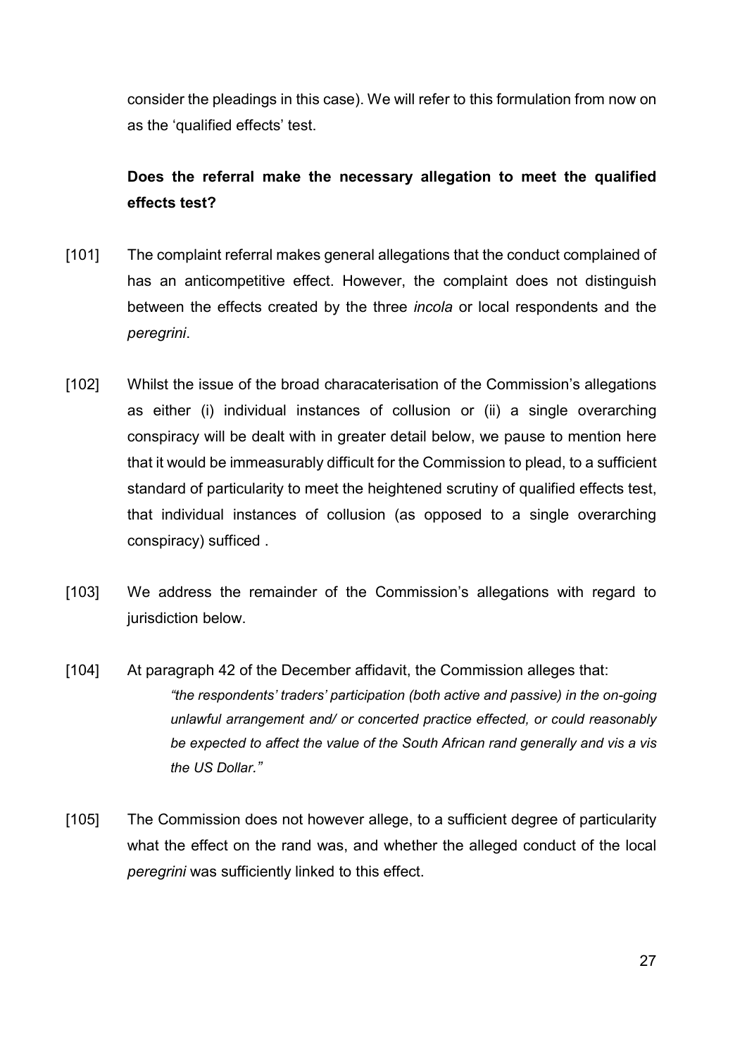consider the pleadings in this case). We will refer to this formulation from now on as the 'qualified effects' test.

**Does the referral make the necessary allegation to meet the qualified effects test?**

[101] The complaint referral makes general allegations that the conduct complained of has an anticompetitive effect. However, the complaint does not distinguish between the effects created by the three *incola* or local respondents and the *peregrini*.

[102] Whilst the issue of the broad characaterisation of the Commission's allegations as either (i) individual instances of collusion or (ii) a single overarching conspiracy will be dealt with in greater detail below, we pause to mention here that it would be immeasurably difficult for the Commission to plead, to a sufficient standard of particularity to meet the heightened scrutiny of qualified effects test, that individual instances of collusion (as opposed to a single overarching conspiracy) sufficed .

[103] We address the remainder of the Commission's allegations with regard to jurisdiction below.

[104] At paragraph 42 of the December affidavit, the Commission alleges that:

> *"the respondents' traders' participation (both active and passive) in the on-going unlawful arrangement and/ or concerted practice effected, or could reasonably be expected to affect the value of the South African rand generally and vis a vis the US Dollar."*

[105] The Commission does not however allege, to a sufficient degree of particularity what the effect on the rand was, and whether the alleged conduct of the local *peregrini* was sufficiently linked to this effect.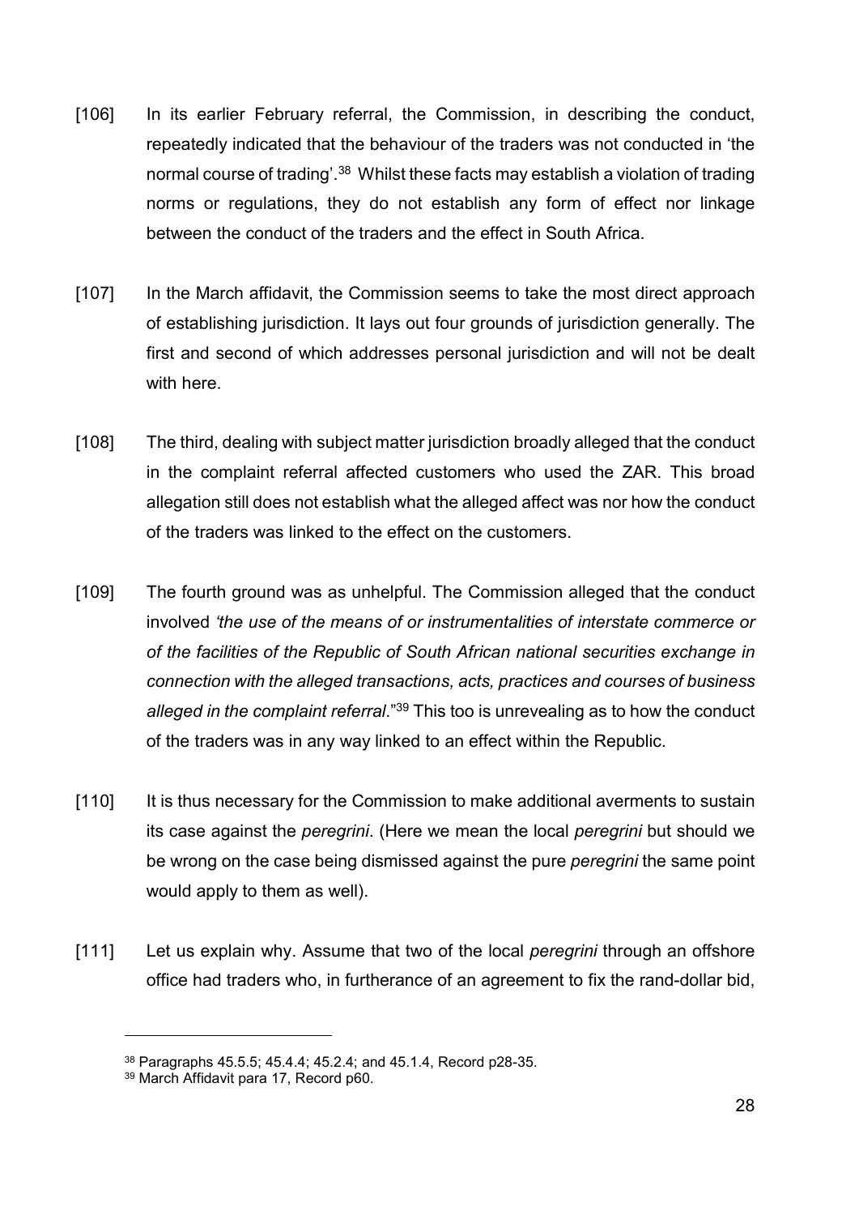[106] In its earlier February referral, the Commission, in describing the conduct, repeatedly indicated that the behaviour of the traders was not conducted in 'the normal course of trading'.[38] Whilst these facts may establish a violation of trading norms or regulations, they do not establish any form of effect nor linkage between the conduct of the traders and the effect in South Africa.

[107] In the March affidavit, the Commission seems to take the most direct approach of establishing jurisdiction. It lays out four grounds of jurisdiction generally. The first and second of which addresses personal jurisdiction and will not be dealt with here.

[108] The third, dealing with subject matter jurisdiction broadly alleged that the conduct in the complaint referral affected customers who used the ZAR. This broad allegation still does not establish what the alleged affect was nor how the conduct of the traders was linked to the effect on the customers.

[109] The fourth ground was as unhelpful. The Commission alleged that the conduct involved *'the use of the means of or instrumentalities of interstate commerce or of the facilities of the Republic of South African national securities exchange in connection with the alleged transactions, acts, practices and courses of business alleged in the complaint referral*."[39] This too is unrevealing as to how the conduct of the traders was in any way linked to an effect within the Republic.

[110] It is thus necessary for the Commission to make additional averments to sustain its case against the *peregrini*. (Here we mean the local *peregrini* but should we be wrong on the case being dismissed against the pure *peregrini* the same point would apply to them as well).

[111] Let us explain why. Assume that two of the local *peregrini* through an offshore office had traders who, in furtherance of an agreement to fix the rand-dollar bid,

---

[38] Paragraphs 45.5.5; 45.4.4; 45.2.4; and 45.1.4, Record p28-35.

[39] March Affidavit para 17, Record p60.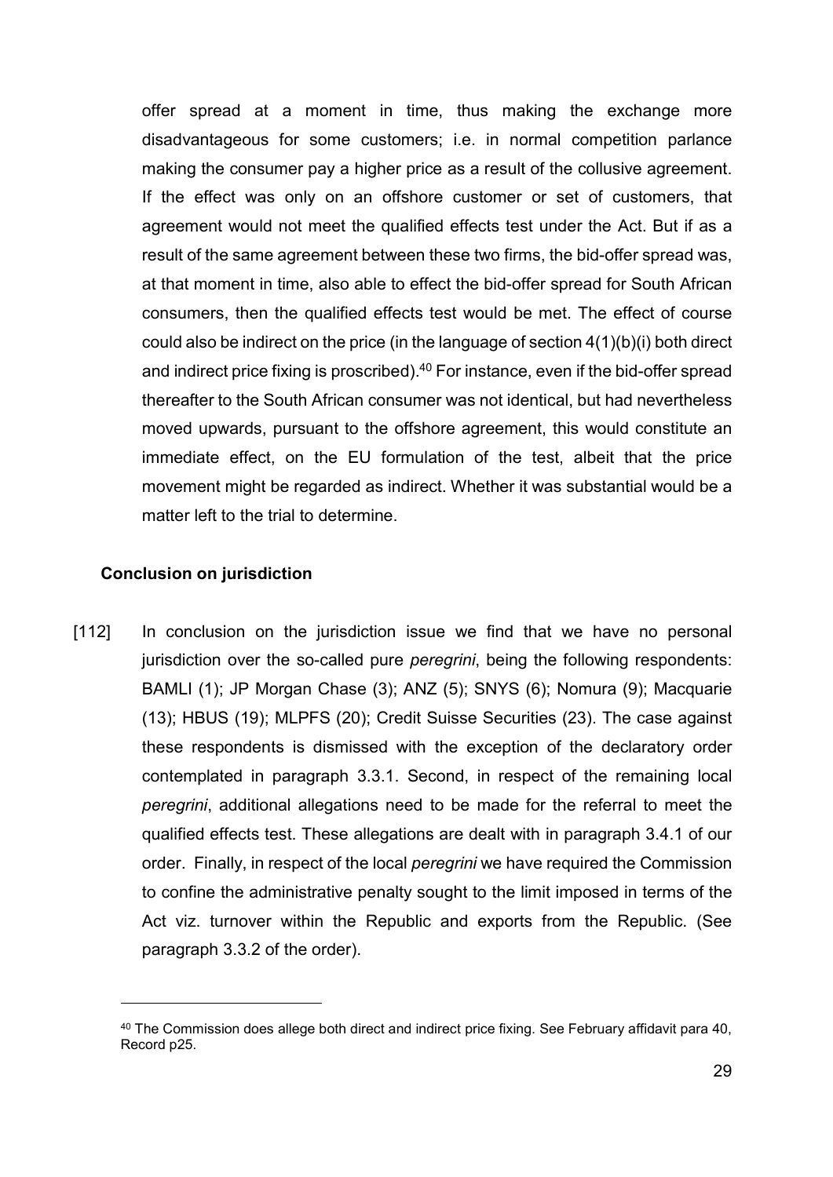offer spread at a moment in time, thus making the exchange more disadvantageous for some customers; i.e. in normal competition parlance making the consumer pay a higher price as a result of the collusive agreement. If the effect was only on an offshore customer or set of customers, that agreement would not meet the qualified effects test under the Act. But if as a result of the same agreement between these two firms, the bid-offer spread was, at that moment in time, also able to effect the bid-offer spread for South African consumers, then the qualified effects test would be met. The effect of course could also be indirect on the price (in the language of section 4(1)(b)(i) both direct and indirect price fixing is proscribed).[40] For instance, even if the bid-offer spread thereafter to the South African consumer was not identical, but had nevertheless moved upwards, pursuant to the offshore agreement, this would constitute an immediate effect, on the EU formulation of the test, albeit that the price movement might be regarded as indirect. Whether it was substantial would be a matter left to the trial to determine.

**Conclusion on jurisdiction**

[112] In conclusion on the jurisdiction issue we find that we have no personal jurisdiction over the so-called pure *peregrini*, being the following respondents: BAMLI (1); JP Morgan Chase (3); ANZ (5); SNYS (6); Nomura (9); Macquarie (13); HBUS (19); MLPFS (20); Credit Suisse Securities (23). The case against these respondents is dismissed with the exception of the declaratory order contemplated in paragraph 3.3.1. Second, in respect of the remaining local *peregrini*, additional allegations need to be made for the referral to meet the qualified effects test. These allegations are dealt with in paragraph 3.4.1 of our order. Finally, in respect of the local *peregrini* we have required the Commission to confine the administrative penalty sought to the limit imposed in terms of the Act viz. turnover within the Republic and exports from the Republic. (See paragraph 3.3.2 of the order).

[40] The Commission does allege both direct and indirect price fixing. See February affidavit para 40, Record p25.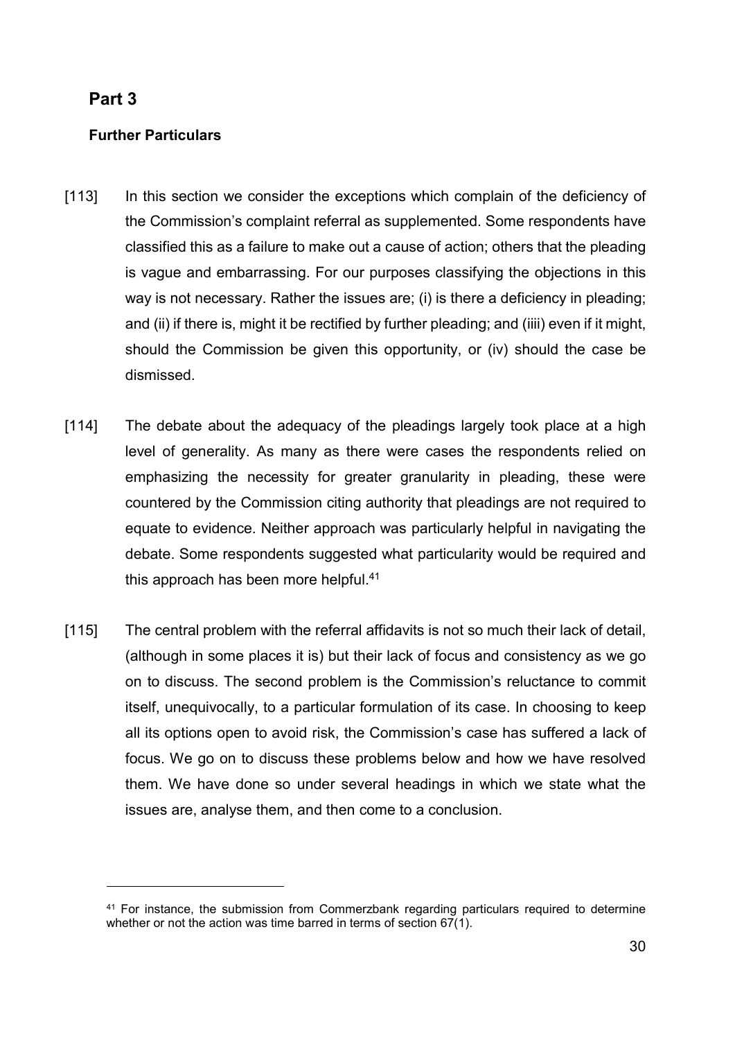## Part 3

### Further Particulars

[113] In this section we consider the exceptions which complain of the deficiency of the Commission's complaint referral as supplemented. Some respondents have classified this as a failure to make out a cause of action; others that the pleading is vague and embarrassing. For our purposes classifying the objections in this way is not necessary. Rather the issues are; (i) is there a deficiency in pleading; and (ii) if there is, might it be rectified by further pleading; and (iiii) even if it might, should the Commission be given this opportunity, or (iv) should the case be dismissed.

[114] The debate about the adequacy of the pleadings largely took place at a high level of generality. As many as there were cases the respondents relied on emphasizing the necessity for greater granularity in pleading, these were countered by the Commission citing authority that pleadings are not required to equate to evidence. Neither approach was particularly helpful in navigating the debate. Some respondents suggested what particularity would be required and this approach has been more helpful.[41]

[115] The central problem with the referral affidavits is not so much their lack of detail, (although in some places it is) but their lack of focus and consistency as we go on to discuss. The second problem is the Commission's reluctance to commit itself, unequivocally, to a particular formulation of its case. In choosing to keep all its options open to avoid risk, the Commission's case has suffered a lack of focus. We go on to discuss these problems below and how we have resolved them. We have done so under several headings in which we state what the issues are, analyse them, and then come to a conclusion.

---

[41] For instance, the submission from Commerzbank regarding particulars required to determine whether or not the action was time barred in terms of section 67(1).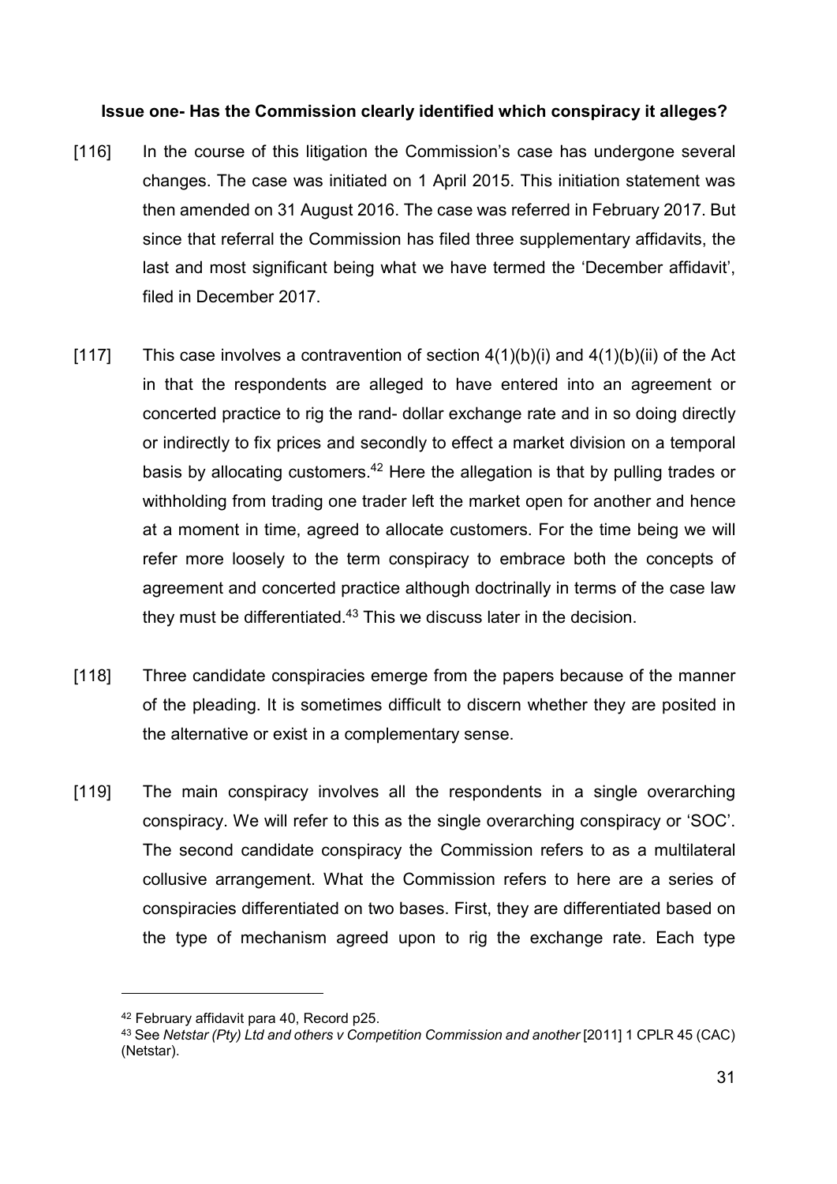**Issue one- Has the Commission clearly identified which conspiracy it alleges?**

[116] In the course of this litigation the Commission's case has undergone several changes. The case was initiated on 1 April 2015. This initiation statement was then amended on 31 August 2016. The case was referred in February 2017. But since that referral the Commission has filed three supplementary affidavits, the last and most significant being what we have termed the 'December affidavit', filed in December 2017.

[117] This case involves a contravention of section 4(1)(b)(i) and 4(1)(b)(ii) of the Act in that the respondents are alleged to have entered into an agreement or concerted practice to rig the rand- dollar exchange rate and in so doing directly or indirectly to fix prices and secondly to effect a market division on a temporal basis by allocating customers.[42] Here the allegation is that by pulling trades or withholding from trading one trader left the market open for another and hence at a moment in time, agreed to allocate customers. For the time being we will refer more loosely to the term conspiracy to embrace both the concepts of agreement and concerted practice although doctrinally in terms of the case law they must be differentiated.[43] This we discuss later in the decision.

[118] Three candidate conspiracies emerge from the papers because of the manner of the pleading. It is sometimes difficult to discern whether they are posited in the alternative or exist in a complementary sense.

[119] The main conspiracy involves all the respondents in a single overarching conspiracy. We will refer to this as the single overarching conspiracy or 'SOC'. The second candidate conspiracy the Commission refers to as a multilateral collusive arrangement. What the Commission refers to here are a series of conspiracies differentiated on two bases. First, they are differentiated based on the type of mechanism agreed upon to rig the exchange rate. Each type

---

[42] February affidavit para 40, Record p25.

[43] See *Netstar (Pty) Ltd and others v Competition Commission and another* [2011] 1 CPLR 45 (CAC) (Netstar).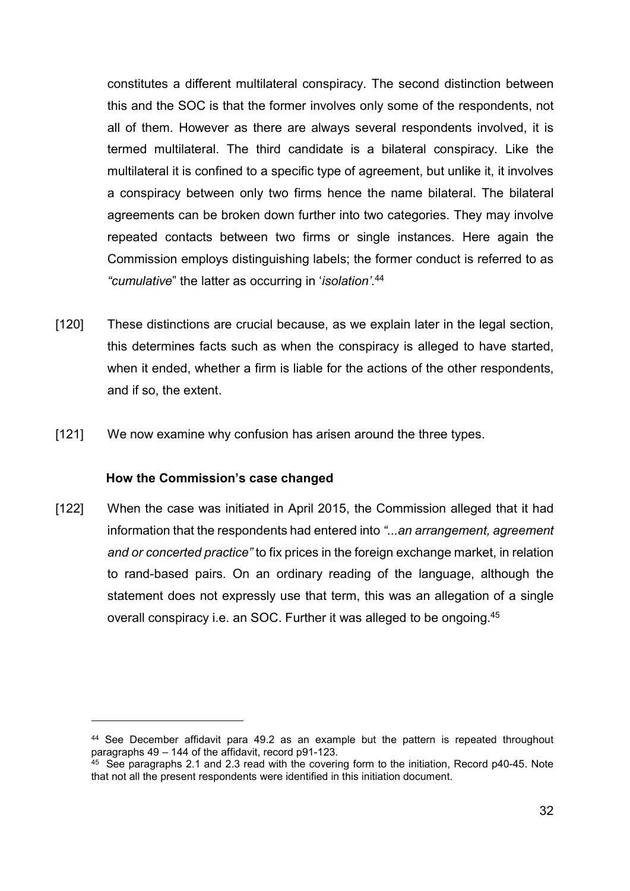constitutes a different multilateral conspiracy. The second distinction between this and the SOC is that the former involves only some of the respondents, not all of them. However as there are always several respondents involved, it is termed multilateral. The third candidate is a bilateral conspiracy. Like the multilateral it is confined to a specific type of agreement, but unlike it, it involves a conspiracy between only two firms hence the name bilateral. The bilateral agreements can be broken down further into two categories. They may involve repeated contacts between two firms or single instances. Here again the Commission employs distinguishing labels; the former conduct is referred to as *"cumulative*" the latter as occurring in '*isolation'*.[44]

[120] These distinctions are crucial because, as we explain later in the legal section, this determines facts such as when the conspiracy is alleged to have started, when it ended, whether a firm is liable for the actions of the other respondents, and if so, the extent.

[121] We now examine why confusion has arisen around the three types.

**How the Commission's case changed**

[122] When the case was initiated in April 2015, the Commission alleged that it had information that the respondents had entered into *"...an arrangement, agreement and or concerted practice"* to fix prices in the foreign exchange market, in relation to rand-based pairs. On an ordinary reading of the language, although the statement does not expressly use that term, this was an allegation of a single overall conspiracy i.e. an SOC. Further it was alleged to be ongoing.[45]

---

[44] See December affidavit para 49.2 as an example but the pattern is repeated throughout paragraphs 49 – 144 of the affidavit, record p91-123.

[45] See paragraphs 2.1 and 2.3 read with the covering form to the initiation, Record p40-45. Note that not all the present respondents were identified in this initiation document.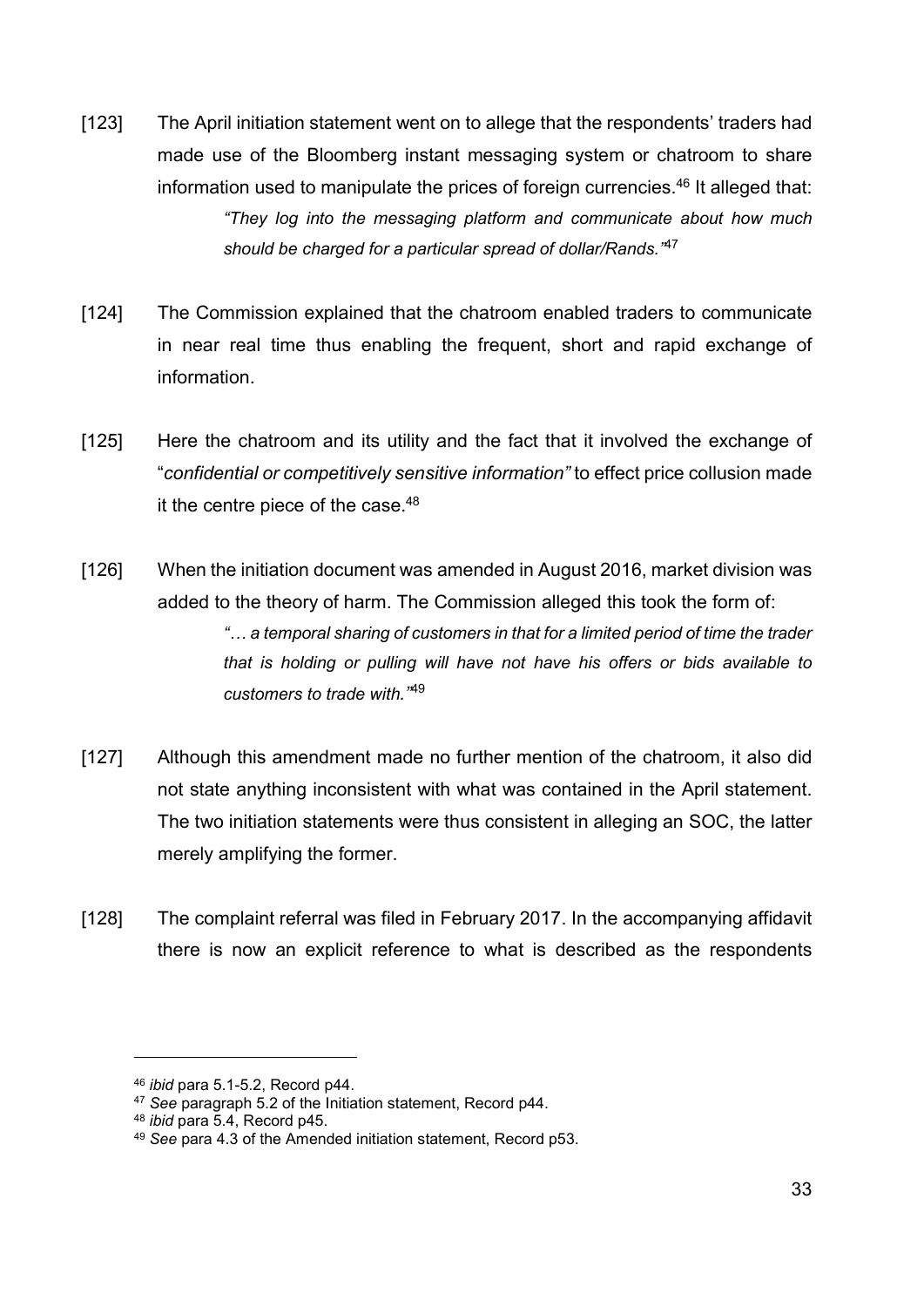[123] The April initiation statement went on to allege that the respondents' traders had made use of the Bloomberg instant messaging system or chatroom to share information used to manipulate the prices of foreign currencies.[46] It alleged that:

> *"They log into the messaging platform and communicate about how much should be charged for a particular spread of dollar/Rands."*[47]

[124] The Commission explained that the chatroom enabled traders to communicate in near real time thus enabling the frequent, short and rapid exchange of information.

[125] Here the chatroom and its utility and the fact that it involved the exchange of "*confidential or competitively sensitive information"* to effect price collusion made it the centre piece of the case.[48]

[126] When the initiation document was amended in August 2016, market division was added to the theory of harm. The Commission alleged this took the form of:

> *"… a temporal sharing of customers in that for a limited period of time the trader that is holding or pulling will have not have his offers or bids available to customers to trade with."*[49]

[127] Although this amendment made no further mention of the chatroom, it also did not state anything inconsistent with what was contained in the April statement. The two initiation statements were thus consistent in alleging an SOC, the latter merely amplifying the former.

[128] The complaint referral was filed in February 2017. In the accompanying affidavit there is now an explicit reference to what is described as the respondents

---

[46] *ibid* para 5.1-5.2, Record p44.

[47] *See* paragraph 5.2 of the Initiation statement, Record p44.

[48] *ibid* para 5.4, Record p45.

[49] *See* para 4.3 of the Amended initiation statement, Record p53.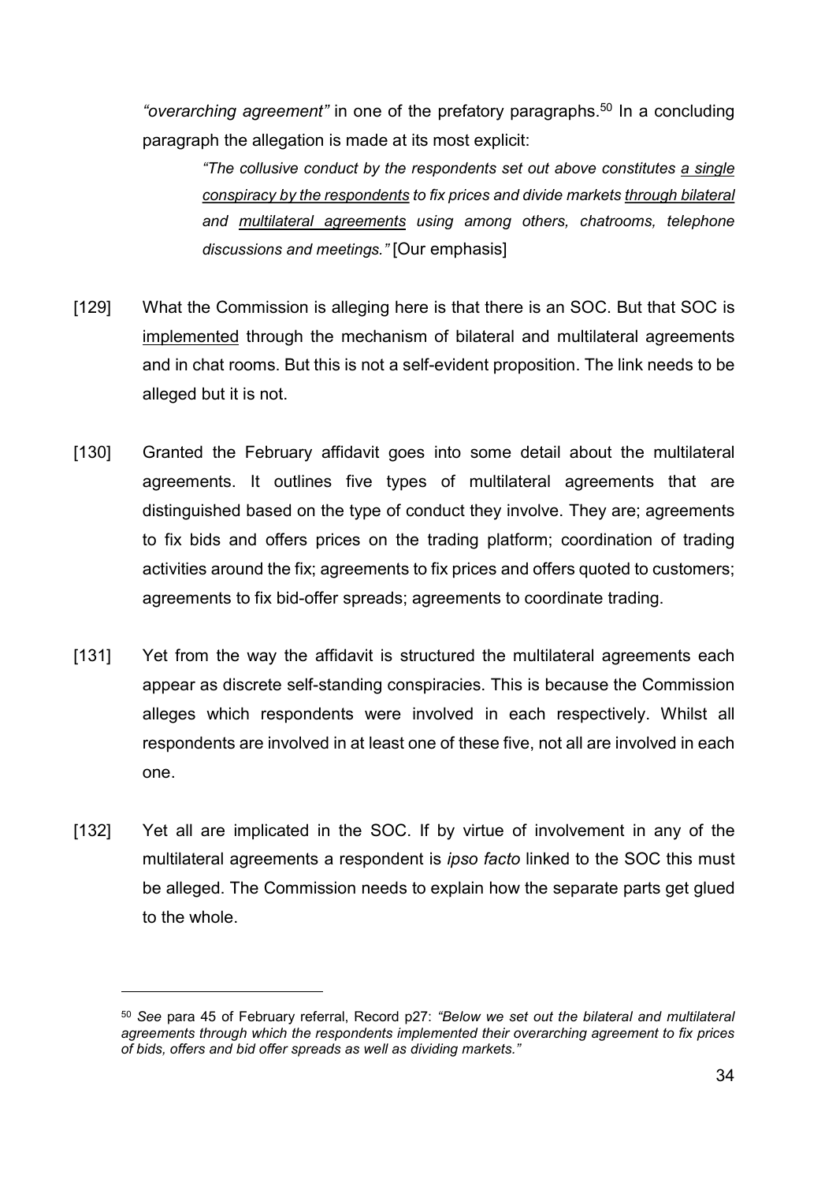*"overarching agreement"* in one of the prefatory paragraphs.[50] In a concluding paragraph the allegation is made at its most explicit:

> *"The collusive conduct by the respondents set out above constitutes <u>a single conspiracy by the respondents</u> to fix prices and divide markets <u>through bilateral</u> and <u>multilateral agreements</u> using among others, chatrooms, telephone discussions and meetings."* [Our emphasis]

[129] What the Commission is alleging here is that there is an SOC. But that SOC is <u>implemented</u> through the mechanism of bilateral and multilateral agreements and in chat rooms. But this is not a self-evident proposition. The link needs to be alleged but it is not.

[130] Granted the February affidavit goes into some detail about the multilateral agreements. It outlines five types of multilateral agreements that are distinguished based on the type of conduct they involve. They are; agreements to fix bids and offers prices on the trading platform; coordination of trading activities around the fix; agreements to fix prices and offers quoted to customers; agreements to fix bid-offer spreads; agreements to coordinate trading.

[131] Yet from the way the affidavit is structured the multilateral agreements each appear as discrete self-standing conspiracies. This is because the Commission alleges which respondents were involved in each respectively. Whilst all respondents are involved in at least one of these five, not all are involved in each one.

[132] Yet all are implicated in the SOC. If by virtue of involvement in any of the multilateral agreements a respondent is *ipso facto* linked to the SOC this must be alleged. The Commission needs to explain how the separate parts get glued to the whole.

---

[50] *See* para 45 of February referral, Record p27: *"Below we set out the bilateral and multilateral agreements through which the respondents implemented their overarching agreement to fix prices of bids, offers and bid offer spreads as well as dividing markets."*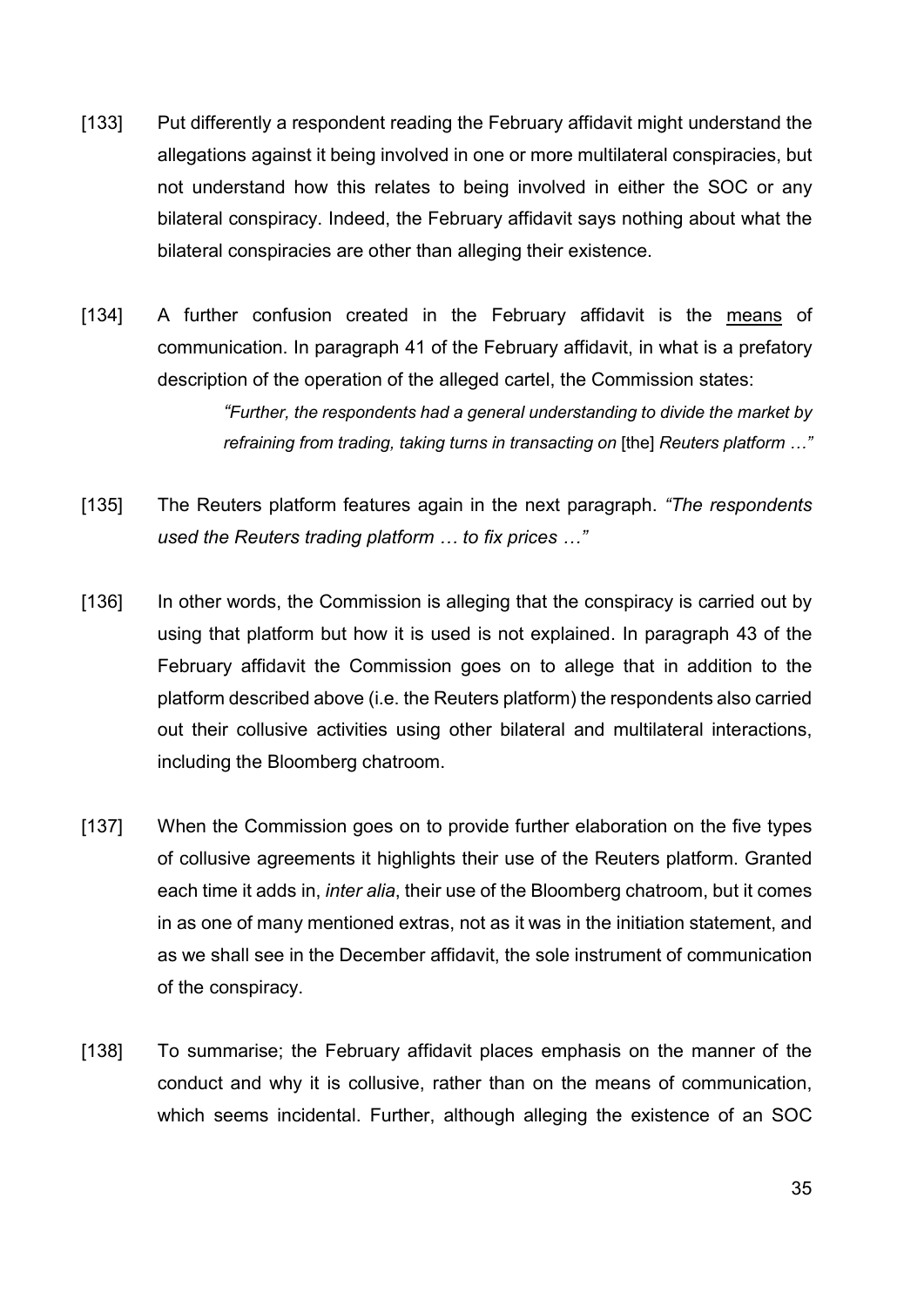[133] Put differently a respondent reading the February affidavit might understand the allegations against it being involved in one or more multilateral conspiracies, but not understand how this relates to being involved in either the SOC or any bilateral conspiracy. Indeed, the February affidavit says nothing about what the bilateral conspiracies are other than alleging their existence.

[134] A further confusion created in the February affidavit is the <u>means</u> of communication. In paragraph 41 of the February affidavit, in what is a prefatory description of the operation of the alleged cartel, the Commission states:

> *"Further, the respondents had a general understanding to divide the market by refraining from trading, taking turns in transacting on* [the] *Reuters platform …"*

[135] The Reuters platform features again in the next paragraph. *"The respondents used the Reuters trading platform … to fix prices …"*

[136] In other words, the Commission is alleging that the conspiracy is carried out by using that platform but how it is used is not explained. In paragraph 43 of the February affidavit the Commission goes on to allege that in addition to the platform described above (i.e. the Reuters platform) the respondents also carried out their collusive activities using other bilateral and multilateral interactions, including the Bloomberg chatroom.

[137] When the Commission goes on to provide further elaboration on the five types of collusive agreements it highlights their use of the Reuters platform. Granted each time it adds in, *inter alia*, their use of the Bloomberg chatroom, but it comes in as one of many mentioned extras, not as it was in the initiation statement, and as we shall see in the December affidavit, the sole instrument of communication of the conspiracy.

[138] To summarise; the February affidavit places emphasis on the manner of the conduct and why it is collusive, rather than on the means of communication, which seems incidental. Further, although alleging the existence of an SOC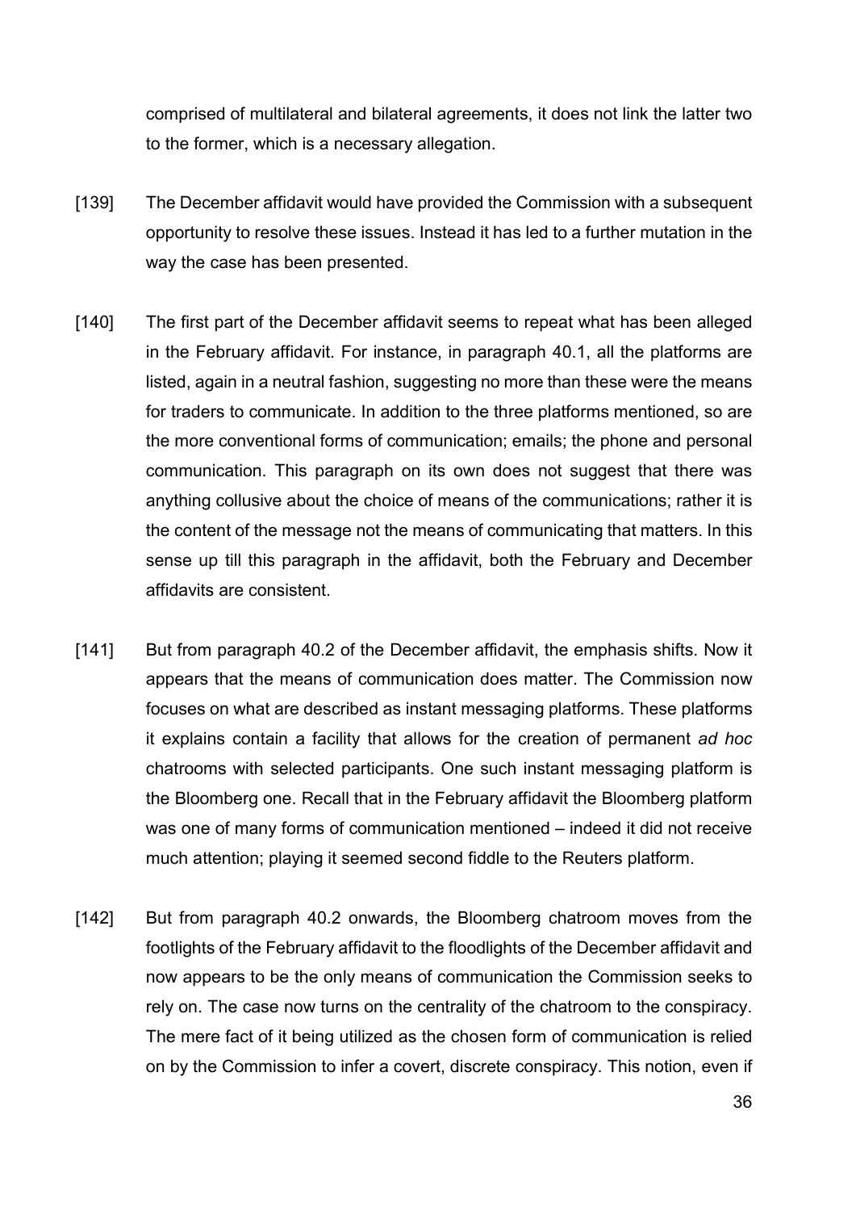comprised of multilateral and bilateral agreements, it does not link the latter two to the former, which is a necessary allegation.

[139] The December affidavit would have provided the Commission with a subsequent opportunity to resolve these issues. Instead it has led to a further mutation in the way the case has been presented.

[140] The first part of the December affidavit seems to repeat what has been alleged in the February affidavit. For instance, in paragraph 40.1, all the platforms are listed, again in a neutral fashion, suggesting no more than these were the means for traders to communicate. In addition to the three platforms mentioned, so are the more conventional forms of communication; emails; the phone and personal communication. This paragraph on its own does not suggest that there was anything collusive about the choice of means of the communications; rather it is the content of the message not the means of communicating that matters. In this sense up till this paragraph in the affidavit, both the February and December affidavits are consistent.

[141] But from paragraph 40.2 of the December affidavit, the emphasis shifts. Now it appears that the means of communication does matter. The Commission now focuses on what are described as instant messaging platforms. These platforms it explains contain a facility that allows for the creation of permanent *ad hoc* chatrooms with selected participants. One such instant messaging platform is the Bloomberg one. Recall that in the February affidavit the Bloomberg platform was one of many forms of communication mentioned – indeed it did not receive much attention; playing it seemed second fiddle to the Reuters platform.

[142] But from paragraph 40.2 onwards, the Bloomberg chatroom moves from the footlights of the February affidavit to the floodlights of the December affidavit and now appears to be the only means of communication the Commission seeks to rely on. The case now turns on the centrality of the chatroom to the conspiracy. The mere fact of it being utilized as the chosen form of communication is relied on by the Commission to infer a covert, discrete conspiracy. This notion, even if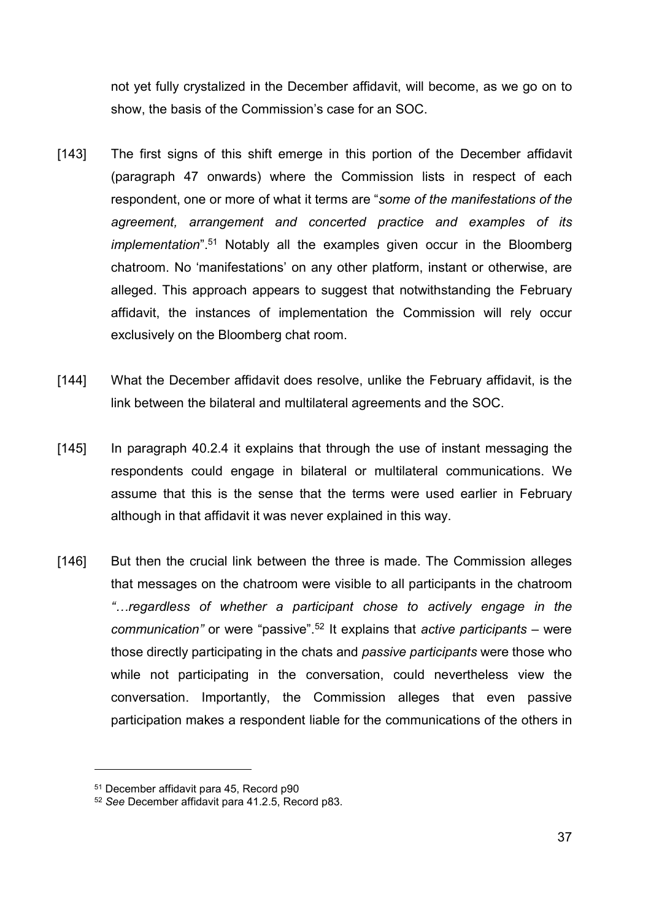not yet fully crystalized in the December affidavit, will become, as we go on to show, the basis of the Commission's case for an SOC.

[143] The first signs of this shift emerge in this portion of the December affidavit (paragraph 47 onwards) where the Commission lists in respect of each respondent, one or more of what it terms are "*some of the manifestations of the agreement, arrangement and concerted practice and examples of its implementation*".[51] Notably all the examples given occur in the Bloomberg chatroom. No 'manifestations' on any other platform, instant or otherwise, are alleged. This approach appears to suggest that notwithstanding the February affidavit, the instances of implementation the Commission will rely occur exclusively on the Bloomberg chat room.

[144] What the December affidavit does resolve, unlike the February affidavit, is the link between the bilateral and multilateral agreements and the SOC.

[145] In paragraph 40.2.4 it explains that through the use of instant messaging the respondents could engage in bilateral or multilateral communications. We assume that this is the sense that the terms were used earlier in February although in that affidavit it was never explained in this way.

[146] But then the crucial link between the three is made. The Commission alleges that messages on the chatroom were visible to all participants in the chatroom *"…regardless of whether a participant chose to actively engage in the communication"* or were "passive".[52] It explains that *active participants* – were those directly participating in the chats and *passive participants* were those who while not participating in the conversation, could nevertheless view the conversation. Importantly, the Commission alleges that even passive participation makes a respondent liable for the communications of the others in

---

[51] December affidavit para 45, Record p90

[52] *See* December affidavit para 41.2.5, Record p83.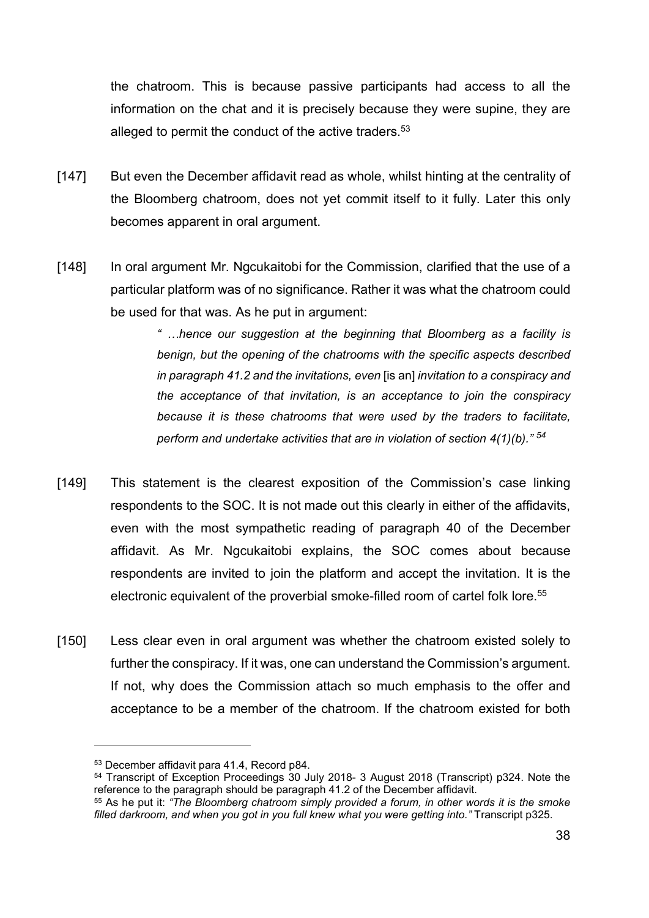the chatroom. This is because passive participants had access to all the information on the chat and it is precisely because they were supine, they are alleged to permit the conduct of the active traders.[53]

[147] But even the December affidavit read as whole, whilst hinting at the centrality of the Bloomberg chatroom, does not yet commit itself to it fully. Later this only becomes apparent in oral argument.

[148] In oral argument Mr. Ngcukaitobi for the Commission, clarified that the use of a particular platform was of no significance. Rather it was what the chatroom could be used for that was. As he put in argument:

> *" …hence our suggestion at the beginning that Bloomberg as a facility is benign, but the opening of the chatrooms with the specific aspects described in paragraph 41.2 and the invitations, even* [is an] *invitation to a conspiracy and the acceptance of that invitation, is an acceptance to join the conspiracy because it is these chatrooms that were used by the traders to facilitate, perform and undertake activities that are in violation of section 4(1)(b)."* [54]

[149] This statement is the clearest exposition of the Commission's case linking respondents to the SOC. It is not made out this clearly in either of the affidavits, even with the most sympathetic reading of paragraph 40 of the December affidavit. As Mr. Ngcukaitobi explains, the SOC comes about because respondents are invited to join the platform and accept the invitation. It is the electronic equivalent of the proverbial smoke-filled room of cartel folk lore.[55]

[150] Less clear even in oral argument was whether the chatroom existed solely to further the conspiracy. If it was, one can understand the Commission's argument. If not, why does the Commission attach so much emphasis to the offer and acceptance to be a member of the chatroom. If the chatroom existed for both

---

[53] December affidavit para 41.4, Record p84.

[54] Transcript of Exception Proceedings 30 July 2018- 3 August 2018 (Transcript) p324. Note the reference to the paragraph should be paragraph 41.2 of the December affidavit.

[55] As he put it: *"The Bloomberg chatroom simply provided a forum, in other words it is the smoke filled darkroom, and when you got in you full knew what you were getting into."* Transcript p325.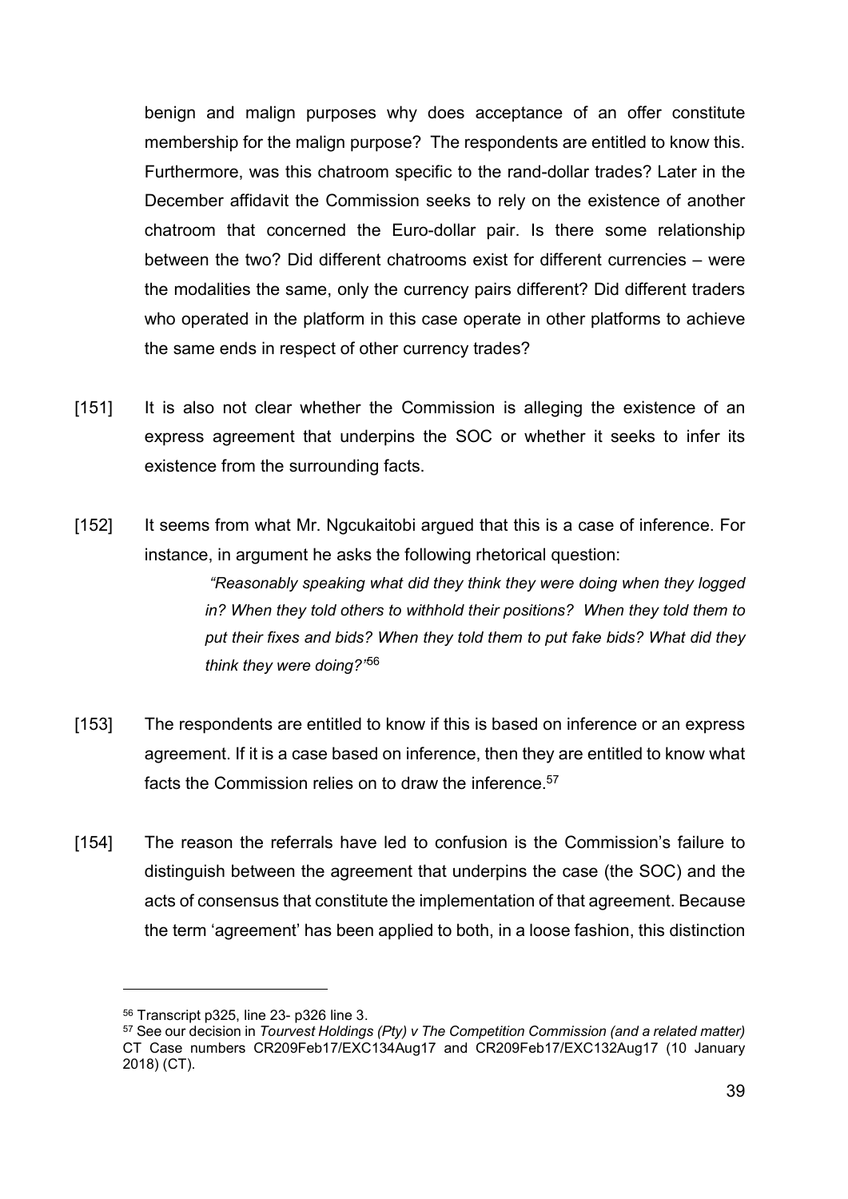benign and malign purposes why does acceptance of an offer constitute membership for the malign purpose? The respondents are entitled to know this. Furthermore, was this chatroom specific to the rand-dollar trades? Later in the December affidavit the Commission seeks to rely on the existence of another chatroom that concerned the Euro-dollar pair. Is there some relationship between the two? Did different chatrooms exist for different currencies – were the modalities the same, only the currency pairs different? Did different traders who operated in the platform in this case operate in other platforms to achieve the same ends in respect of other currency trades?

[151] It is also not clear whether the Commission is alleging the existence of an express agreement that underpins the SOC or whether it seeks to infer its existence from the surrounding facts.

[152] It seems from what Mr. Ngcukaitobi argued that this is a case of inference. For instance, in argument he asks the following rhetorical question:

> *"Reasonably speaking what did they think they were doing when they logged in? When they told others to withhold their positions? When they told them to put their fixes and bids? When they told them to put fake bids? What did they think they were doing?"*[56]

[153] The respondents are entitled to know if this is based on inference or an express agreement. If it is a case based on inference, then they are entitled to know what facts the Commission relies on to draw the inference.[57]

[154] The reason the referrals have led to confusion is the Commission's failure to distinguish between the agreement that underpins the case (the SOC) and the acts of consensus that constitute the implementation of that agreement. Because the term 'agreement' has been applied to both, in a loose fashion, this distinction

---

[56] Transcript p325, line 23- p326 line 3.

[57] See our decision in *Tourvest Holdings (Pty) v The Competition Commission (and a related matter)* CT Case numbers CR209Feb17/EXC134Aug17 and CR209Feb17/EXC132Aug17 (10 January 2018) (CT).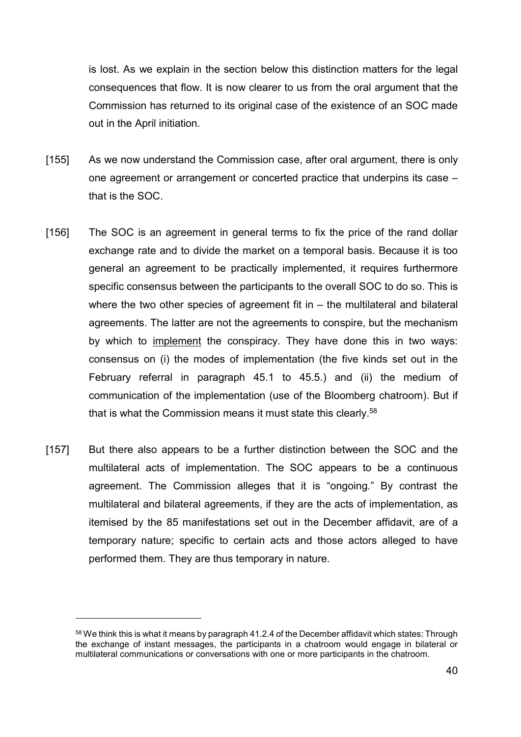is lost. As we explain in the section below this distinction matters for the legal consequences that flow. It is now clearer to us from the oral argument that the Commission has returned to its original case of the existence of an SOC made out in the April initiation.

[155] As we now understand the Commission case, after oral argument, there is only one agreement or arrangement or concerted practice that underpins its case – that is the SOC.

[156] The SOC is an agreement in general terms to fix the price of the rand dollar exchange rate and to divide the market on a temporal basis. Because it is too general an agreement to be practically implemented, it requires furthermore specific consensus between the participants to the overall SOC to do so. This is where the two other species of agreement fit in – the multilateral and bilateral agreements. The latter are not the agreements to conspire, but the mechanism by which to <u>implement</u> the conspiracy. They have done this in two ways: consensus on (i) the modes of implementation (the five kinds set out in the February referral in paragraph 45.1 to 45.5.) and (ii) the medium of communication of the implementation (use of the Bloomberg chatroom). But if that is what the Commission means it must state this clearly.[58]

[157] But there also appears to be a further distinction between the SOC and the multilateral acts of implementation. The SOC appears to be a continuous agreement. The Commission alleges that it is "ongoing." By contrast the multilateral and bilateral agreements, if they are the acts of implementation, as itemised by the 85 manifestations set out in the December affidavit, are of a temporary nature; specific to certain acts and those actors alleged to have performed them. They are thus temporary in nature.

---

[58] We think this is what it means by paragraph 41.2.4 of the December affidavit which states: Through the exchange of instant messages, the participants in a chatroom would engage in bilateral or multilateral communications or conversations with one or more participants in the chatroom.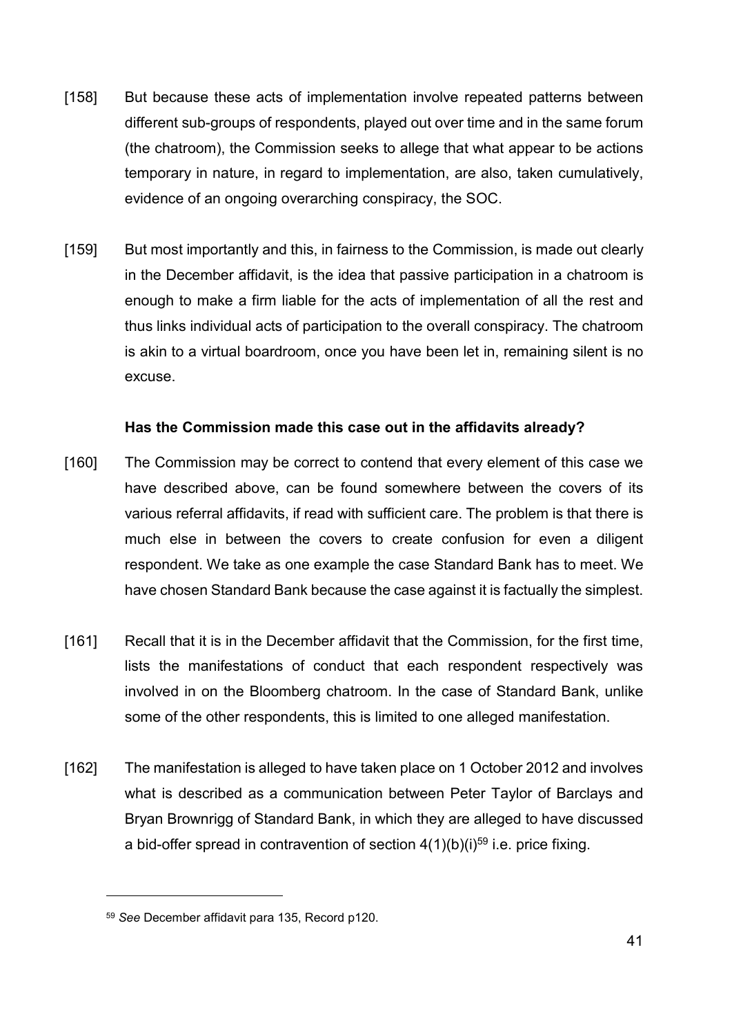[158] But because these acts of implementation involve repeated patterns between different sub-groups of respondents, played out over time and in the same forum (the chatroom), the Commission seeks to allege that what appear to be actions temporary in nature, in regard to implementation, are also, taken cumulatively, evidence of an ongoing overarching conspiracy, the SOC.

[159] But most importantly and this, in fairness to the Commission, is made out clearly in the December affidavit, is the idea that passive participation in a chatroom is enough to make a firm liable for the acts of implementation of all the rest and thus links individual acts of participation to the overall conspiracy. The chatroom is akin to a virtual boardroom, once you have been let in, remaining silent is no excuse.

**Has the Commission made this case out in the affidavits already?**

[160] The Commission may be correct to contend that every element of this case we have described above, can be found somewhere between the covers of its various referral affidavits, if read with sufficient care. The problem is that there is much else in between the covers to create confusion for even a diligent respondent. We take as one example the case Standard Bank has to meet. We have chosen Standard Bank because the case against it is factually the simplest.

[161] Recall that it is in the December affidavit that the Commission, for the first time, lists the manifestations of conduct that each respondent respectively was involved in on the Bloomberg chatroom. In the case of Standard Bank, unlike some of the other respondents, this is limited to one alleged manifestation.

[162] The manifestation is alleged to have taken place on 1 October 2012 and involves what is described as a communication between Peter Taylor of Barclays and Bryan Brownrigg of Standard Bank, in which they are alleged to have discussed a bid-offer spread in contravention of section 4(1)(b)(i)[59] i.e. price fixing.

[59] *See* December affidavit para 135, Record p120.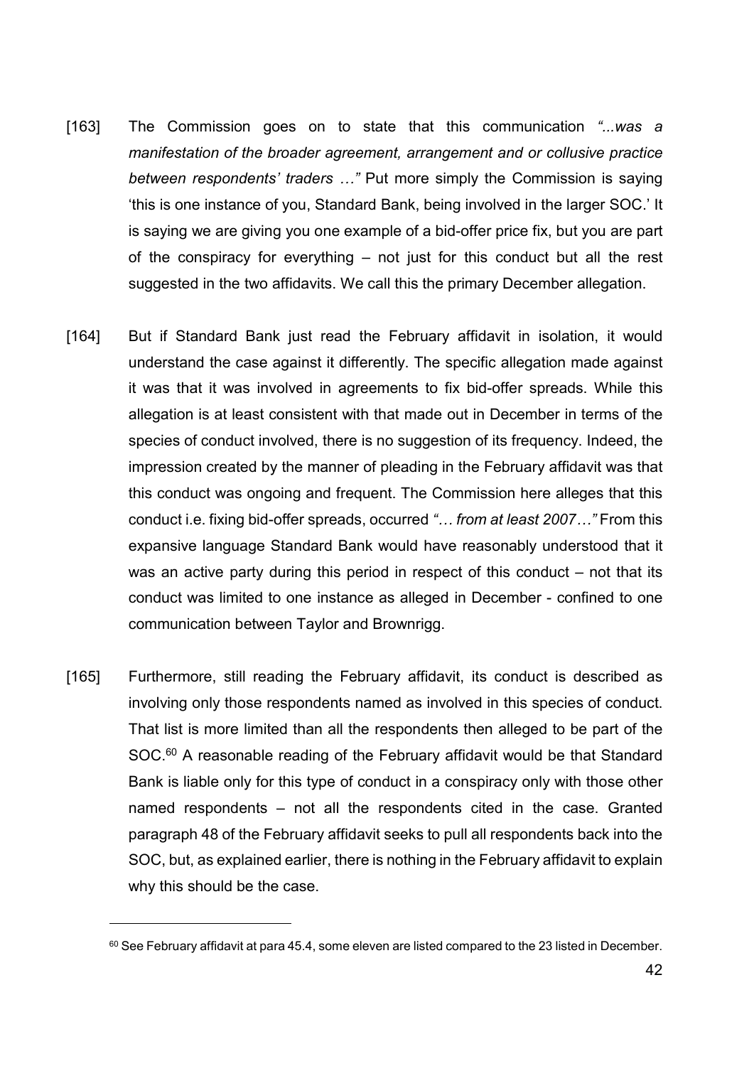[163] The Commission goes on to state that this communication *"...was a manifestation of the broader agreement, arrangement and or collusive practice between respondents' traders …"* Put more simply the Commission is saying 'this is one instance of you, Standard Bank, being involved in the larger SOC.' It is saying we are giving you one example of a bid-offer price fix, but you are part of the conspiracy for everything – not just for this conduct but all the rest suggested in the two affidavits. We call this the primary December allegation.

[164] But if Standard Bank just read the February affidavit in isolation, it would understand the case against it differently. The specific allegation made against it was that it was involved in agreements to fix bid-offer spreads. While this allegation is at least consistent with that made out in December in terms of the species of conduct involved, there is no suggestion of its frequency. Indeed, the impression created by the manner of pleading in the February affidavit was that this conduct was ongoing and frequent. The Commission here alleges that this conduct i.e. fixing bid-offer spreads, occurred *"… from at least 2007…"* From this expansive language Standard Bank would have reasonably understood that it was an active party during this period in respect of this conduct – not that its conduct was limited to one instance as alleged in December - confined to one communication between Taylor and Brownrigg.

[165] Furthermore, still reading the February affidavit, its conduct is described as involving only those respondents named as involved in this species of conduct. That list is more limited than all the respondents then alleged to be part of the SOC.[60] A reasonable reading of the February affidavit would be that Standard Bank is liable only for this type of conduct in a conspiracy only with those other named respondents – not all the respondents cited in the case. Granted paragraph 48 of the February affidavit seeks to pull all respondents back into the SOC, but, as explained earlier, there is nothing in the February affidavit to explain why this should be the case.

[60] See February affidavit at para 45.4, some eleven are listed compared to the 23 listed in December.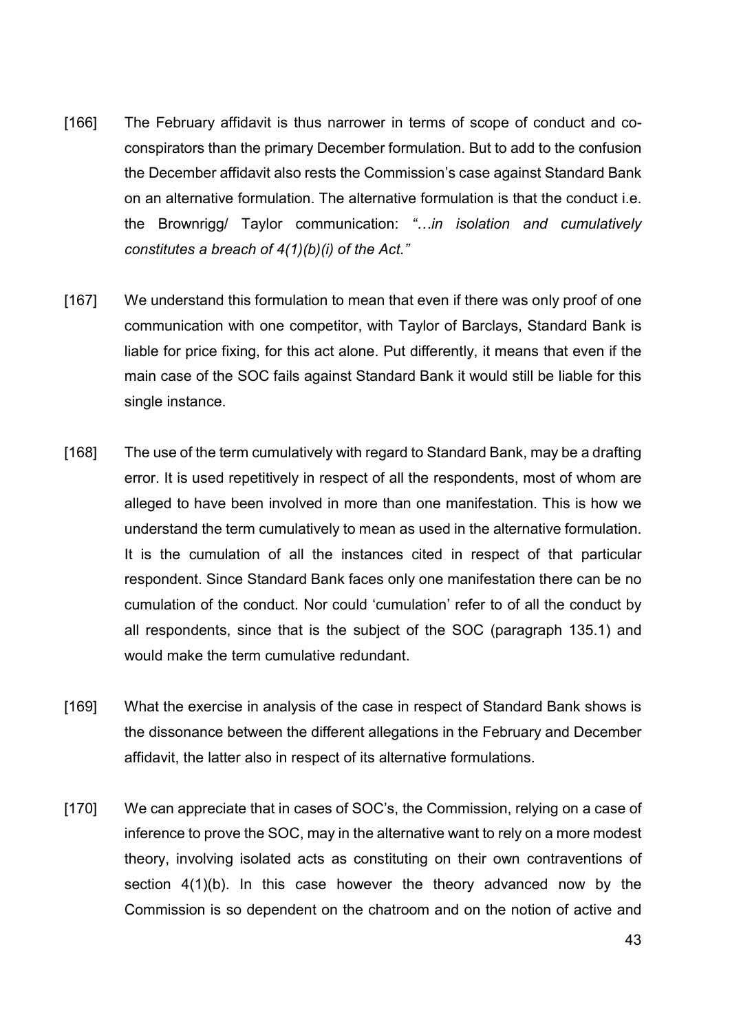[166] The February affidavit is thus narrower in terms of scope of conduct and co-conspirators than the primary December formulation. But to add to the confusion the December affidavit also rests the Commission's case against Standard Bank on an alternative formulation. The alternative formulation is that the conduct i.e. the Brownrigg/ Taylor communication: *"…in isolation and cumulatively constitutes a breach of 4(1)(b)(i) of the Act."*

[167] We understand this formulation to mean that even if there was only proof of one communication with one competitor, with Taylor of Barclays, Standard Bank is liable for price fixing, for this act alone. Put differently, it means that even if the main case of the SOC fails against Standard Bank it would still be liable for this single instance.

[168] The use of the term cumulatively with regard to Standard Bank, may be a drafting error. It is used repetitively in respect of all the respondents, most of whom are alleged to have been involved in more than one manifestation. This is how we understand the term cumulatively to mean as used in the alternative formulation. It is the cumulation of all the instances cited in respect of that particular respondent. Since Standard Bank faces only one manifestation there can be no cumulation of the conduct. Nor could 'cumulation' refer to of all the conduct by all respondents, since that is the subject of the SOC (paragraph 135.1) and would make the term cumulative redundant.

[169] What the exercise in analysis of the case in respect of Standard Bank shows is the dissonance between the different allegations in the February and December affidavit, the latter also in respect of its alternative formulations.

[170] We can appreciate that in cases of SOC's, the Commission, relying on a case of inference to prove the SOC, may in the alternative want to rely on a more modest theory, involving isolated acts as constituting on their own contraventions of section 4(1)(b). In this case however the theory advanced now by the Commission is so dependent on the chatroom and on the notion of active and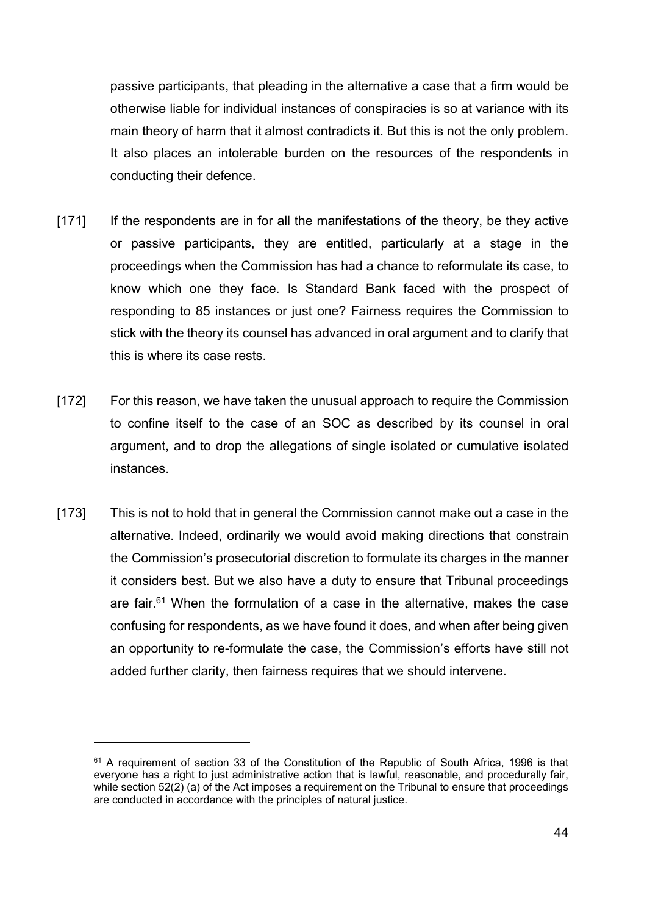passive participants, that pleading in the alternative a case that a firm would be otherwise liable for individual instances of conspiracies is so at variance with its main theory of harm that it almost contradicts it. But this is not the only problem. It also places an intolerable burden on the resources of the respondents in conducting their defence.

[171] If the respondents are in for all the manifestations of the theory, be they active or passive participants, they are entitled, particularly at a stage in the proceedings when the Commission has had a chance to reformulate its case, to know which one they face. Is Standard Bank faced with the prospect of responding to 85 instances or just one? Fairness requires the Commission to stick with the theory its counsel has advanced in oral argument and to clarify that this is where its case rests.

[172] For this reason, we have taken the unusual approach to require the Commission to confine itself to the case of an SOC as described by its counsel in oral argument, and to drop the allegations of single isolated or cumulative isolated instances.

[173] This is not to hold that in general the Commission cannot make out a case in the alternative. Indeed, ordinarily we would avoid making directions that constrain the Commission's prosecutorial discretion to formulate its charges in the manner it considers best. But we also have a duty to ensure that Tribunal proceedings are fair.[61] When the formulation of a case in the alternative, makes the case confusing for respondents, as we have found it does, and when after being given an opportunity to re-formulate the case, the Commission's efforts have still not added further clarity, then fairness requires that we should intervene.

---

[61] A requirement of section 33 of the Constitution of the Republic of South Africa, 1996 is that everyone has a right to just administrative action that is lawful, reasonable, and procedurally fair, while section 52(2) (a) of the Act imposes a requirement on the Tribunal to ensure that proceedings are conducted in accordance with the principles of natural justice.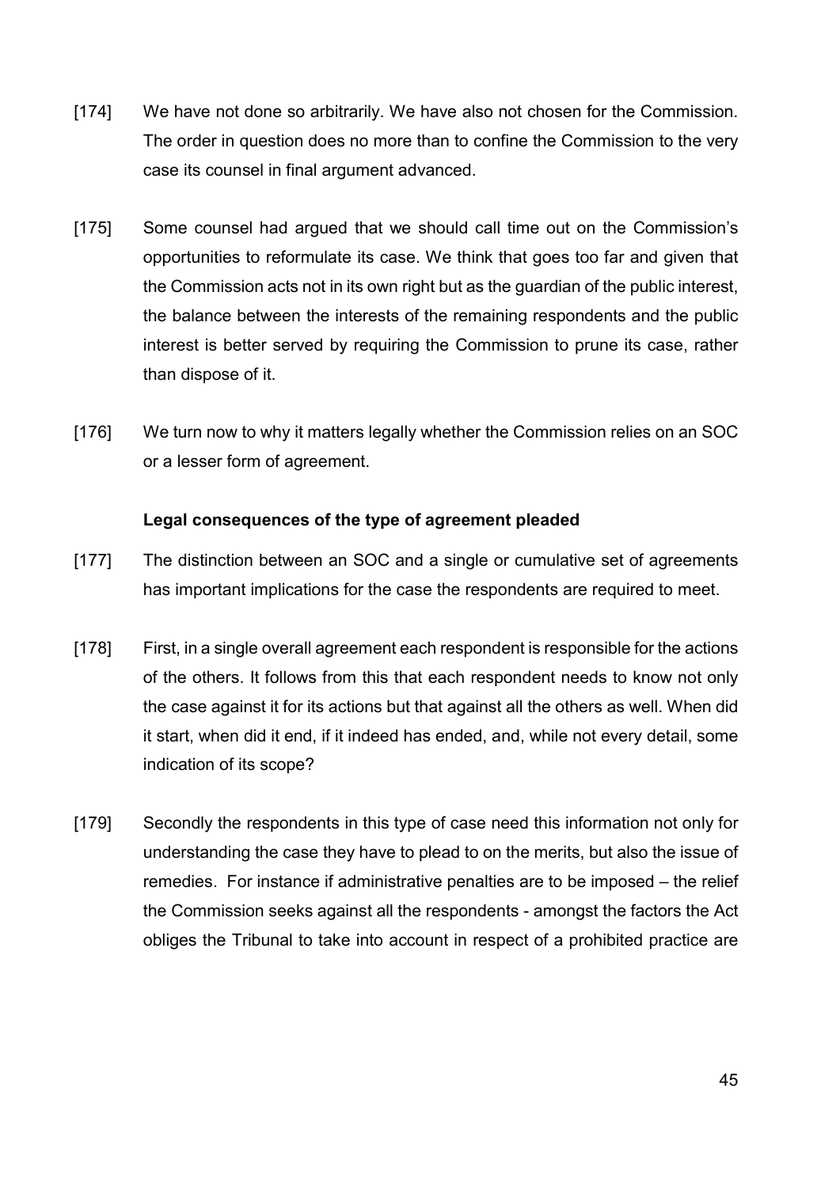[174] We have not done so arbitrarily. We have also not chosen for the Commission. The order in question does no more than to confine the Commission to the very case its counsel in final argument advanced.

[175] Some counsel had argued that we should call time out on the Commission's opportunities to reformulate its case. We think that goes too far and given that the Commission acts not in its own right but as the guardian of the public interest, the balance between the interests of the remaining respondents and the public interest is better served by requiring the Commission to prune its case, rather than dispose of it.

[176] We turn now to why it matters legally whether the Commission relies on an SOC or a lesser form of agreement.

**Legal consequences of the type of agreement pleaded**

[177] The distinction between an SOC and a single or cumulative set of agreements has important implications for the case the respondents are required to meet.

[178] First, in a single overall agreement each respondent is responsible for the actions of the others. It follows from this that each respondent needs to know not only the case against it for its actions but that against all the others as well. When did it start, when did it end, if it indeed has ended, and, while not every detail, some indication of its scope?

[179] Secondly the respondents in this type of case need this information not only for understanding the case they have to plead to on the merits, but also the issue of remedies. For instance if administrative penalties are to be imposed – the relief the Commission seeks against all the respondents - amongst the factors the Act obliges the Tribunal to take into account in respect of a prohibited practice are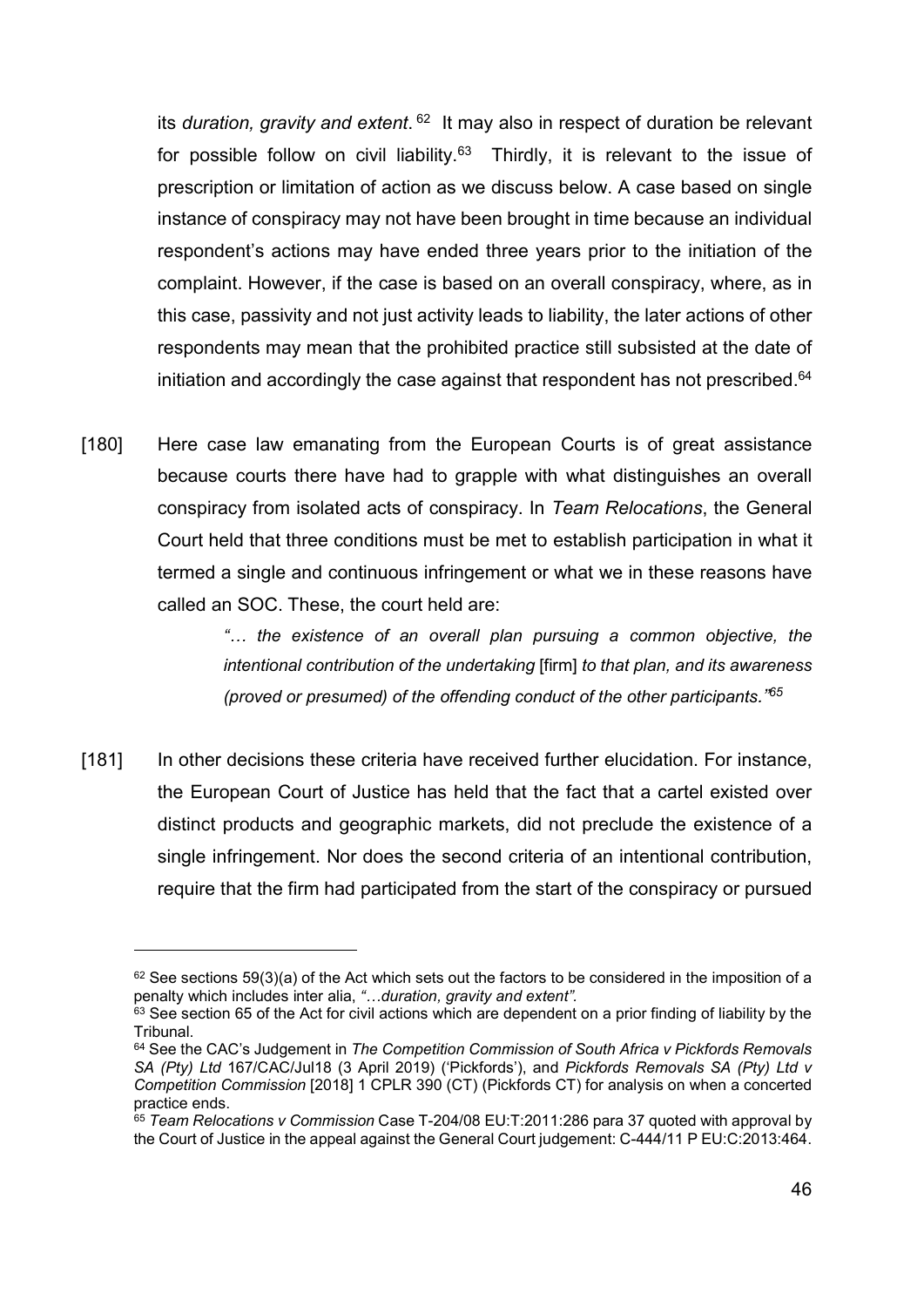its *duration, gravity and extent*.[62] It may also in respect of duration be relevant for possible follow on civil liability.[63] Thirdly, it is relevant to the issue of prescription or limitation of action as we discuss below. A case based on single instance of conspiracy may not have been brought in time because an individual respondent's actions may have ended three years prior to the initiation of the complaint. However, if the case is based on an overall conspiracy, where, as in this case, passivity and not just activity leads to liability, the later actions of other respondents may mean that the prohibited practice still subsisted at the date of initiation and accordingly the case against that respondent has not prescribed.[64]

[180] Here case law emanating from the European Courts is of great assistance because courts there have had to grapple with what distinguishes an overall conspiracy from isolated acts of conspiracy. In *Team Relocations*, the General Court held that three conditions must be met to establish participation in what it termed a single and continuous infringement or what we in these reasons have called an SOC. These, the court held are:

> *"… the existence of an overall plan pursuing a common objective, the intentional contribution of the undertaking* [firm] *to that plan, and its awareness (proved or presumed) of the offending conduct of the other participants."*[65]

[181] In other decisions these criteria have received further elucidation. For instance, the European Court of Justice has held that the fact that a cartel existed over distinct products and geographic markets, did not preclude the existence of a single infringement. Nor does the second criteria of an intentional contribution, require that the firm had participated from the start of the conspiracy or pursued

---

[62] See sections 59(3)(a) of the Act which sets out the factors to be considered in the imposition of a penalty which includes inter alia, *"…duration, gravity and extent"*.

[63] See section 65 of the Act for civil actions which are dependent on a prior finding of liability by the Tribunal.

[64] See the CAC's Judgement in *The Competition Commission of South Africa v Pickfords Removals SA (Pty) Ltd* 167/CAC/Jul18 (3 April 2019) ('Pickfords'), and *Pickfords Removals SA (Pty) Ltd v Competition Commission* [2018] 1 CPLR 390 (CT) (Pickfords CT) for analysis on when a concerted practice ends.

[65] *Team Relocations v Commission* Case T-204/08 EU:T:2011:286 para 37 quoted with approval by the Court of Justice in the appeal against the General Court judgement: C-444/11 P EU:C:2013:464.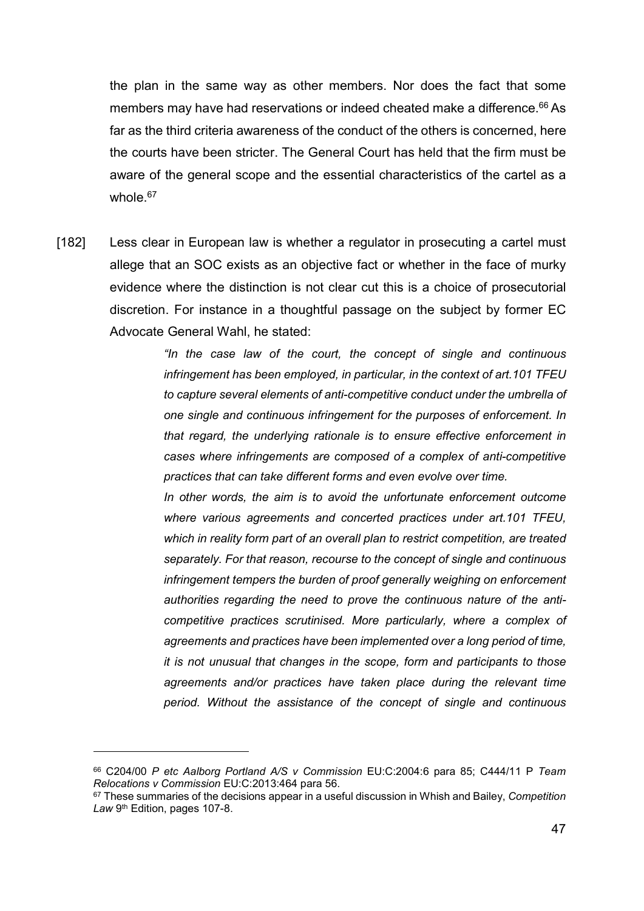the plan in the same way as other members. Nor does the fact that some members may have had reservations or indeed cheated make a difference.[66] As far as the third criteria awareness of the conduct of the others is concerned, here the courts have been stricter. The General Court has held that the firm must be aware of the general scope and the essential characteristics of the cartel as a whole.[67]

[182] Less clear in European law is whether a regulator in prosecuting a cartel must allege that an SOC exists as an objective fact or whether in the face of murky evidence where the distinction is not clear cut this is a choice of prosecutorial discretion. For instance in a thoughtful passage on the subject by former EC Advocate General Wahl, he stated:

> *"In the case law of the court, the concept of single and continuous infringement has been employed, in particular, in the context of art.101 TFEU to capture several elements of anti-competitive conduct under the umbrella of one single and continuous infringement for the purposes of enforcement. In that regard, the underlying rationale is to ensure effective enforcement in cases where infringements are composed of a complex of anti-competitive practices that can take different forms and even evolve over time.*
>
> *In other words, the aim is to avoid the unfortunate enforcement outcome where various agreements and concerted practices under art.101 TFEU, which in reality form part of an overall plan to restrict competition, are treated separately. For that reason, recourse to the concept of single and continuous infringement tempers the burden of proof generally weighing on enforcement authorities regarding the need to prove the continuous nature of the anti-competitive practices scrutinised. More particularly, where a complex of agreements and practices have been implemented over a long period of time, it is not unusual that changes in the scope, form and participants to those agreements and/or practices have taken place during the relevant time period. Without the assistance of the concept of single and continuous*

---

[66] C204/00 *P etc Aalborg Portland A/S v Commission* EU:C:2004:6 para 85; C444/11 P *Team Relocations v Commission* EU:C:2013:464 para 56.

[67] These summaries of the decisions appear in a useful discussion in Whish and Bailey, *Competition Law* 9th Edition, pages 107-8.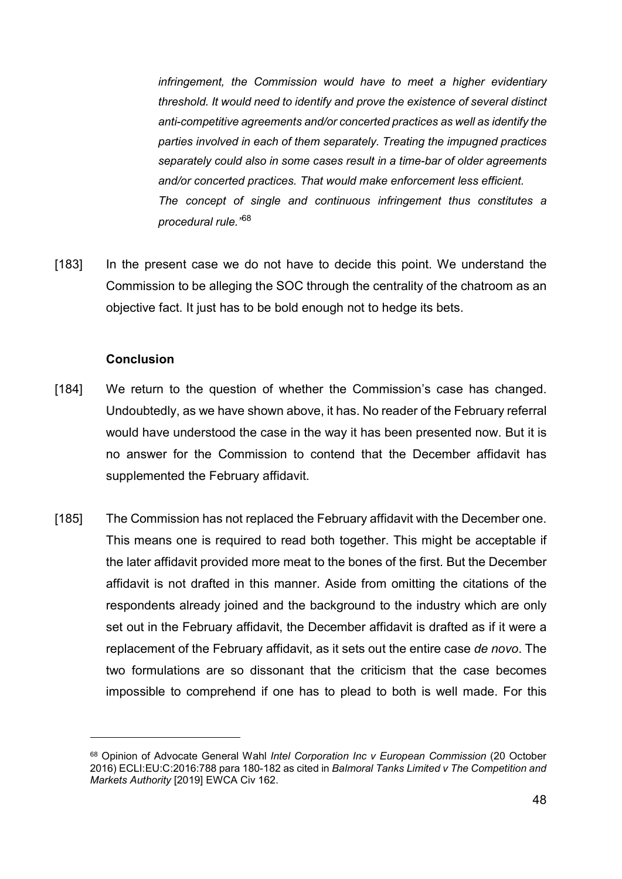*infringement, the Commission would have to meet a higher evidentiary threshold. It would need to identify and prove the existence of several distinct anti-competitive agreements and/or concerted practices as well as identify the parties involved in each of them separately. Treating the impugned practices separately could also in some cases result in a time-bar of older agreements and/or concerted practices. That would make enforcement less efficient.*
*The concept of single and continuous infringement thus constitutes a procedural rule.'*[68]

[183] In the present case we do not have to decide this point. We understand the Commission to be alleging the SOC through the centrality of the chatroom as an objective fact. It just has to be bold enough not to hedge its bets.

**Conclusion**

[184] We return to the question of whether the Commission's case has changed. Undoubtedly, as we have shown above, it has. No reader of the February referral would have understood the case in the way it has been presented now. But it is no answer for the Commission to contend that the December affidavit has supplemented the February affidavit.

[185] The Commission has not replaced the February affidavit with the December one. This means one is required to read both together. This might be acceptable if the later affidavit provided more meat to the bones of the first. But the December affidavit is not drafted in this manner. Aside from omitting the citations of the respondents already joined and the background to the industry which are only set out in the February affidavit, the December affidavit is drafted as if it were a replacement of the February affidavit, as it sets out the entire case *de novo*. The two formulations are so dissonant that the criticism that the case becomes impossible to comprehend if one has to plead to both is well made. For this

---

[68] Opinion of Advocate General Wahl *Intel Corporation Inc v European Commission* (20 October 2016) ECLI:EU:C:2016:788 para 180-182 as cited in *Balmoral Tanks Limited v The Competition and Markets Authority* [2019] EWCA Civ 162.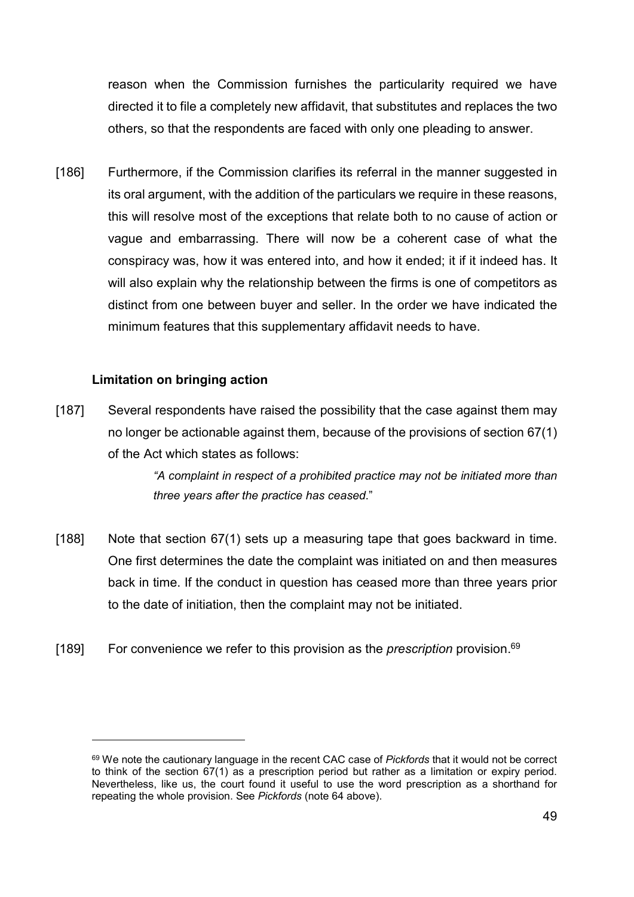reason when the Commission furnishes the particularity required we have directed it to file a completely new affidavit, that substitutes and replaces the two others, so that the respondents are faced with only one pleading to answer.

[186] Furthermore, if the Commission clarifies its referral in the manner suggested in its oral argument, with the addition of the particulars we require in these reasons, this will resolve most of the exceptions that relate both to no cause of action or vague and embarrassing. There will now be a coherent case of what the conspiracy was, how it was entered into, and how it ended; it if it indeed has. It will also explain why the relationship between the firms is one of competitors as distinct from one between buyer and seller. In the order we have indicated the minimum features that this supplementary affidavit needs to have.

**Limitation on bringing action**

[187] Several respondents have raised the possibility that the case against them may no longer be actionable against them, because of the provisions of section 67(1) of the Act which states as follows:

> *"A complaint in respect of a prohibited practice may not be initiated more than three years after the practice has ceased.*"

[188] Note that section 67(1) sets up a measuring tape that goes backward in time. One first determines the date the complaint was initiated on and then measures back in time. If the conduct in question has ceased more than three years prior to the date of initiation, then the complaint may not be initiated.

[189] For convenience we refer to this provision as the *prescription* provision.[69]

[69] We note the cautionary language in the recent CAC case of *Pickfords* that it would not be correct to think of the section 67(1) as a prescription period but rather as a limitation or expiry period. Nevertheless, like us, the court found it useful to use the word prescription as a shorthand for repeating the whole provision. See *Pickfords* (note 64 above).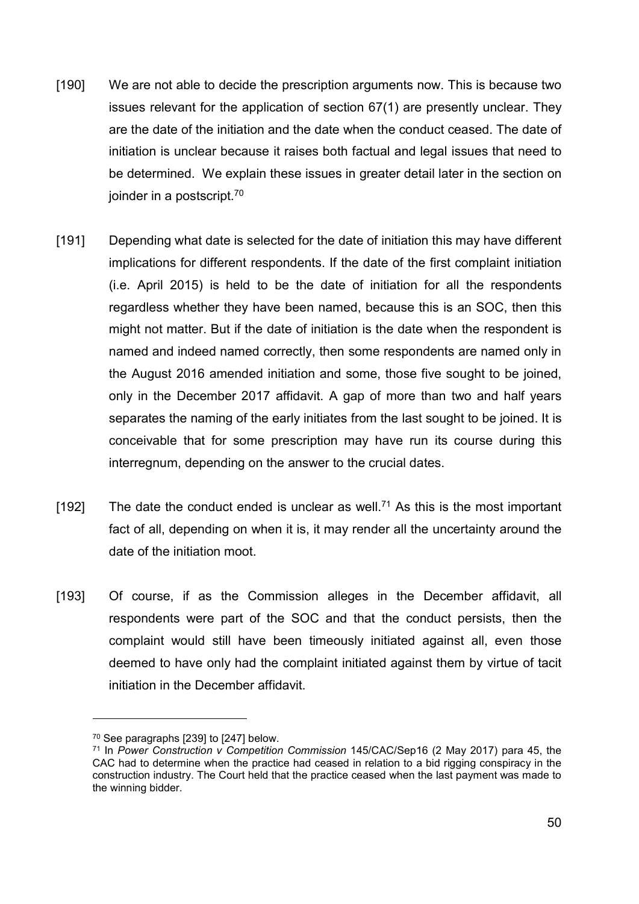[190] We are not able to decide the prescription arguments now. This is because two issues relevant for the application of section 67(1) are presently unclear. They are the date of the initiation and the date when the conduct ceased. The date of initiation is unclear because it raises both factual and legal issues that need to be determined. We explain these issues in greater detail later in the section on joinder in a postscript.[70]

[191] Depending what date is selected for the date of initiation this may have different implications for different respondents. If the date of the first complaint initiation (i.e. April 2015) is held to be the date of initiation for all the respondents regardless whether they have been named, because this is an SOC, then this might not matter. But if the date of initiation is the date when the respondent is named and indeed named correctly, then some respondents are named only in the August 2016 amended initiation and some, those five sought to be joined, only in the December 2017 affidavit. A gap of more than two and half years separates the naming of the early initiates from the last sought to be joined. It is conceivable that for some prescription may have run its course during this interregnum, depending on the answer to the crucial dates.

[192] The date the conduct ended is unclear as well.[71] As this is the most important fact of all, depending on when it is, it may render all the uncertainty around the date of the initiation moot.

[193] Of course, if as the Commission alleges in the December affidavit, all respondents were part of the SOC and that the conduct persists, then the complaint would still have been timeously initiated against all, even those deemed to have only had the complaint initiated against them by virtue of tacit initiation in the December affidavit.

---

[70] See paragraphs [239] to [247] below.

[71] In *Power Construction v Competition Commission* 145/CAC/Sep16 (2 May 2017) para 45, the CAC had to determine when the practice had ceased in relation to a bid rigging conspiracy in the construction industry. The Court held that the practice ceased when the last payment was made to the winning bidder.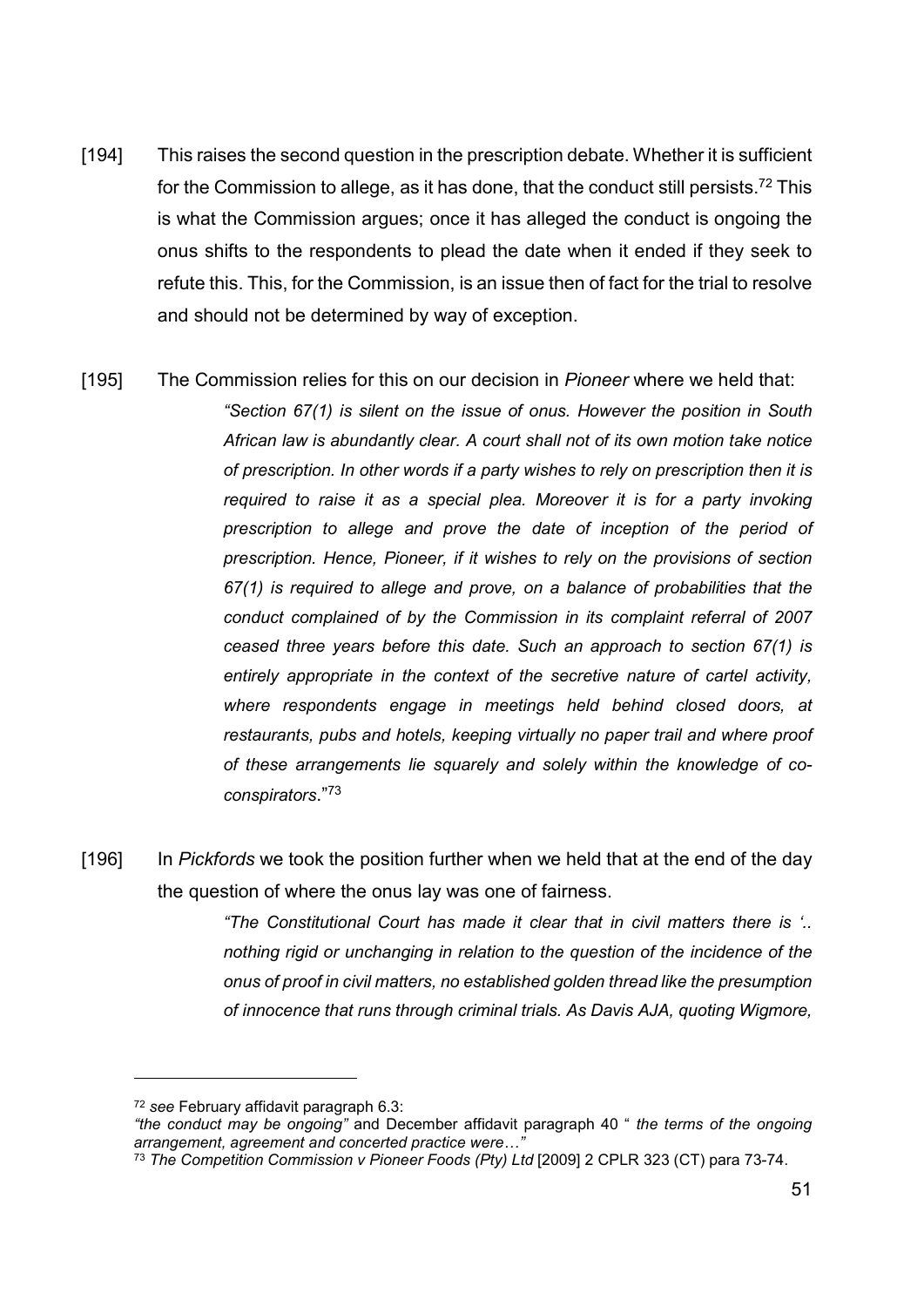[194] This raises the second question in the prescription debate. Whether it is sufficient for the Commission to allege, as it has done, that the conduct still persists.[72] This is what the Commission argues; once it has alleged the conduct is ongoing the onus shifts to the respondents to plead the date when it ended if they seek to refute this. This, for the Commission, is an issue then of fact for the trial to resolve and should not be determined by way of exception.

[195] The Commission relies for this on our decision in *Pioneer* where we held that:

> *"Section 67(1) is silent on the issue of onus. However the position in South African law is abundantly clear. A court shall not of its own motion take notice of prescription. In other words if a party wishes to rely on prescription then it is required to raise it as a special plea. Moreover it is for a party invoking prescription to allege and prove the date of inception of the period of prescription. Hence, Pioneer, if it wishes to rely on the provisions of section 67(1) is required to allege and prove, on a balance of probabilities that the conduct complained of by the Commission in its complaint referral of 2007 ceased three years before this date. Such an approach to section 67(1) is entirely appropriate in the context of the secretive nature of cartel activity, where respondents engage in meetings held behind closed doors, at restaurants, pubs and hotels, keeping virtually no paper trail and where proof of these arrangements lie squarely and solely within the knowledge of co-conspirators*."[73]

[196] In *Pickfords* we took the position further when we held that at the end of the day the question of where the onus lay was one of fairness.

> *"The Constitutional Court has made it clear that in civil matters there is '.. nothing rigid or unchanging in relation to the question of the incidence of the onus of proof in civil matters, no established golden thread like the presumption of innocence that runs through criminal trials. As Davis AJA, quoting Wigmore,*

---

[72] *see* February affidavit paragraph 6.3:
*"the conduct may be ongoing"* and December affidavit paragraph 40 " *the terms of the ongoing arrangement, agreement and concerted practice were…"*

[73] *The Competition Commission v Pioneer Foods (Pty) Ltd* [2009] 2 CPLR 323 (CT) para 73-74.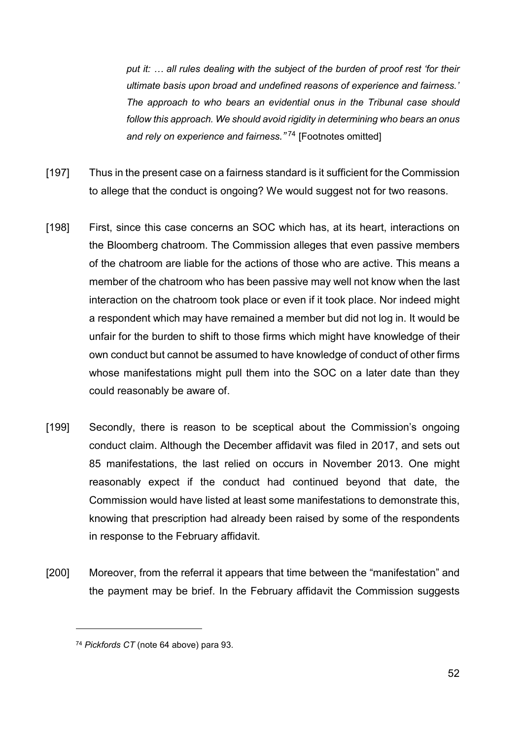*put it: … all rules dealing with the subject of the burden of proof rest 'for their ultimate basis upon broad and undefined reasons of experience and fairness.' The approach to who bears an evidential onus in the Tribunal case should follow this approach. We should avoid rigidity in determining who bears an onus and rely on experience and fairness."*[74] [Footnotes omitted]

[197] Thus in the present case on a fairness standard is it sufficient for the Commission to allege that the conduct is ongoing? We would suggest not for two reasons.

[198] First, since this case concerns an SOC which has, at its heart, interactions on the Bloomberg chatroom. The Commission alleges that even passive members of the chatroom are liable for the actions of those who are active. This means a member of the chatroom who has been passive may well not know when the last interaction on the chatroom took place or even if it took place. Nor indeed might a respondent which may have remained a member but did not log in. It would be unfair for the burden to shift to those firms which might have knowledge of their own conduct but cannot be assumed to have knowledge of conduct of other firms whose manifestations might pull them into the SOC on a later date than they could reasonably be aware of.

[199] Secondly, there is reason to be sceptical about the Commission's ongoing conduct claim. Although the December affidavit was filed in 2017, and sets out 85 manifestations, the last relied on occurs in November 2013. One might reasonably expect if the conduct had continued beyond that date, the Commission would have listed at least some manifestations to demonstrate this, knowing that prescription had already been raised by some of the respondents in response to the February affidavit.

[200] Moreover, from the referral it appears that time between the "manifestation" and the payment may be brief. In the February affidavit the Commission suggests

[74] *Pickfords CT* (note 64 above) para 93.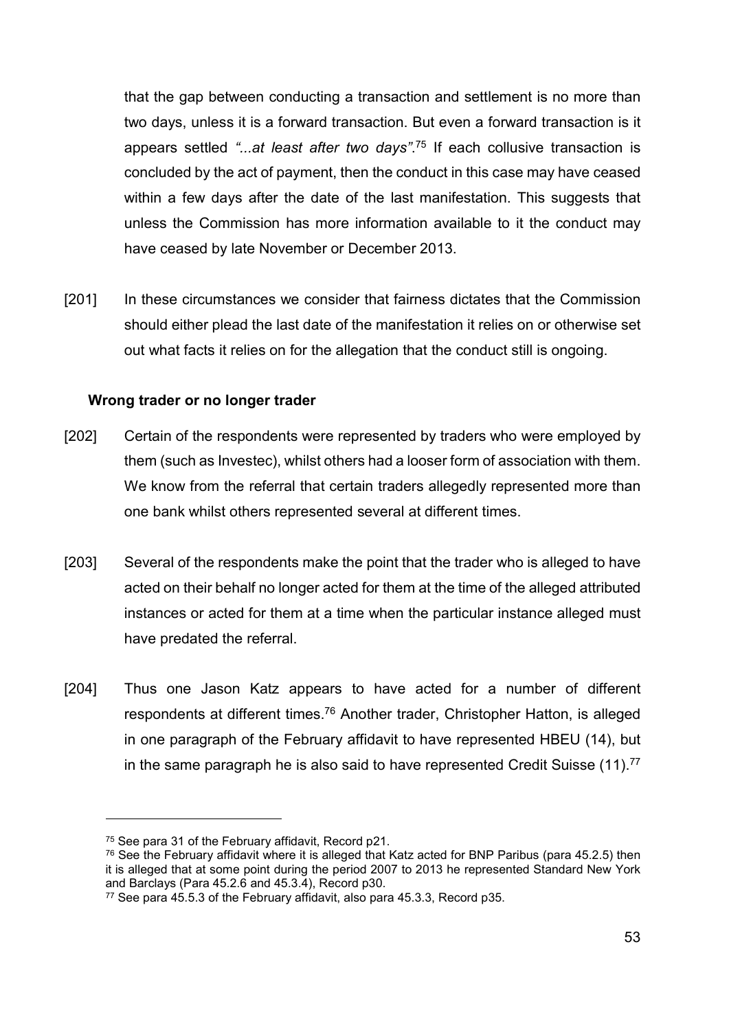that the gap between conducting a transaction and settlement is no more than two days, unless it is a forward transaction. But even a forward transaction is it appears settled *"...at least after two days"*.[75] If each collusive transaction is concluded by the act of payment, then the conduct in this case may have ceased within a few days after the date of the last manifestation. This suggests that unless the Commission has more information available to it the conduct may have ceased by late November or December 2013.

[201] In these circumstances we consider that fairness dictates that the Commission should either plead the last date of the manifestation it relies on or otherwise set out what facts it relies on for the allegation that the conduct still is ongoing.

**Wrong trader or no longer trader**

[202] Certain of the respondents were represented by traders who were employed by them (such as Investec), whilst others had a looser form of association with them. We know from the referral that certain traders allegedly represented more than one bank whilst others represented several at different times.

[203] Several of the respondents make the point that the trader who is alleged to have acted on their behalf no longer acted for them at the time of the alleged attributed instances or acted for them at a time when the particular instance alleged must have predated the referral.

[204] Thus one Jason Katz appears to have acted for a number of different respondents at different times.[76] Another trader, Christopher Hatton, is alleged in one paragraph of the February affidavit to have represented HBEU (14), but in the same paragraph he is also said to have represented Credit Suisse (11).[77]

---

[75] See para 31 of the February affidavit, Record p21.

[76] See the February affidavit where it is alleged that Katz acted for BNP Paribus (para 45.2.5) then it is alleged that at some point during the period 2007 to 2013 he represented Standard New York and Barclays (Para 45.2.6 and 45.3.4), Record p30.

[77] See para 45.5.3 of the February affidavit, also para 45.3.3, Record p35.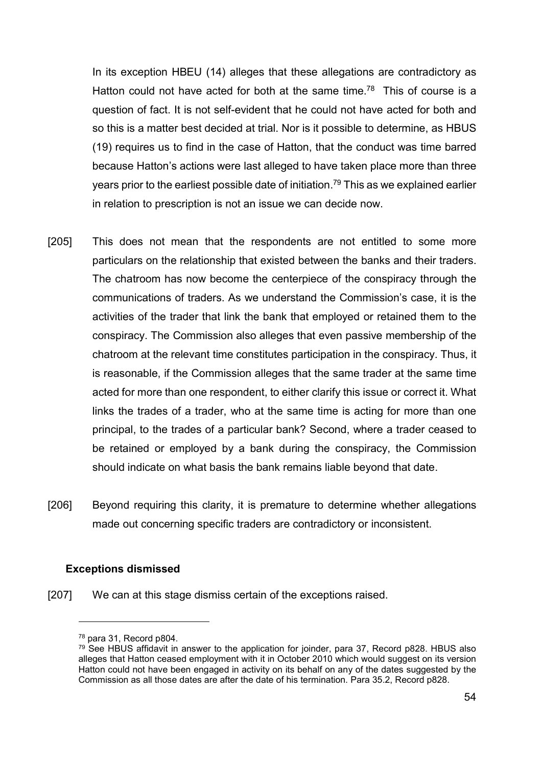In its exception HBEU (14) alleges that these allegations are contradictory as Hatton could not have acted for both at the same time.[78] This of course is a question of fact. It is not self-evident that he could not have acted for both and so this is a matter best decided at trial. Nor is it possible to determine, as HBUS (19) requires us to find in the case of Hatton, that the conduct was time barred because Hatton's actions were last alleged to have taken place more than three years prior to the earliest possible date of initiation.[79] This as we explained earlier in relation to prescription is not an issue we can decide now.

[205] This does not mean that the respondents are not entitled to some more particulars on the relationship that existed between the banks and their traders. The chatroom has now become the centerpiece of the conspiracy through the communications of traders. As we understand the Commission's case, it is the activities of the trader that link the bank that employed or retained them to the conspiracy. The Commission also alleges that even passive membership of the chatroom at the relevant time constitutes participation in the conspiracy. Thus, it is reasonable, if the Commission alleges that the same trader at the same time acted for more than one respondent, to either clarify this issue or correct it. What links the trades of a trader, who at the same time is acting for more than one principal, to the trades of a particular bank? Second, where a trader ceased to be retained or employed by a bank during the conspiracy, the Commission should indicate on what basis the bank remains liable beyond that date.

[206] Beyond requiring this clarity, it is premature to determine whether allegations made out concerning specific traders are contradictory or inconsistent.

**Exceptions dismissed**

[207] We can at this stage dismiss certain of the exceptions raised.

---

[78] para 31, Record p804.

[79] See HBUS affidavit in answer to the application for joinder, para 37, Record p828. HBUS also alleges that Hatton ceased employment with it in October 2010 which would suggest on its version Hatton could not have been engaged in activity on its behalf on any of the dates suggested by the Commission as all those dates are after the date of his termination. Para 35.2, Record p828.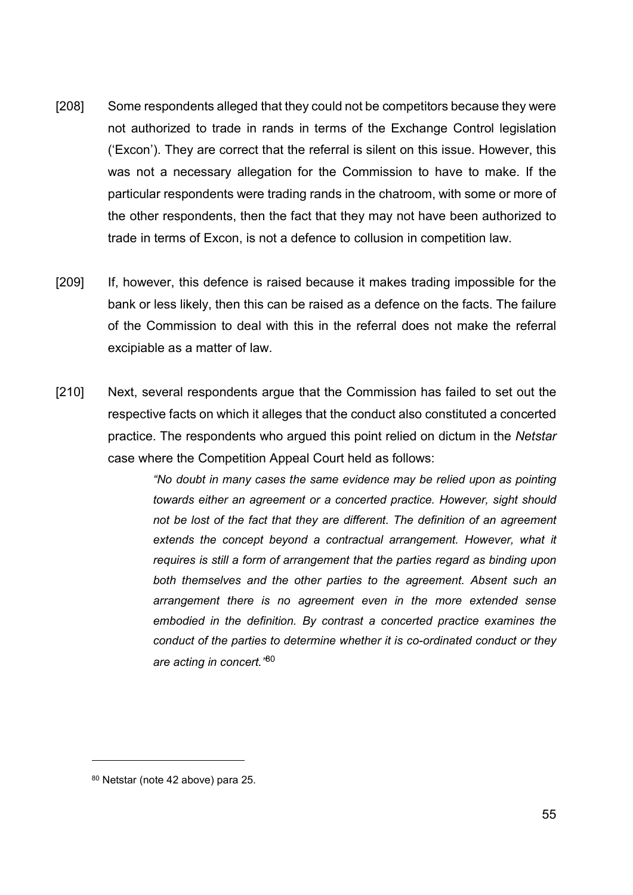[208] Some respondents alleged that they could not be competitors because they were not authorized to trade in rands in terms of the Exchange Control legislation ('Excon'). They are correct that the referral is silent on this issue. However, this was not a necessary allegation for the Commission to have to make. If the particular respondents were trading rands in the chatroom, with some or more of the other respondents, then the fact that they may not have been authorized to trade in terms of Excon, is not a defence to collusion in competition law.

[209] If, however, this defence is raised because it makes trading impossible for the bank or less likely, then this can be raised as a defence on the facts. The failure of the Commission to deal with this in the referral does not make the referral excipiable as a matter of law.

[210] Next, several respondents argue that the Commission has failed to set out the respective facts on which it alleges that the conduct also constituted a concerted practice. The respondents who argued this point relied on dictum in the *Netstar* case where the Competition Appeal Court held as follows:

> *"No doubt in many cases the same evidence may be relied upon as pointing towards either an agreement or a concerted practice. However, sight should not be lost of the fact that they are different. The definition of an agreement extends the concept beyond a contractual arrangement. However, what it requires is still a form of arrangement that the parties regard as binding upon both themselves and the other parties to the agreement. Absent such an arrangement there is no agreement even in the more extended sense embodied in the definition. By contrast a concerted practice examines the conduct of the parties to determine whether it is co-ordinated conduct or they are acting in concert."*[80]

---

[80] Netstar (note 42 above) para 25.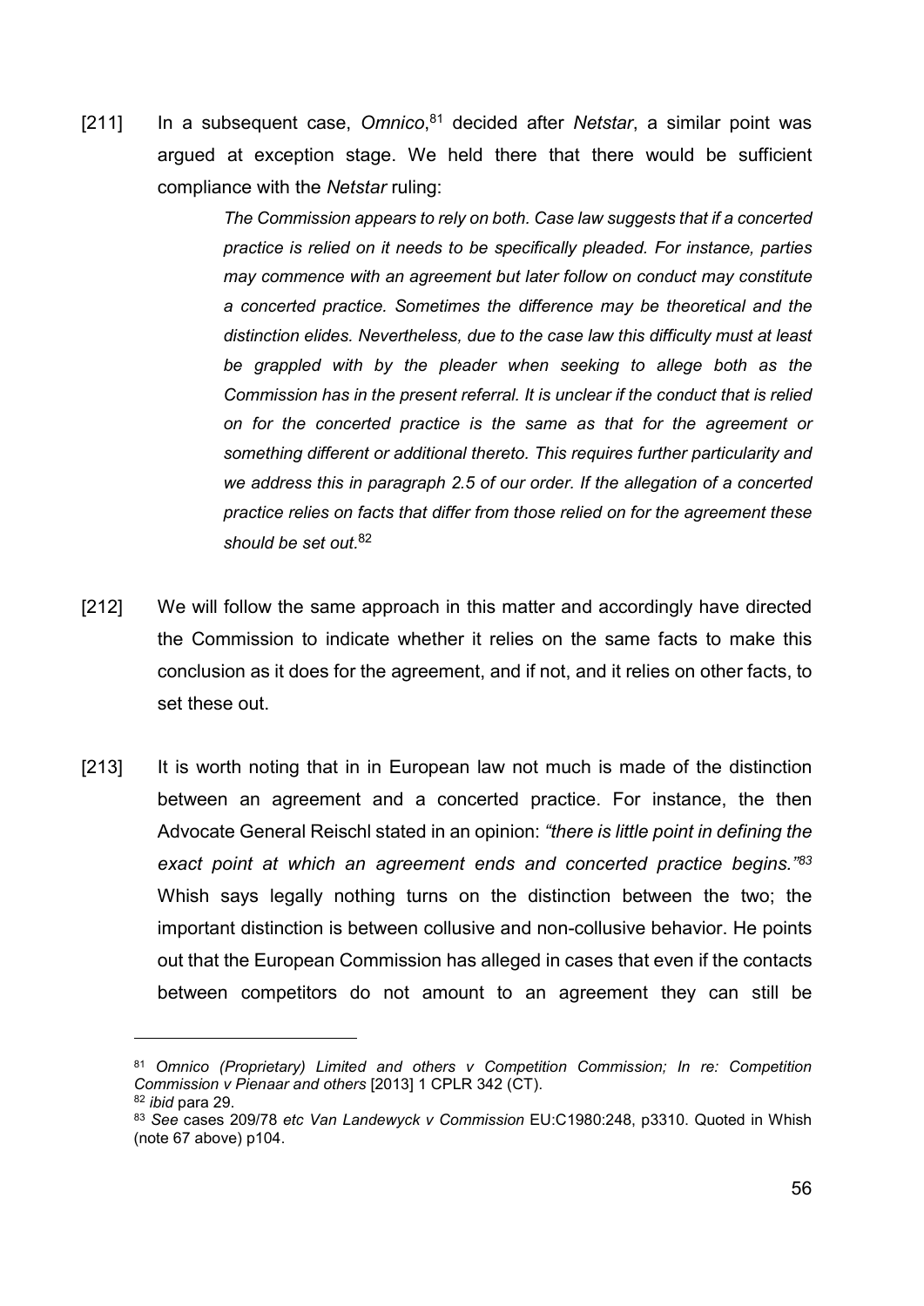[211] In a subsequent case, *Omnico*,[81] decided after *Netstar*, a similar point was argued at exception stage. We held there that there would be sufficient compliance with the *Netstar* ruling:

> *The Commission appears to rely on both. Case law suggests that if a concerted practice is relied on it needs to be specifically pleaded. For instance, parties may commence with an agreement but later follow on conduct may constitute a concerted practice. Sometimes the difference may be theoretical and the distinction elides. Nevertheless, due to the case law this difficulty must at least be grappled with by the pleader when seeking to allege both as the Commission has in the present referral. It is unclear if the conduct that is relied on for the concerted practice is the same as that for the agreement or something different or additional thereto. This requires further particularity and we address this in paragraph 2.5 of our order. If the allegation of a concerted practice relies on facts that differ from those relied on for the agreement these should be set out.*[82]

[212] We will follow the same approach in this matter and accordingly have directed the Commission to indicate whether it relies on the same facts to make this conclusion as it does for the agreement, and if not, and it relies on other facts, to set these out.

[213] It is worth noting that in in European law not much is made of the distinction between an agreement and a concerted practice. For instance, the then Advocate General Reischl stated in an opinion: *"there is little point in defining the exact point at which an agreement ends and concerted practice begins."*[83] Whish says legally nothing turns on the distinction between the two; the important distinction is between collusive and non-collusive behavior. He points out that the European Commission has alleged in cases that even if the contacts between competitors do not amount to an agreement they can still be

---

[81] *Omnico (Proprietary) Limited and others v Competition Commission; In re: Competition Commission v Pienaar and others* [2013] 1 CPLR 342 (CT).

[82] *ibid* para 29.

[83] *See* cases 209/78 *etc Van Landewyck v Commission* EU:C1980:248, p3310. Quoted in Whish (note 67 above) p104.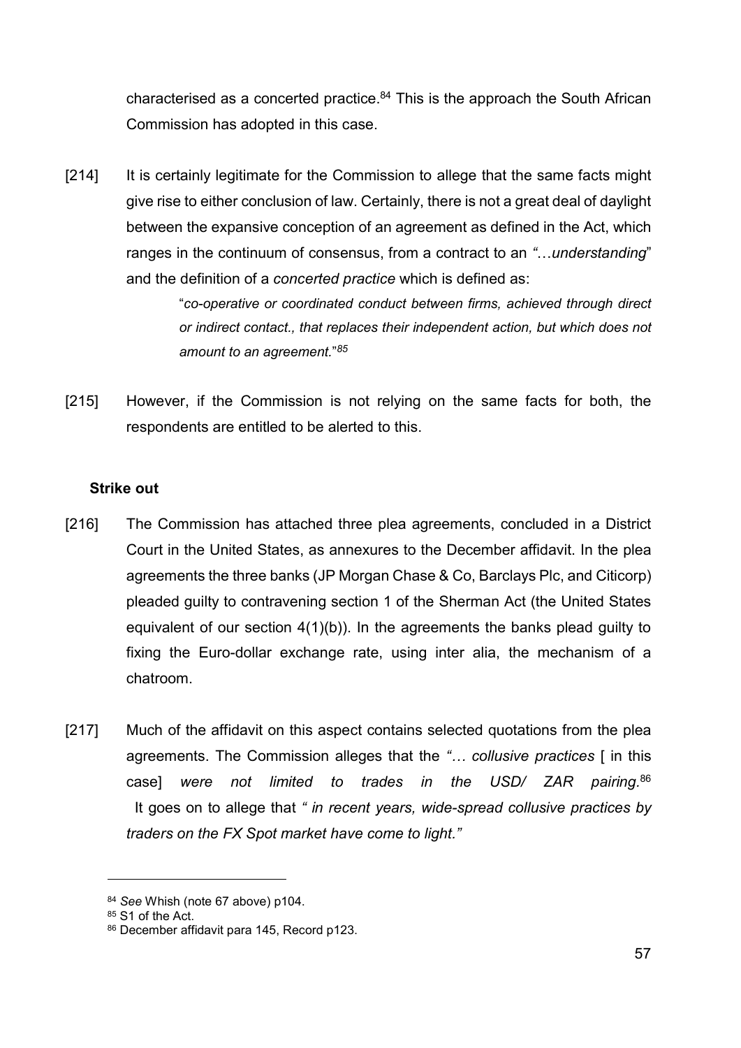characterised as a concerted practice.[84] This is the approach the South African Commission has adopted in this case.

[214] It is certainly legitimate for the Commission to allege that the same facts might give rise to either conclusion of law. Certainly, there is not a great deal of daylight between the expansive conception of an agreement as defined in the Act, which ranges in the continuum of consensus, from a contract to an *"…understanding*" and the definition of a *concerted practice* which is defined as:

> "*co-operative or coordinated conduct between firms, achieved through direct or indirect contact., that replaces their independent action, but which does not amount to an agreement.*"[85]

[215] However, if the Commission is not relying on the same facts for both, the respondents are entitled to be alerted to this.

**Strike out**

[216] The Commission has attached three plea agreements, concluded in a District Court in the United States, as annexures to the December affidavit. In the plea agreements the three banks (JP Morgan Chase & Co, Barclays Plc, and Citicorp) pleaded guilty to contravening section 1 of the Sherman Act (the United States equivalent of our section 4(1)(b)). In the agreements the banks plead guilty to fixing the Euro-dollar exchange rate, using inter alia, the mechanism of a chatroom.

[217] Much of the affidavit on this aspect contains selected quotations from the plea agreements. The Commission alleges that the *"… collusive practices* [ in this case] *were not limited to trades in the USD/ ZAR pairing.*[86] It goes on to allege that *" in recent years, wide-spread collusive practices by traders on the FX Spot market have come to light."*

---

[84] *See* Whish (note 67 above) p104.

[85] S1 of the Act.

[86] December affidavit para 145, Record p123.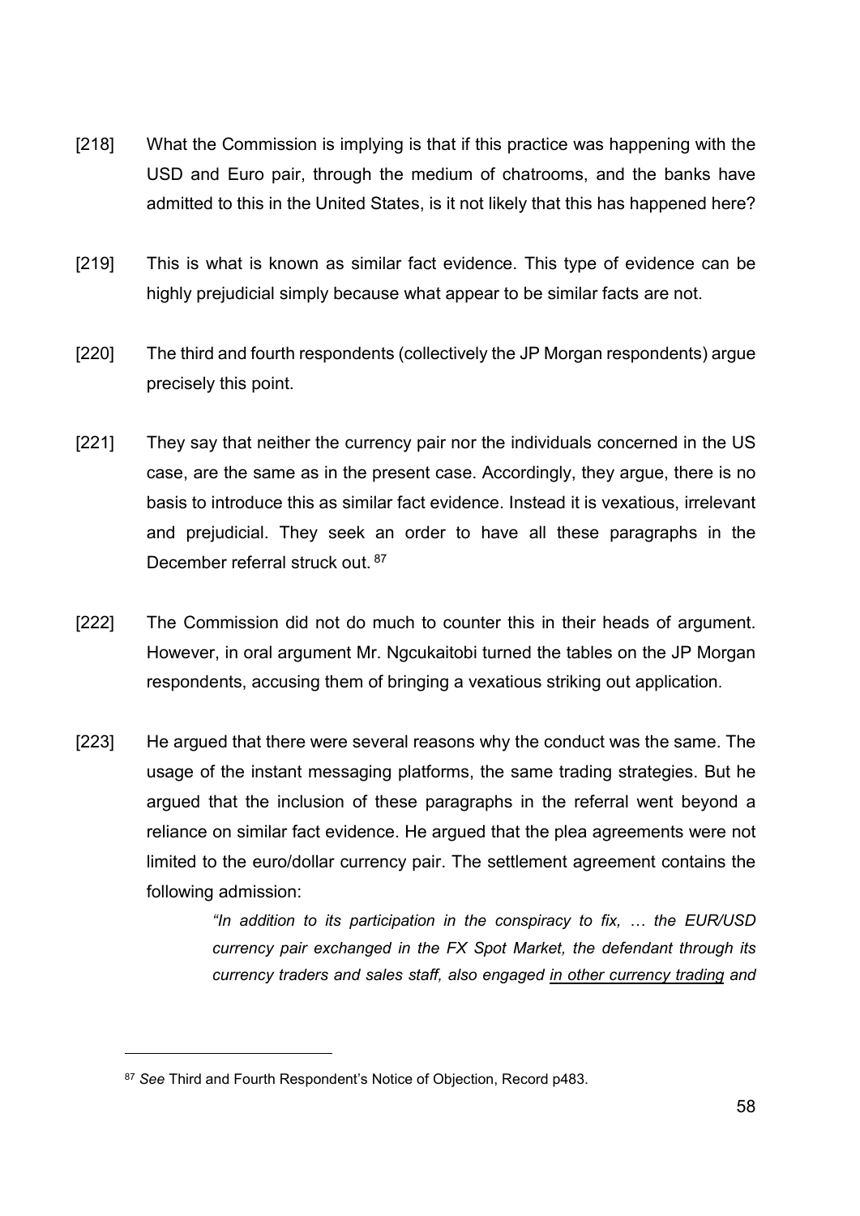[218] What the Commission is implying is that if this practice was happening with the USD and Euro pair, through the medium of chatrooms, and the banks have admitted to this in the United States, is it not likely that this has happened here?

[219] This is what is known as similar fact evidence. This type of evidence can be highly prejudicial simply because what appear to be similar facts are not.

[220] The third and fourth respondents (collectively the JP Morgan respondents) argue precisely this point.

[221] They say that neither the currency pair nor the individuals concerned in the US case, are the same as in the present case. Accordingly, they argue, there is no basis to introduce this as similar fact evidence. Instead it is vexatious, irrelevant and prejudicial. They seek an order to have all these paragraphs in the December referral struck out. [87]

[222] The Commission did not do much to counter this in their heads of argument. However, in oral argument Mr. Ngcukaitobi turned the tables on the JP Morgan respondents, accusing them of bringing a vexatious striking out application.

[223] He argued that there were several reasons why the conduct was the same. The usage of the instant messaging platforms, the same trading strategies. But he argued that the inclusion of these paragraphs in the referral went beyond a reliance on similar fact evidence. He argued that the plea agreements were not limited to the euro/dollar currency pair. The settlement agreement contains the following admission:

> *"In addition to its participation in the conspiracy to fix, … the EUR/USD currency pair exchanged in the FX Spot Market, the defendant through its currency traders and sales staff, also engaged <u>in other currency trading</u> and*

---

[87] *See* Third and Fourth Respondent's Notice of Objection, Record p483.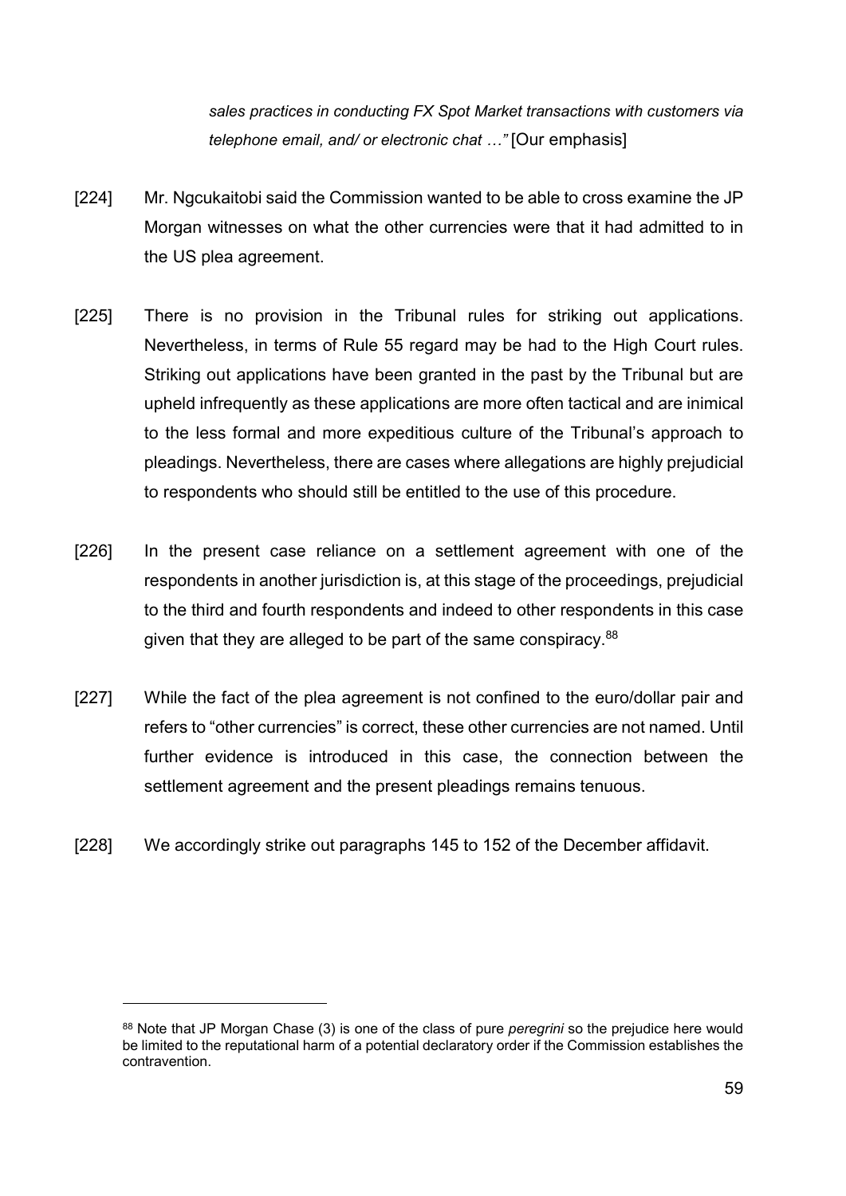*sales practices in conducting FX Spot Market transactions with customers via telephone email, and/ or electronic chat …"* [Our emphasis]

[224] Mr. Ngcukaitobi said the Commission wanted to be able to cross examine the JP Morgan witnesses on what the other currencies were that it had admitted to in the US plea agreement.

[225] There is no provision in the Tribunal rules for striking out applications. Nevertheless, in terms of Rule 55 regard may be had to the High Court rules. Striking out applications have been granted in the past by the Tribunal but are upheld infrequently as these applications are more often tactical and are inimical to the less formal and more expeditious culture of the Tribunal's approach to pleadings. Nevertheless, there are cases where allegations are highly prejudicial to respondents who should still be entitled to the use of this procedure.

[226] In the present case reliance on a settlement agreement with one of the respondents in another jurisdiction is, at this stage of the proceedings, prejudicial to the third and fourth respondents and indeed to other respondents in this case given that they are alleged to be part of the same conspiracy.[88]

[227] While the fact of the plea agreement is not confined to the euro/dollar pair and refers to "other currencies" is correct, these other currencies are not named. Until further evidence is introduced in this case, the connection between the settlement agreement and the present pleadings remains tenuous.

[228] We accordingly strike out paragraphs 145 to 152 of the December affidavit.

---

[88] Note that JP Morgan Chase (3) is one of the class of pure *peregrini* so the prejudice here would be limited to the reputational harm of a potential declaratory order if the Commission establishes the contravention.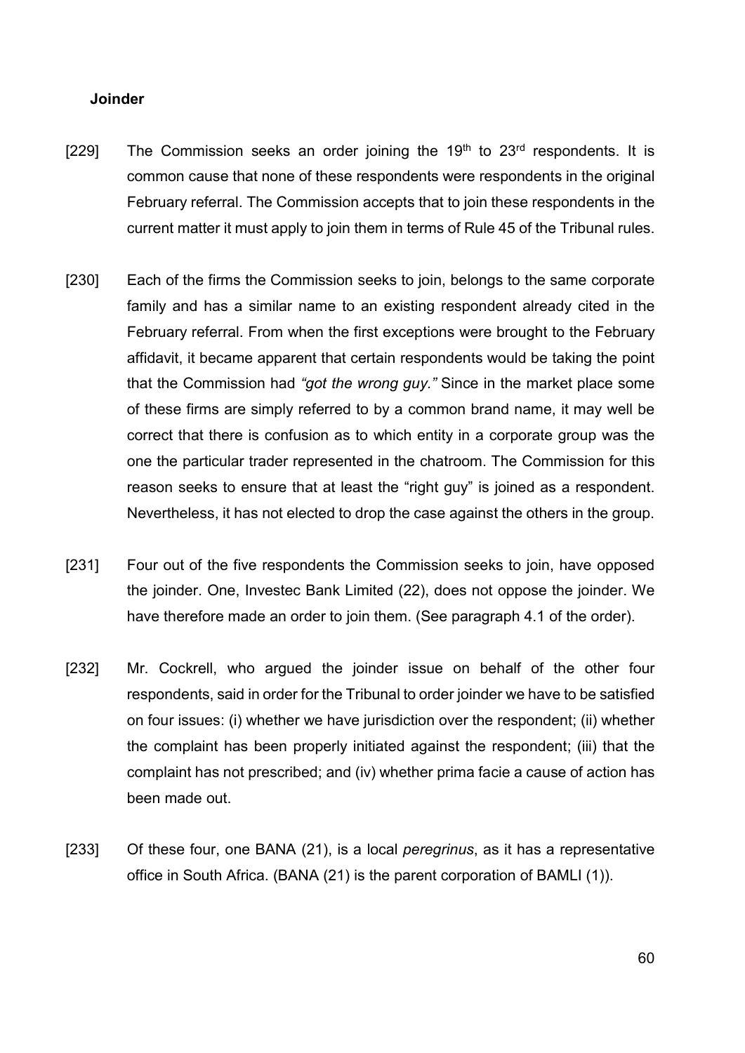**Joinder**

[229] The Commission seeks an order joining the 19th to 23rd respondents. It is common cause that none of these respondents were respondents in the original February referral. The Commission accepts that to join these respondents in the current matter it must apply to join them in terms of Rule 45 of the Tribunal rules.

[230] Each of the firms the Commission seeks to join, belongs to the same corporate family and has a similar name to an existing respondent already cited in the February referral. From when the first exceptions were brought to the February affidavit, it became apparent that certain respondents would be taking the point that the Commission had *"got the wrong guy."* Since in the market place some of these firms are simply referred to by a common brand name, it may well be correct that there is confusion as to which entity in a corporate group was the one the particular trader represented in the chatroom. The Commission for this reason seeks to ensure that at least the "right guy" is joined as a respondent. Nevertheless, it has not elected to drop the case against the others in the group.

[231] Four out of the five respondents the Commission seeks to join, have opposed the joinder. One, Investec Bank Limited (22), does not oppose the joinder. We have therefore made an order to join them. (See paragraph 4.1 of the order).

[232] Mr. Cockrell, who argued the joinder issue on behalf of the other four respondents, said in order for the Tribunal to order joinder we have to be satisfied on four issues: (i) whether we have jurisdiction over the respondent; (ii) whether the complaint has been properly initiated against the respondent; (iii) that the complaint has not prescribed; and (iv) whether prima facie a cause of action has been made out.

[233] Of these four, one BANA (21), is a local *peregrinus*, as it has a representative office in South Africa. (BANA (21) is the parent corporation of BAMLI (1)).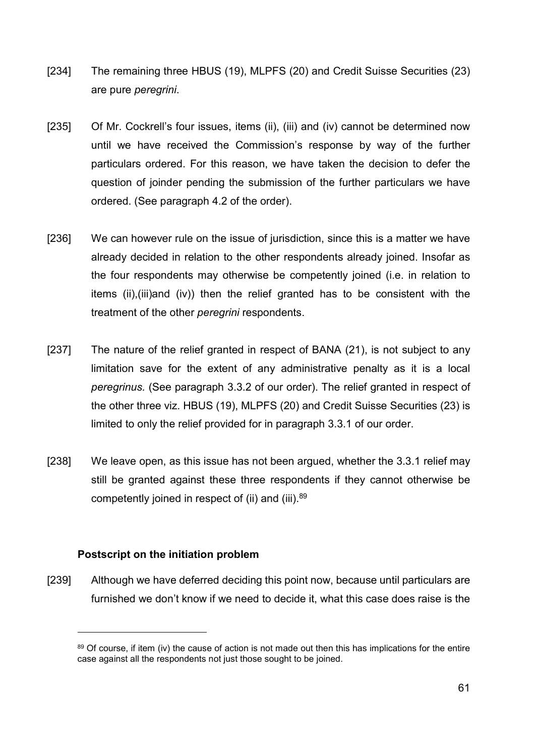[234] The remaining three HBUS (19), MLPFS (20) and Credit Suisse Securities (23) are pure *peregrini*.

[235] Of Mr. Cockrell's four issues, items (ii), (iii) and (iv) cannot be determined now until we have received the Commission's response by way of the further particulars ordered. For this reason, we have taken the decision to defer the question of joinder pending the submission of the further particulars we have ordered. (See paragraph 4.2 of the order).

[236] We can however rule on the issue of jurisdiction, since this is a matter we have already decided in relation to the other respondents already joined. Insofar as the four respondents may otherwise be competently joined (i.e. in relation to items (ii),(iii)and (iv)) then the relief granted has to be consistent with the treatment of the other *peregrini* respondents.

[237] The nature of the relief granted in respect of BANA (21), is not subject to any limitation save for the extent of any administrative penalty as it is a local *peregrinus.* (See paragraph 3.3.2 of our order). The relief granted in respect of the other three viz. HBUS (19), MLPFS (20) and Credit Suisse Securities (23) is limited to only the relief provided for in paragraph 3.3.1 of our order.

[238] We leave open, as this issue has not been argued, whether the 3.3.1 relief may still be granted against these three respondents if they cannot otherwise be competently joined in respect of (ii) and (iii).[89]

**Postscript on the initiation problem**

[239] Although we have deferred deciding this point now, because until particulars are furnished we don't know if we need to decide it, what this case does raise is the

---

[89] Of course, if item (iv) the cause of action is not made out then this has implications for the entire case against all the respondents not just those sought to be joined.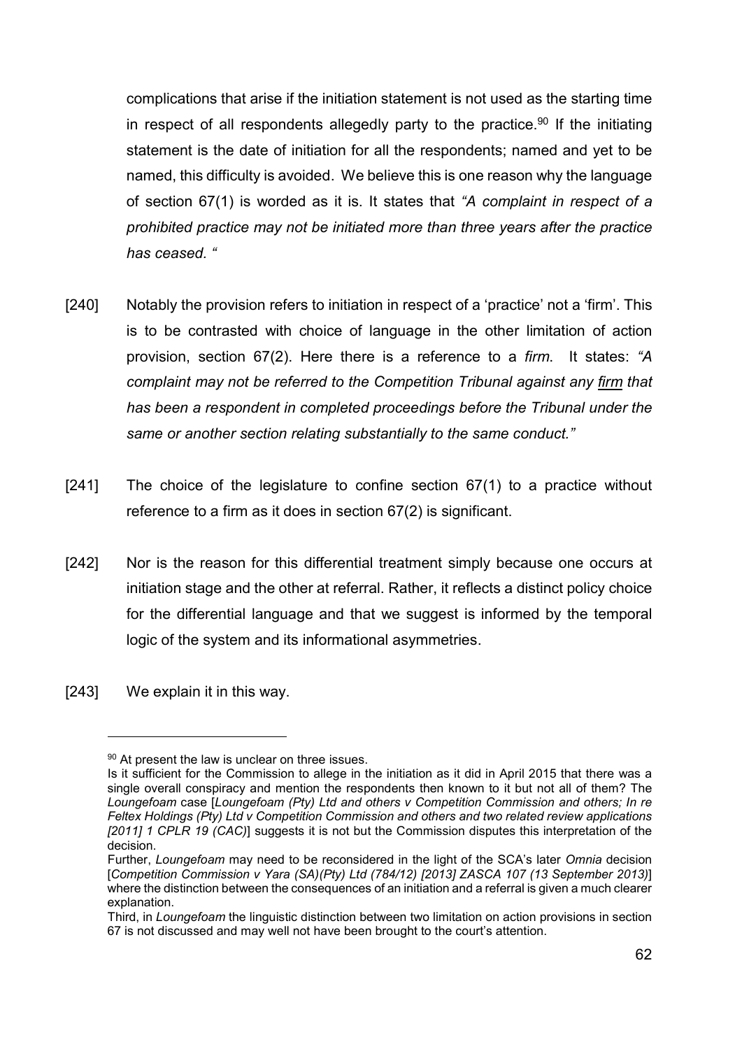complications that arise if the initiation statement is not used as the starting time in respect of all respondents allegedly party to the practice.[90] If the initiating statement is the date of initiation for all the respondents; named and yet to be named, this difficulty is avoided. We believe this is one reason why the language of section 67(1) is worded as it is. It states that *"A complaint in respect of a prohibited practice may not be initiated more than three years after the practice has ceased. "*

[240] Notably the provision refers to initiation in respect of a 'practice' not a 'firm'. This is to be contrasted with choice of language in the other limitation of action provision, section 67(2). Here there is a reference to a *firm*. It states: *"A complaint may not be referred to the Competition Tribunal against any <u>firm</u> that has been a respondent in completed proceedings before the Tribunal under the same or another section relating substantially to the same conduct."*

[241] The choice of the legislature to confine section 67(1) to a practice without reference to a firm as it does in section 67(2) is significant.

[242] Nor is the reason for this differential treatment simply because one occurs at initiation stage and the other at referral. Rather, it reflects a distinct policy choice for the differential language and that we suggest is informed by the temporal logic of the system and its informational asymmetries.

[243] We explain it in this way.

---

[90] At present the law is unclear on three issues.

Is it sufficient for the Commission to allege in the initiation as it did in April 2015 that there was a single overall conspiracy and mention the respondents then known to it but not all of them? The *Loungefoam* case [*Loungefoam (Pty) Ltd and others v Competition Commission and others; In re Feltex Holdings (Pty) Ltd v Competition Commission and others and two related review applications [2011] 1 CPLR 19 (CAC)*] suggests it is not but the Commission disputes this interpretation of the decision.

Further, *Loungefoam* may need to be reconsidered in the light of the SCA's later *Omnia* decision [*Competition Commission v Yara (SA)(Pty) Ltd (784/12) [2013] ZASCA 107 (13 September 2013)*] where the distinction between the consequences of an initiation and a referral is given a much clearer explanation.

Third, in *Loungefoam* the linguistic distinction between two limitation on action provisions in section 67 is not discussed and may well not have been brought to the court's attention.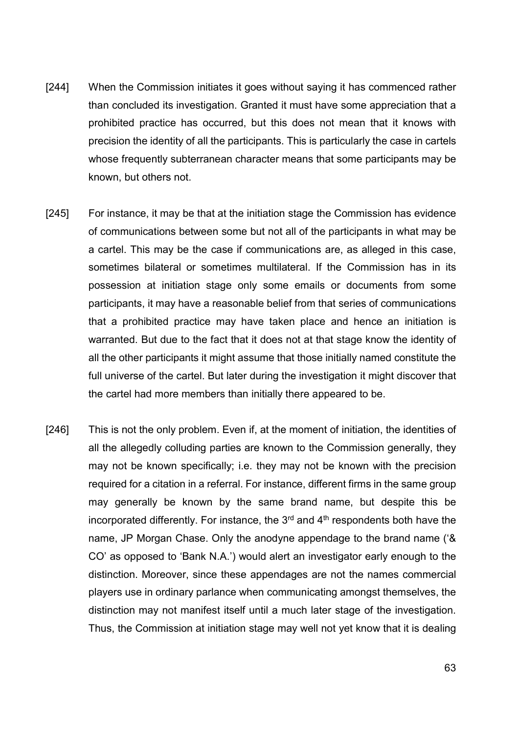[244] When the Commission initiates it goes without saying it has commenced rather than concluded its investigation. Granted it must have some appreciation that a prohibited practice has occurred, but this does not mean that it knows with precision the identity of all the participants. This is particularly the case in cartels whose frequently subterranean character means that some participants may be known, but others not.

[245] For instance, it may be that at the initiation stage the Commission has evidence of communications between some but not all of the participants in what may be a cartel. This may be the case if communications are, as alleged in this case, sometimes bilateral or sometimes multilateral. If the Commission has in its possession at initiation stage only some emails or documents from some participants, it may have a reasonable belief from that series of communications that a prohibited practice may have taken place and hence an initiation is warranted. But due to the fact that it does not at that stage know the identity of all the other participants it might assume that those initially named constitute the full universe of the cartel. But later during the investigation it might discover that the cartel had more members than initially there appeared to be.

[246] This is not the only problem. Even if, at the moment of initiation, the identities of all the allegedly colluding parties are known to the Commission generally, they may not be known specifically; i.e. they may not be known with the precision required for a citation in a referral. For instance, different firms in the same group may generally be known by the same brand name, but despite this be incorporated differently. For instance, the 3rd and 4th respondents both have the name, JP Morgan Chase. Only the anodyne appendage to the brand name ('& CO' as opposed to 'Bank N.A.') would alert an investigator early enough to the distinction. Moreover, since these appendages are not the names commercial players use in ordinary parlance when communicating amongst themselves, the distinction may not manifest itself until a much later stage of the investigation. Thus, the Commission at initiation stage may well not yet know that it is dealing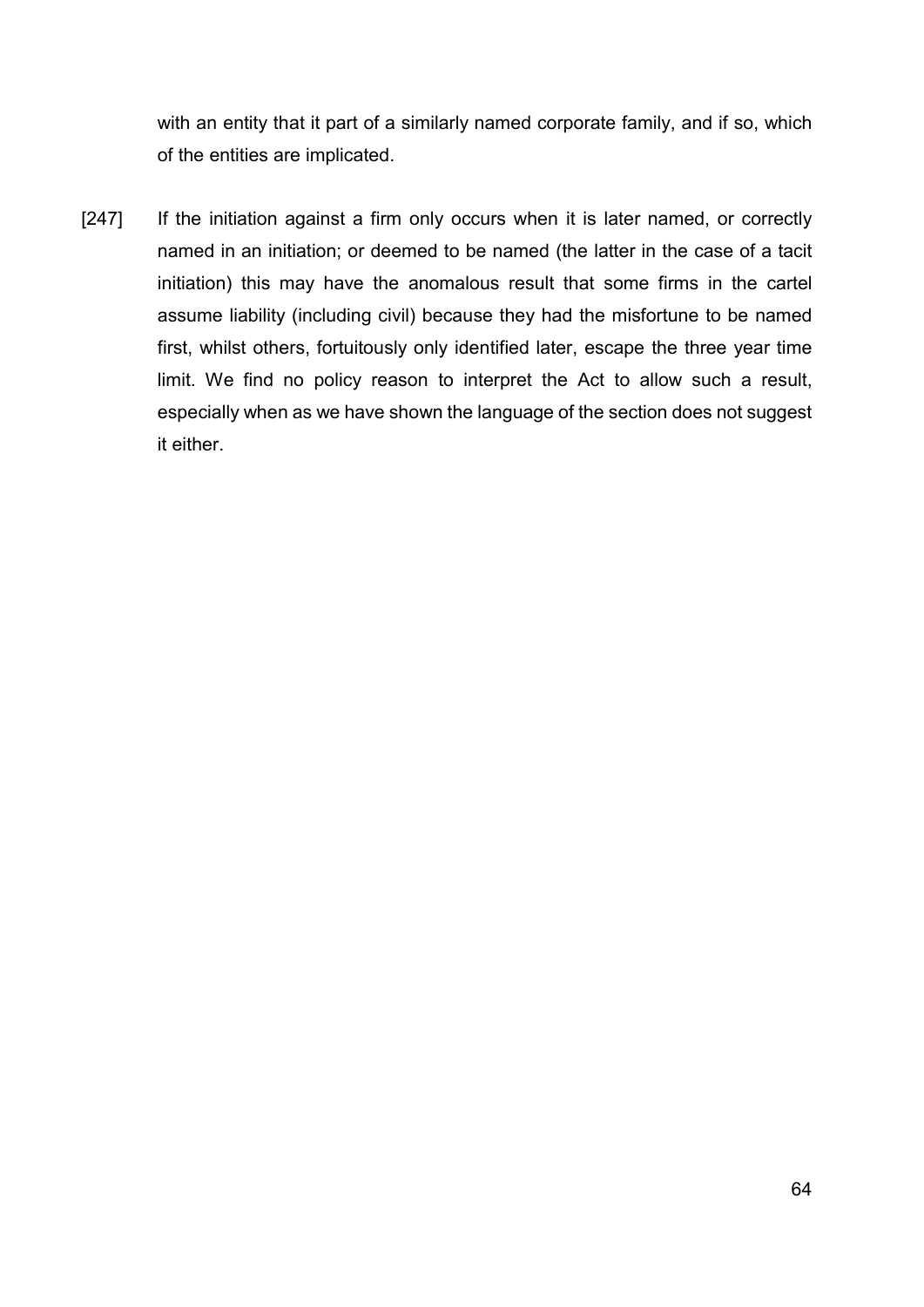with an entity that it part of a similarly named corporate family, and if so, which of the entities are implicated.

[247] If the initiation against a firm only occurs when it is later named, or correctly named in an initiation; or deemed to be named (the latter in the case of a tacit initiation) this may have the anomalous result that some firms in the cartel assume liability (including civil) because they had the misfortune to be named first, whilst others, fortuitously only identified later, escape the three year time limit. We find no policy reason to interpret the Act to allow such a result, especially when as we have shown the language of the section does not suggest it either.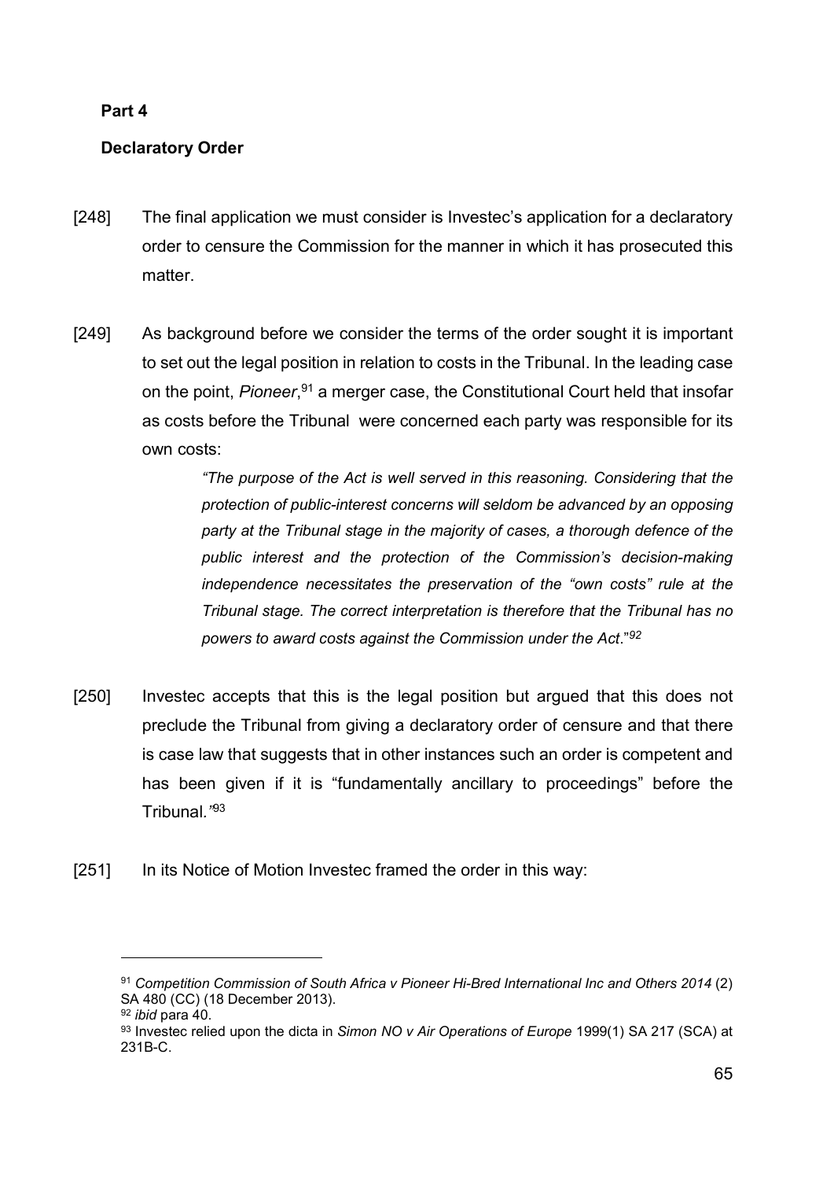**Part 4**

**Declaratory Order**

[248] The final application we must consider is Investec's application for a declaratory order to censure the Commission for the manner in which it has prosecuted this matter.

[249] As background before we consider the terms of the order sought it is important to set out the legal position in relation to costs in the Tribunal. In the leading case on the point, *Pioneer*,[91] a merger case, the Constitutional Court held that insofar as costs before the Tribunal were concerned each party was responsible for its own costs:

> *"The purpose of the Act is well served in this reasoning. Considering that the protection of public-interest concerns will seldom be advanced by an opposing party at the Tribunal stage in the majority of cases, a thorough defence of the public interest and the protection of the Commission's decision-making independence necessitates the preservation of the "own costs" rule at the Tribunal stage. The correct interpretation is therefore that the Tribunal has no powers to award costs against the Commission under the Act*."[92]

[250] Investec accepts that this is the legal position but argued that this does not preclude the Tribunal from giving a declaratory order of censure and that there is case law that suggests that in other instances such an order is competent and has been given if it is "fundamentally ancillary to proceedings" before the Tribunal.*"*[93]

[251] In its Notice of Motion Investec framed the order in this way:

---

[91] *Competition Commission of South Africa v Pioneer Hi-Bred International Inc and Others 2014* (2) SA 480 (CC) (18 December 2013).

[92] *ibid* para 40.

[93] Investec relied upon the dicta in *Simon NO v Air Operations of Europe* 1999(1) SA 217 (SCA) at 231B-C.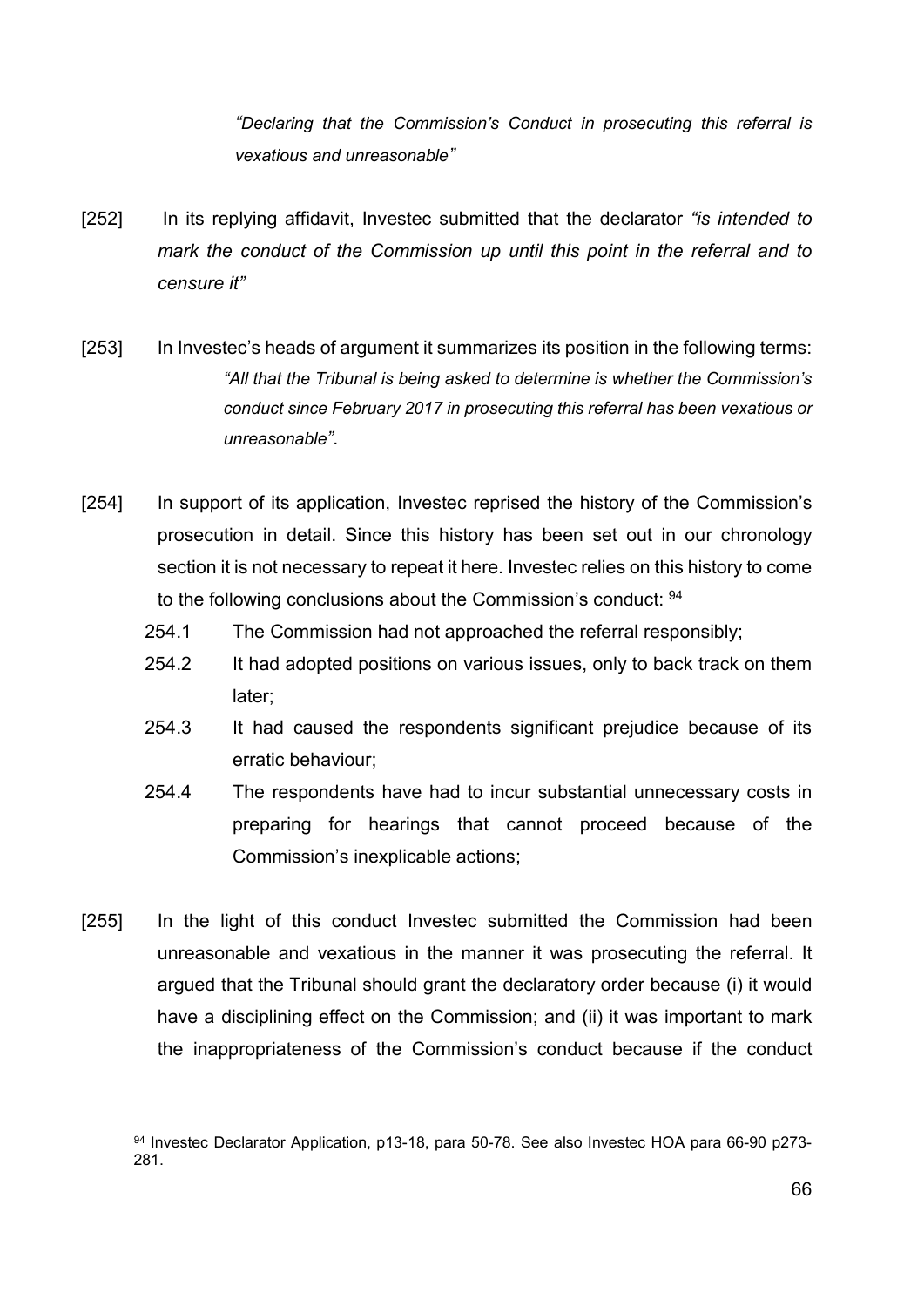*"Declaring that the Commission's Conduct in prosecuting this referral is vexatious and unreasonable"*

[252] In its replying affidavit, Investec submitted that the declarator *"is intended to mark the conduct of the Commission up until this point in the referral and to censure it"*

[253] In Investec's heads of argument it summarizes its position in the following terms:

> *"All that the Tribunal is being asked to determine is whether the Commission's conduct since February 2017 in prosecuting this referral has been vexatious or unreasonable"*.

[254] In support of its application, Investec reprised the history of the Commission's prosecution in detail. Since this history has been set out in our chronology section it is not necessary to repeat it here. Investec relies on this history to come to the following conclusions about the Commission's conduct: [94]

254.1 The Commission had not approached the referral responsibly;

254.2 It had adopted positions on various issues, only to back track on them later;

254.3 It had caused the respondents significant prejudice because of its erratic behaviour;

254.4 The respondents have had to incur substantial unnecessary costs in preparing for hearings that cannot proceed because of the Commission's inexplicable actions;

[255] In the light of this conduct Investec submitted the Commission had been unreasonable and vexatious in the manner it was prosecuting the referral. It argued that the Tribunal should grant the declaratory order because (i) it would have a disciplining effect on the Commission; and (ii) it was important to mark the inappropriateness of the Commission's conduct because if the conduct

---

[94] Investec Declarator Application, p13-18, para 50-78. See also Investec HOA para 66-90 p273-281.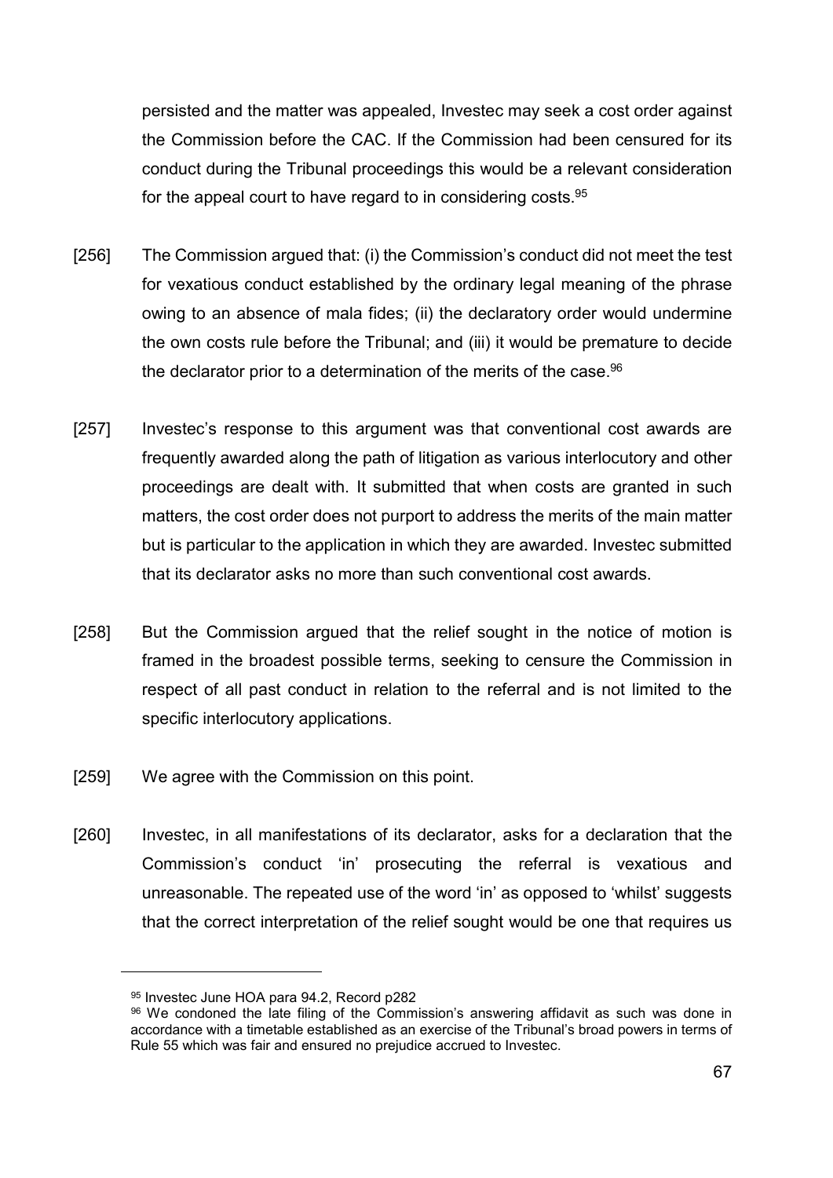persisted and the matter was appealed, Investec may seek a cost order against the Commission before the CAC. If the Commission had been censured for its conduct during the Tribunal proceedings this would be a relevant consideration for the appeal court to have regard to in considering costs.[95]

[256] The Commission argued that: (i) the Commission's conduct did not meet the test for vexatious conduct established by the ordinary legal meaning of the phrase owing to an absence of mala fides; (ii) the declaratory order would undermine the own costs rule before the Tribunal; and (iii) it would be premature to decide the declarator prior to a determination of the merits of the case.[96]

[257] Investec's response to this argument was that conventional cost awards are frequently awarded along the path of litigation as various interlocutory and other proceedings are dealt with. It submitted that when costs are granted in such matters, the cost order does not purport to address the merits of the main matter but is particular to the application in which they are awarded. Investec submitted that its declarator asks no more than such conventional cost awards.

[258] But the Commission argued that the relief sought in the notice of motion is framed in the broadest possible terms, seeking to censure the Commission in respect of all past conduct in relation to the referral and is not limited to the specific interlocutory applications.

[259] We agree with the Commission on this point.

[260] Investec, in all manifestations of its declarator, asks for a declaration that the Commission's conduct 'in' prosecuting the referral is vexatious and unreasonable. The repeated use of the word 'in' as opposed to 'whilst' suggests that the correct interpretation of the relief sought would be one that requires us

---

[95] Investec June HOA para 94.2, Record p282

[96] We condoned the late filing of the Commission's answering affidavit as such was done in accordance with a timetable established as an exercise of the Tribunal's broad powers in terms of Rule 55 which was fair and ensured no prejudice accrued to Investec.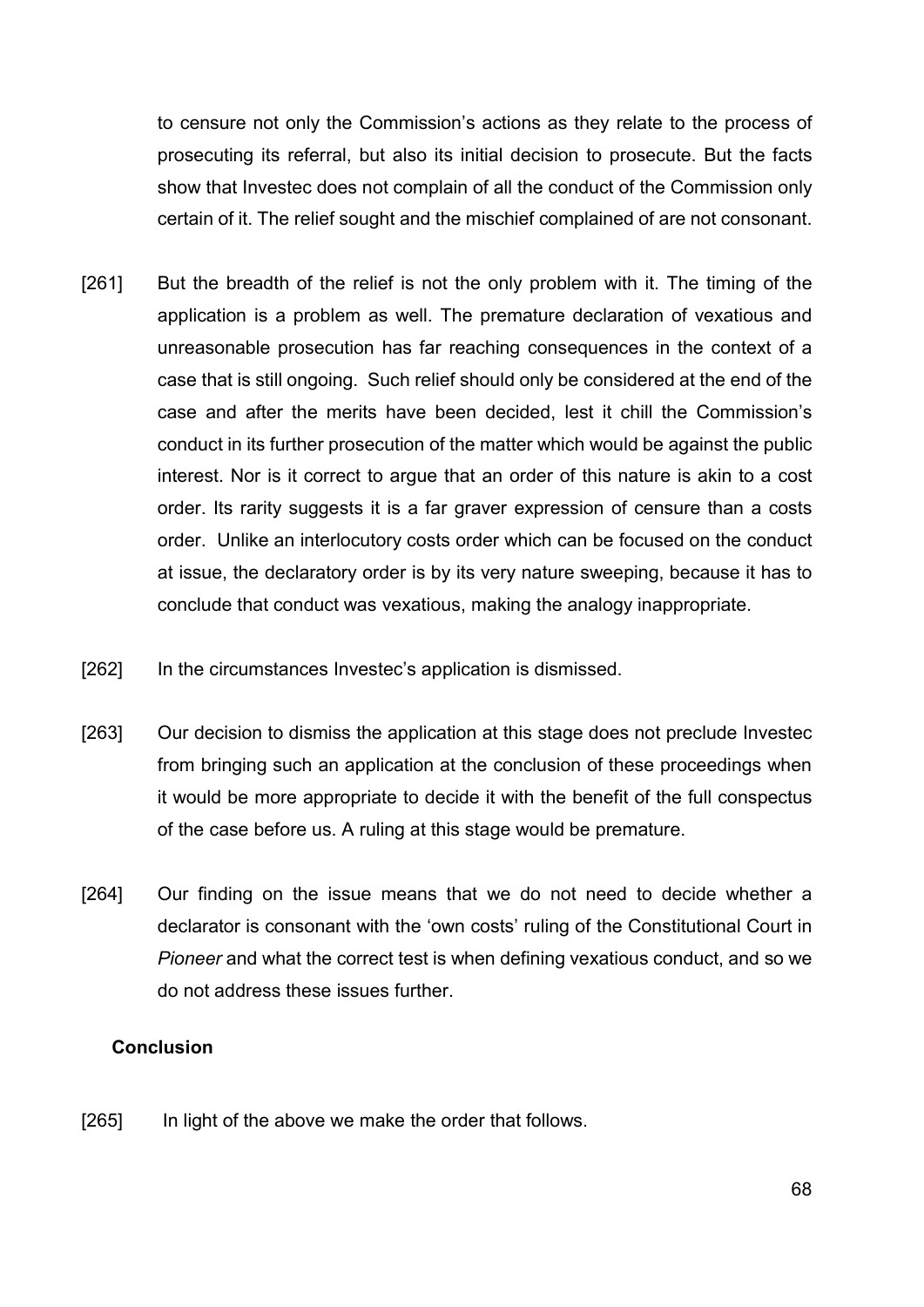to censure not only the Commission's actions as they relate to the process of prosecuting its referral, but also its initial decision to prosecute. But the facts show that Investec does not complain of all the conduct of the Commission only certain of it. The relief sought and the mischief complained of are not consonant.

[261] But the breadth of the relief is not the only problem with it. The timing of the application is a problem as well. The premature declaration of vexatious and unreasonable prosecution has far reaching consequences in the context of a case that is still ongoing. Such relief should only be considered at the end of the case and after the merits have been decided, lest it chill the Commission's conduct in its further prosecution of the matter which would be against the public interest. Nor is it correct to argue that an order of this nature is akin to a cost order. Its rarity suggests it is a far graver expression of censure than a costs order. Unlike an interlocutory costs order which can be focused on the conduct at issue, the declaratory order is by its very nature sweeping, because it has to conclude that conduct was vexatious, making the analogy inappropriate.

[262] In the circumstances Investec's application is dismissed.

[263] Our decision to dismiss the application at this stage does not preclude Investec from bringing such an application at the conclusion of these proceedings when it would be more appropriate to decide it with the benefit of the full conspectus of the case before us. A ruling at this stage would be premature.

[264] Our finding on the issue means that we do not need to decide whether a declarator is consonant with the 'own costs' ruling of the Constitutional Court in *Pioneer* and what the correct test is when defining vexatious conduct, and so we do not address these issues further.

## Conclusion

[265] In light of the above we make the order that follows.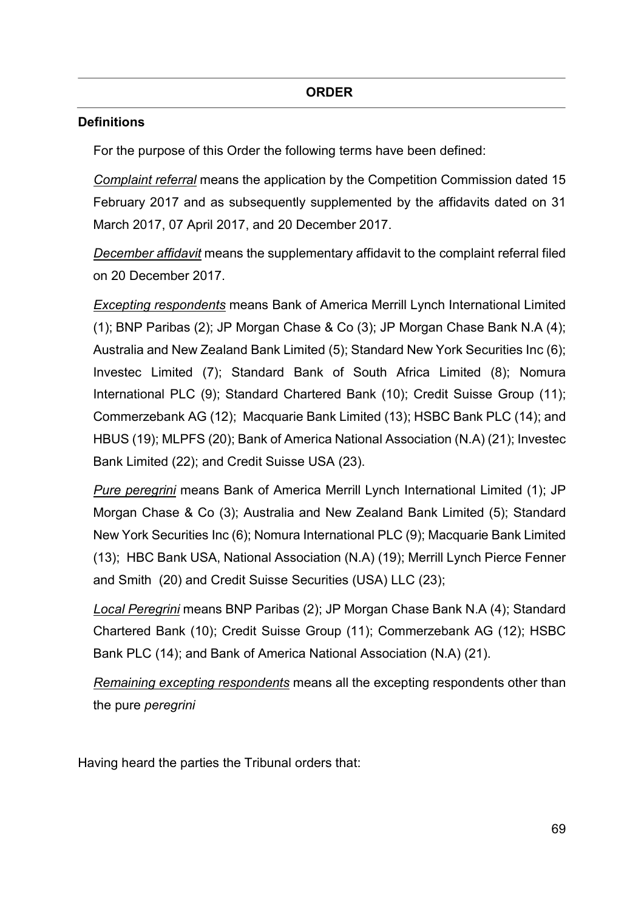## ORDER

**Definitions**

For the purpose of this Order the following terms have been defined:

*Complaint referral* means the application by the Competition Commission dated 15 February 2017 and as subsequently supplemented by the affidavits dated on 31 March 2017, 07 April 2017, and 20 December 2017.

*December affidavit* means the supplementary affidavit to the complaint referral filed on 20 December 2017.

*Excepting respondents* means Bank of America Merrill Lynch International Limited (1); BNP Paribas (2); JP Morgan Chase & Co (3); JP Morgan Chase Bank N.A (4); Australia and New Zealand Bank Limited (5); Standard New York Securities Inc (6); Investec Limited (7); Standard Bank of South Africa Limited (8); Nomura International PLC (9); Standard Chartered Bank (10); Credit Suisse Group (11); Commerzebank AG (12); Macquarie Bank Limited (13); HSBC Bank PLC (14); and HBUS (19); MLPFS (20); Bank of America National Association (N.A) (21); Investec Bank Limited (22); and Credit Suisse USA (23).

*Pure peregrini* means Bank of America Merrill Lynch International Limited (1); JP Morgan Chase & Co (3); Australia and New Zealand Bank Limited (5); Standard New York Securities Inc (6); Nomura International PLC (9); Macquarie Bank Limited (13); HBC Bank USA, National Association (N.A) (19); Merrill Lynch Pierce Fenner and Smith (20) and Credit Suisse Securities (USA) LLC (23);

*Local Peregrini* means BNP Paribas (2); JP Morgan Chase Bank N.A (4); Standard Chartered Bank (10); Credit Suisse Group (11); Commerzebank AG (12); HSBC Bank PLC (14); and Bank of America National Association (N.A) (21).

*Remaining excepting respondents* means all the excepting respondents other than the pure *peregrini*

Having heard the parties the Tribunal orders that: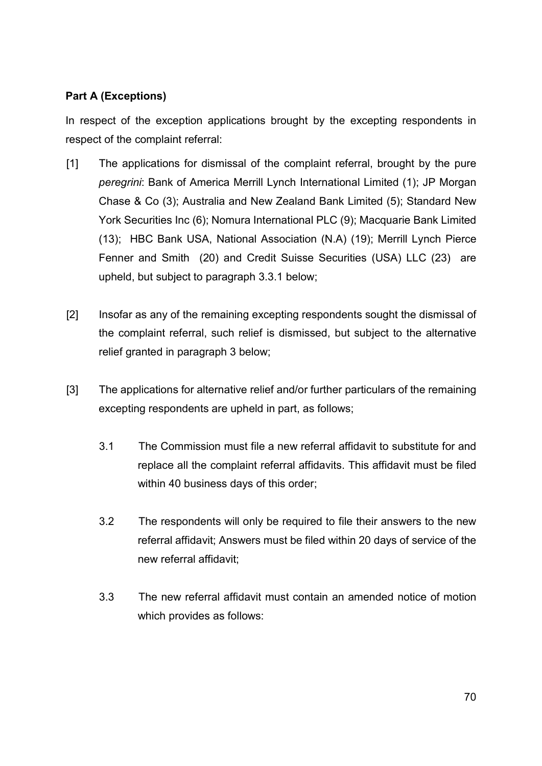**Part A (Exceptions)**

In respect of the exception applications brought by the excepting respondents in respect of the complaint referral:

[1] The applications for dismissal of the complaint referral, brought by the pure *peregrini*: Bank of America Merrill Lynch International Limited (1); JP Morgan Chase & Co (3); Australia and New Zealand Bank Limited (5); Standard New York Securities Inc (6); Nomura International PLC (9); Macquarie Bank Limited (13); HBC Bank USA, National Association (N.A) (19); Merrill Lynch Pierce Fenner and Smith (20) and Credit Suisse Securities (USA) LLC (23) are upheld, but subject to paragraph 3.3.1 below;

[2] Insofar as any of the remaining excepting respondents sought the dismissal of the complaint referral, such relief is dismissed, but subject to the alternative relief granted in paragraph 3 below;

[3] The applications for alternative relief and/or further particulars of the remaining excepting respondents are upheld in part, as follows;

3.1 The Commission must file a new referral affidavit to substitute for and replace all the complaint referral affidavits. This affidavit must be filed within 40 business days of this order;

3.2 The respondents will only be required to file their answers to the new referral affidavit; Answers must be filed within 20 days of service of the new referral affidavit;

3.3 The new referral affidavit must contain an amended notice of motion which provides as follows: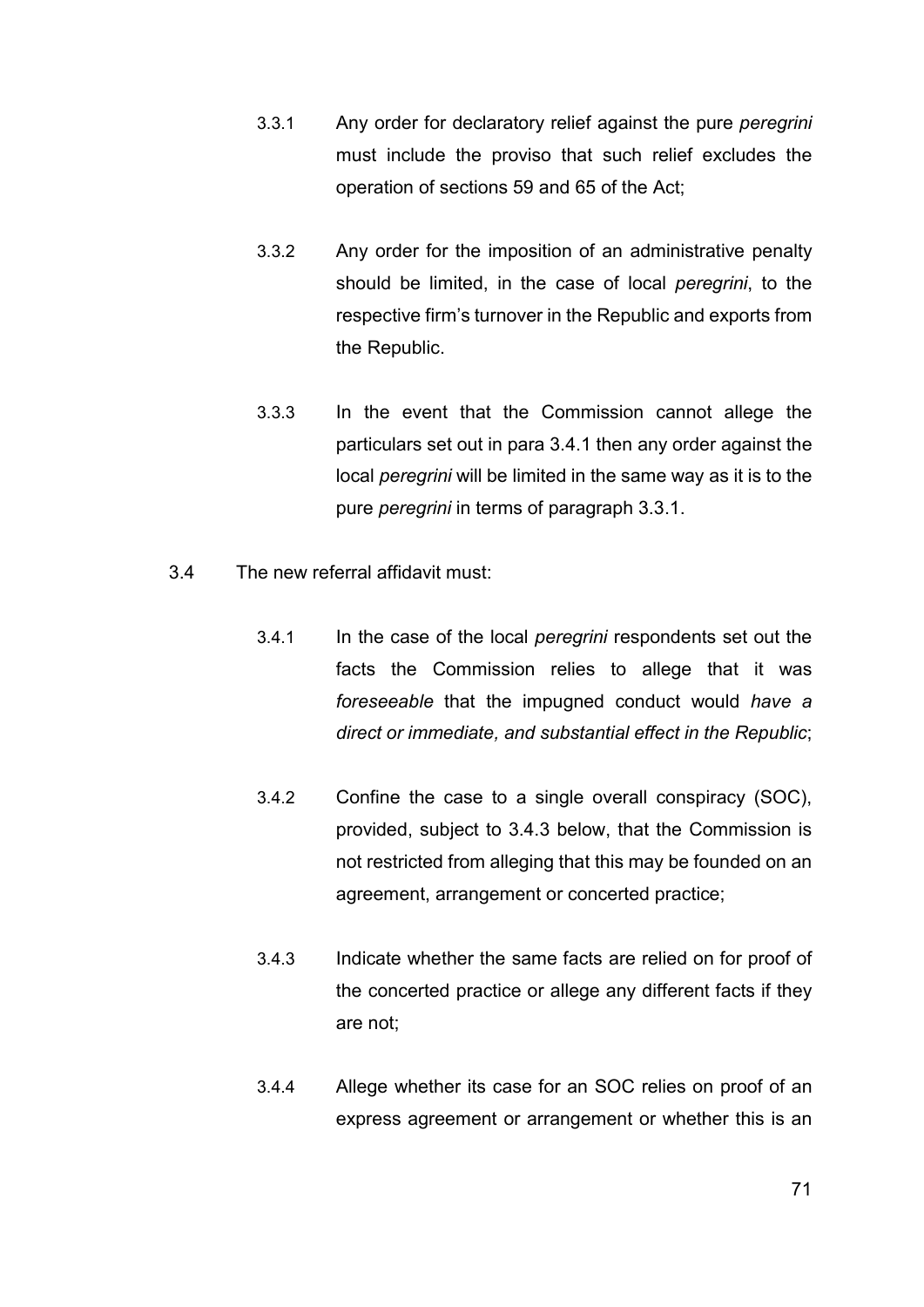3.3.1 Any order for declaratory relief against the pure *peregrini* must include the proviso that such relief excludes the operation of sections 59 and 65 of the Act;

3.3.2 Any order for the imposition of an administrative penalty should be limited, in the case of local *peregrini*, to the respective firm's turnover in the Republic and exports from the Republic.

3.3.3 In the event that the Commission cannot allege the particulars set out in para 3.4.1 then any order against the local *peregrini* will be limited in the same way as it is to the pure *peregrini* in terms of paragraph 3.3.1.

3.4 The new referral affidavit must:

3.4.1 In the case of the local *peregrini* respondents set out the facts the Commission relies to allege that it was *foreseeable* that the impugned conduct would *have a direct or immediate, and substantial effect in the Republic*;

3.4.2 Confine the case to a single overall conspiracy (SOC), provided, subject to 3.4.3 below, that the Commission is not restricted from alleging that this may be founded on an agreement, arrangement or concerted practice;

3.4.3 Indicate whether the same facts are relied on for proof of the concerted practice or allege any different facts if they are not;

3.4.4 Allege whether its case for an SOC relies on proof of an express agreement or arrangement or whether this is an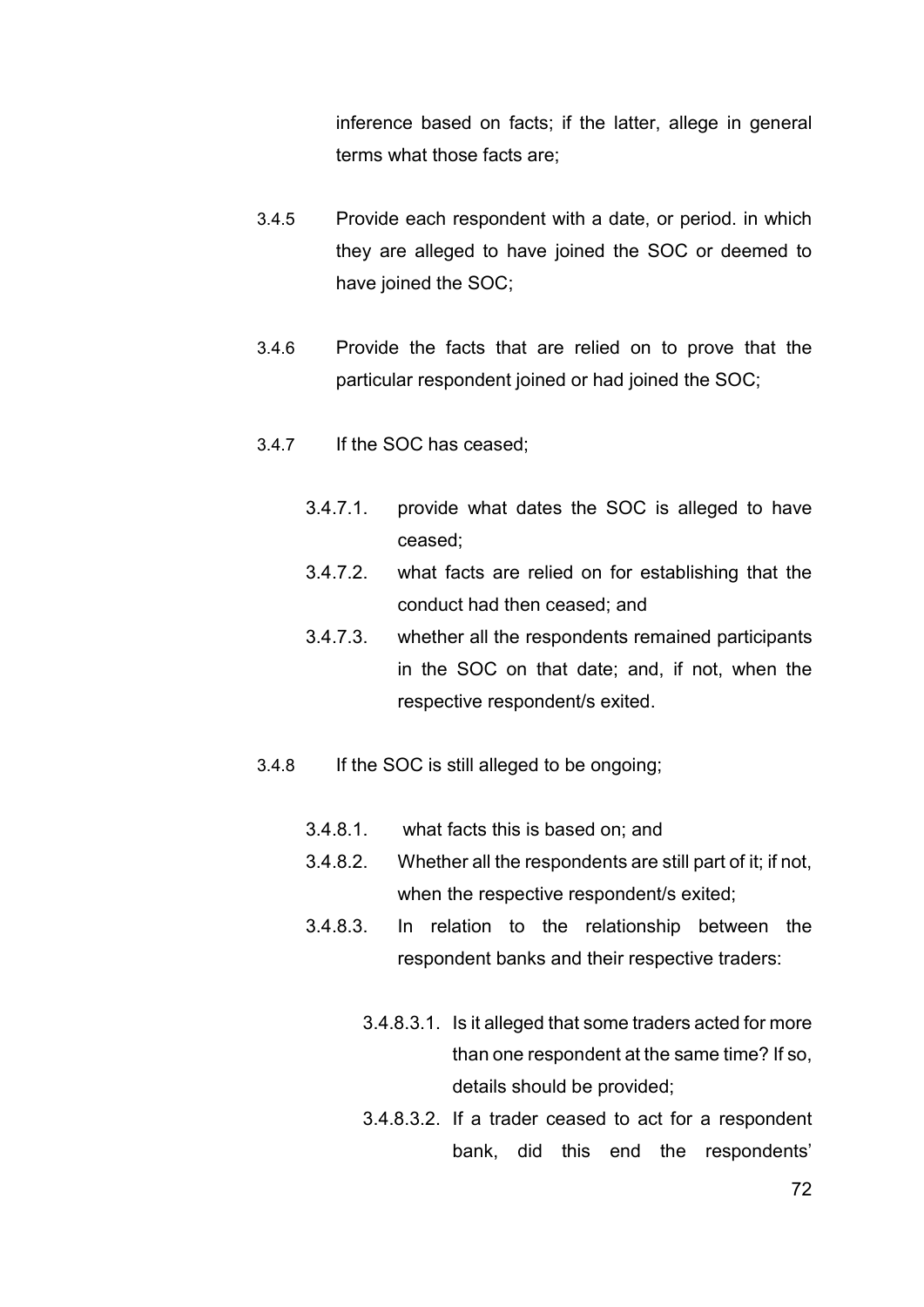inference based on facts; if the latter, allege in general terms what those facts are;

3.4.5 Provide each respondent with a date, or period. in which they are alleged to have joined the SOC or deemed to have joined the SOC;

3.4.6 Provide the facts that are relied on to prove that the particular respondent joined or had joined the SOC;

3.4.7 If the SOC has ceased;

- 3.4.7.1. provide what dates the SOC is alleged to have ceased;
- 3.4.7.2. what facts are relied on for establishing that the conduct had then ceased; and
- 3.4.7.3. whether all the respondents remained participants in the SOC on that date; and, if not, when the respective respondent/s exited.

3.4.8 If the SOC is still alleged to be ongoing;

- 3.4.8.1. what facts this is based on; and
- 3.4.8.2. Whether all the respondents are still part of it; if not, when the respective respondent/s exited;
- 3.4.8.3. In relation to the relationship between the respondent banks and their respective traders:
    - 3.4.8.3.1. Is it alleged that some traders acted for more than one respondent at the same time? If so, details should be provided;
    - 3.4.8.3.2. If a trader ceased to act for a respondent bank, did this end the respondents'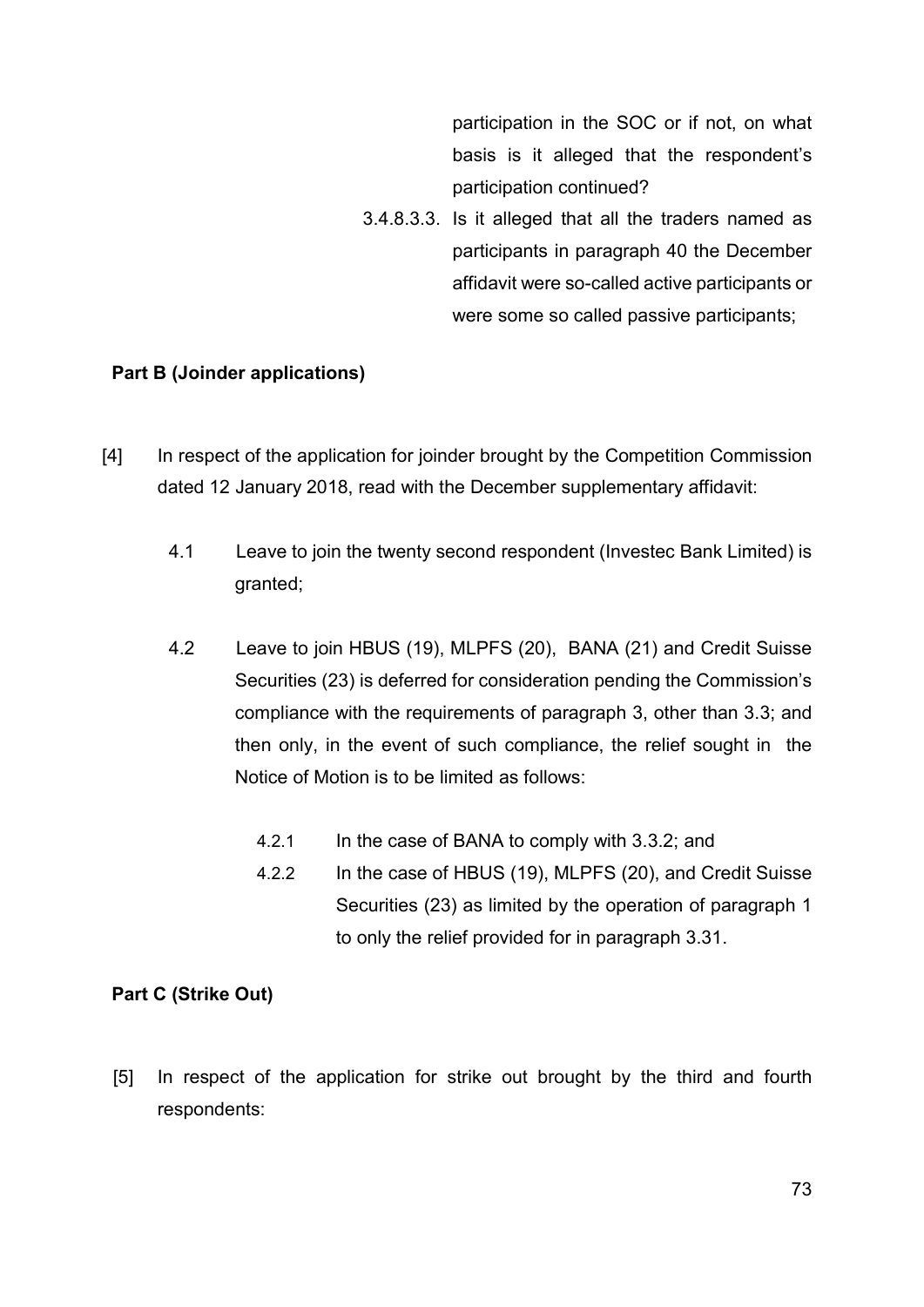participation in the SOC or if not, on what basis is it alleged that the respondent's participation continued?

3.4.8.3.3. Is it alleged that all the traders named as participants in paragraph 40 the December affidavit were so-called active participants or were some so called passive participants;

**Part B (Joinder applications)**

[4] In respect of the application for joinder brought by the Competition Commission dated 12 January 2018, read with the December supplementary affidavit:

4.1 Leave to join the twenty second respondent (Investec Bank Limited) is granted;

4.2 Leave to join HBUS (19), MLPFS (20), BANA (21) and Credit Suisse Securities (23) is deferred for consideration pending the Commission's compliance with the requirements of paragraph 3, other than 3.3; and then only, in the event of such compliance, the relief sought in the Notice of Motion is to be limited as follows:

4.2.1 In the case of BANA to comply with 3.3.2; and

4.2.2 In the case of HBUS (19), MLPFS (20), and Credit Suisse Securities (23) as limited by the operation of paragraph 1 to only the relief provided for in paragraph 3.31.

**Part C (Strike Out)**

[5] In respect of the application for strike out brought by the third and fourth respondents: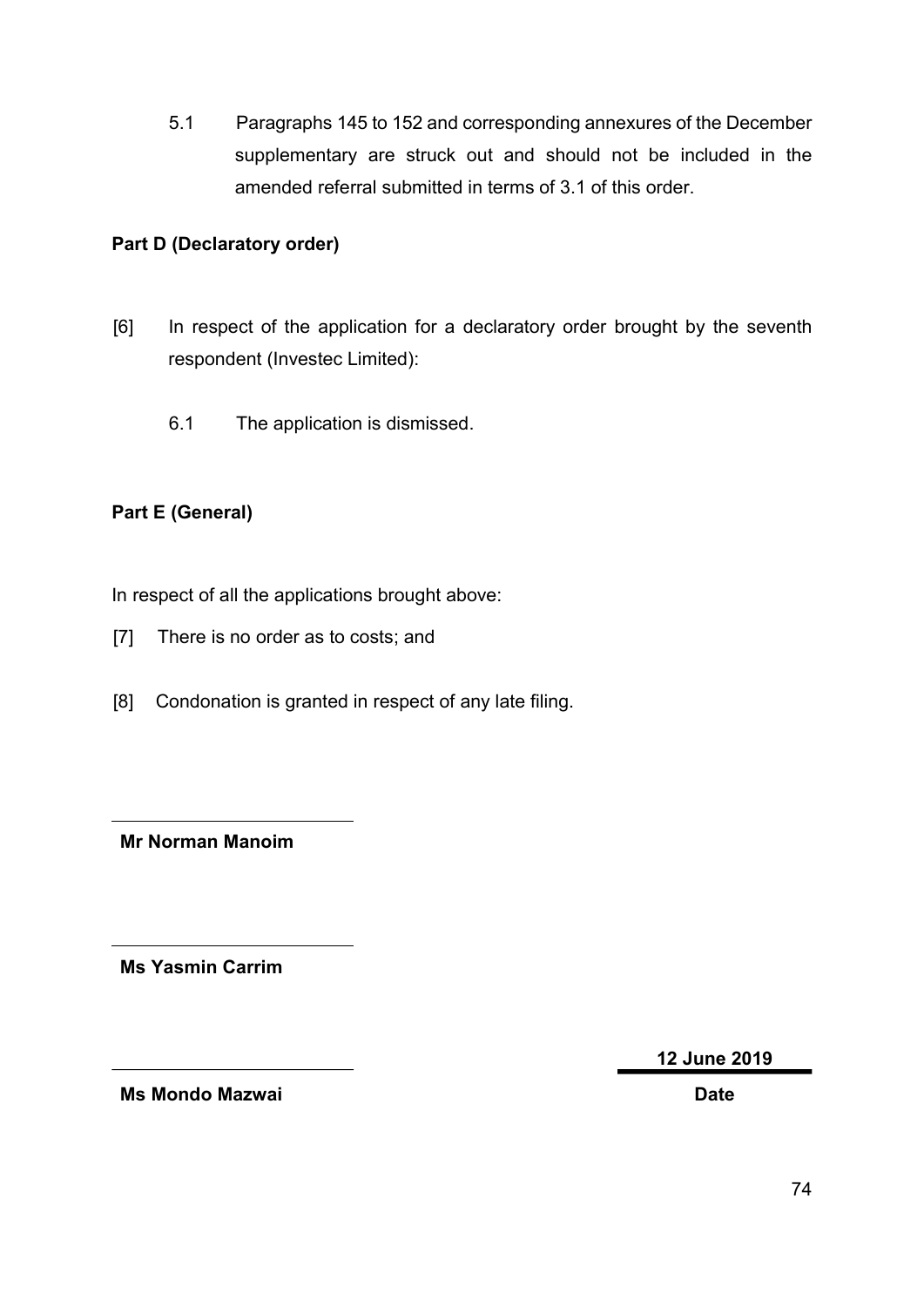5.1 Paragraphs 145 to 152 and corresponding annexures of the December supplementary are struck out and should not be included in the amended referral submitted in terms of 3.1 of this order.

**Part D (Declaratory order)**

[6] In respect of the application for a declaratory order brought by the seventh respondent (Investec Limited):

6.1 The application is dismissed.

**Part E (General)**

In respect of all the applications brought above:

[7] There is no order as to costs; and

[8] Condonation is granted in respect of any late filing.

---

**Mr Norman Manoim**

---

**Ms Yasmin Carrim**

---

**Ms Mondo Mazwai**

**12 June 2019**

**Date**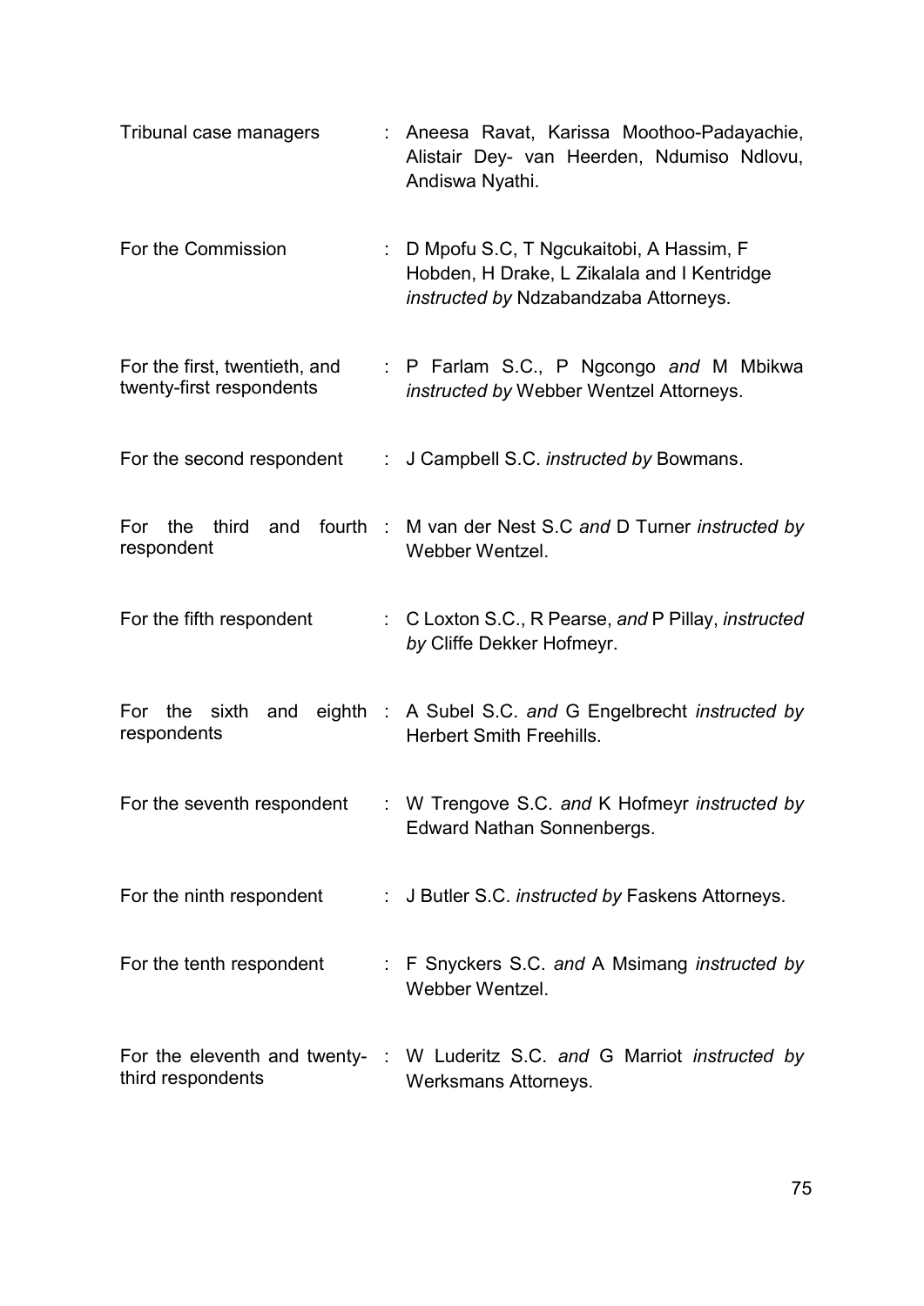| | | |
|---|---|---|
| Tribunal case managers | : | Aneesa Ravat, Karissa Moothoo-Padayachie, Alistair Dey- van Heerden, Ndumiso Ndlovu, Andiswa Nyathi. |
| For the Commission | : | D Mpofu S.C, T Ngcukaitobi, A Hassim, F Hobden, H Drake, L Zikalala and I Kentridge *instructed by* Ndzabandzaba Attorneys. |
| For the first, twentieth, and twenty-first respondents | : | P Farlam S.C., P Ngcongo *and* M Mbikwa *instructed by* Webber Wentzel Attorneys. |
| For the second respondent | : | J Campbell S.C. *instructed by* Bowmans. |
| For the third and fourth respondent | : | M van der Nest S.C *and* D Turner *instructed by* Webber Wentzel. |
| For the fifth respondent | : | C Loxton S.C., R Pearse, *and* P Pillay, *instructed by* Cliffe Dekker Hofmeyr. |
| For the sixth and eighth respondents | : | A Subel S.C. *and* G Engelbrecht *instructed by* Herbert Smith Freehills. |
| For the seventh respondent | : | W Trengove S.C. *and* K Hofmeyr *instructed by* Edward Nathan Sonnenbergs. |
| For the ninth respondent | : | J Butler S.C. *instructed by* Faskens Attorneys. |
| For the tenth respondent | : | F Snyckers S.C. *and* A Msimang *instructed by* Webber Wentzel. |
| For the eleventh and twenty-third respondents | : | W Luderitz S.C. *and* G Marriot *instructed by* Werksmans Attorneys. |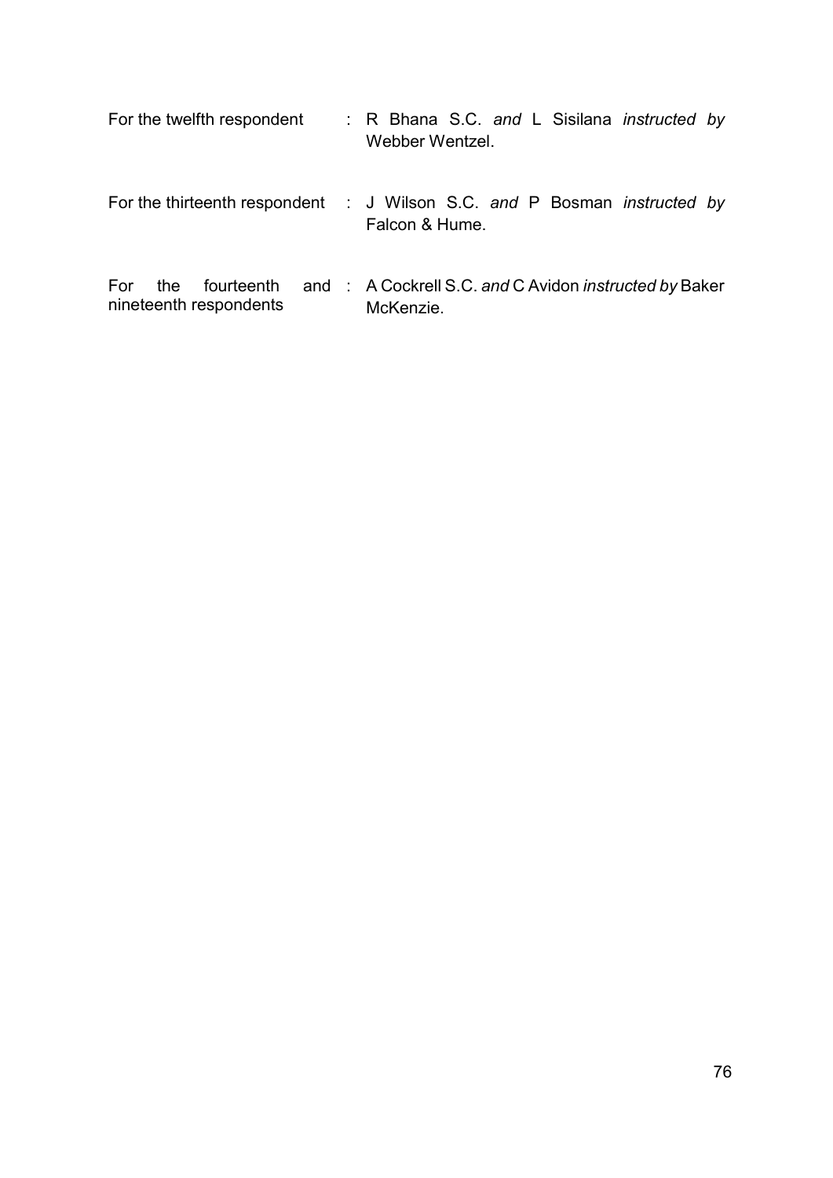| | | |
|---|---|---|
| For the twelfth respondent | : | R Bhana S.C. *and* L Sisilana *instructed by* Webber Wentzel. |
| For the thirteenth respondent | : | J Wilson S.C. *and* P Bosman *instructed by* Falcon & Hume. |
| For the fourteenth and nineteenth respondents | : | A Cockrell S.C. *and* C Avidon *instructed by* Baker McKenzie. |